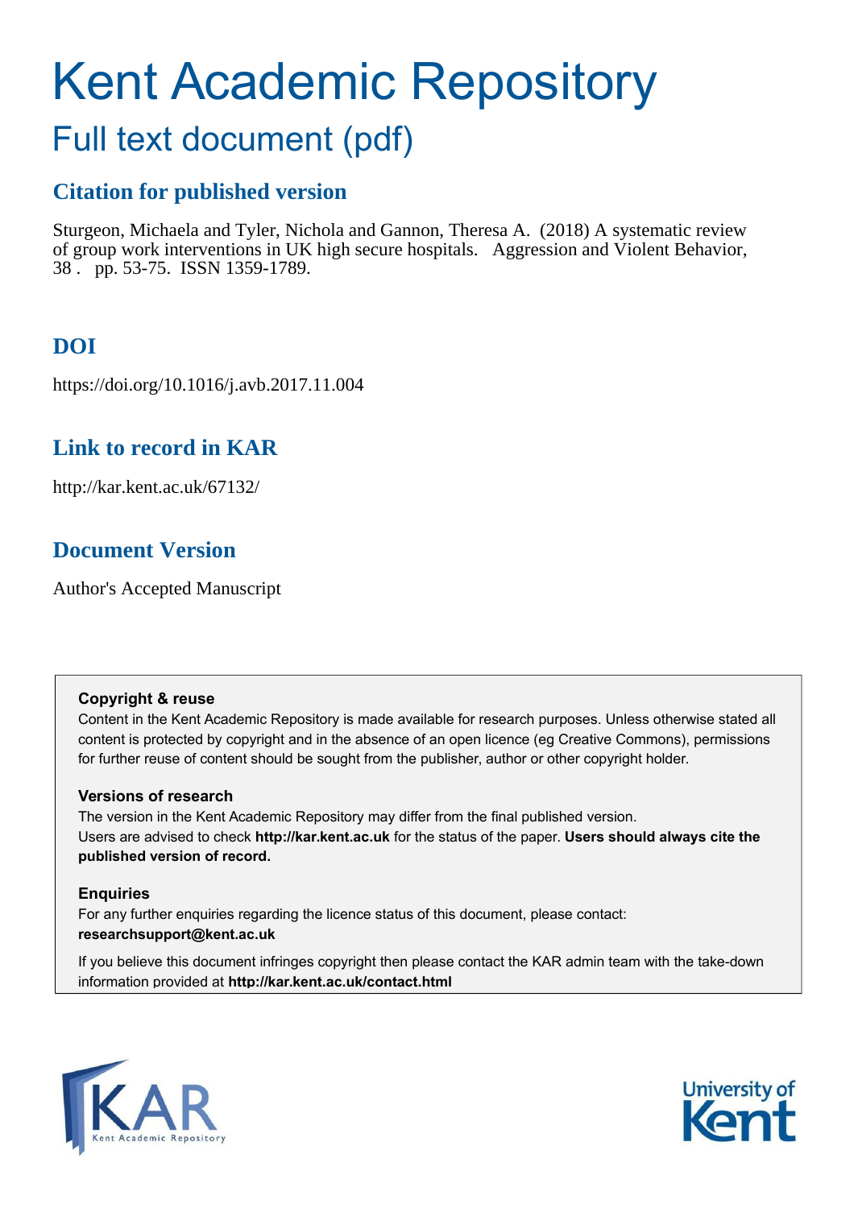# Kent Academic Repository

## Full text document (pdf)

### Citation for published version

Sturgeon, Michaela and Tyler, Nichola and Gannon, Theresa A. (2018) A systematic review of group work interventions in UK high secure hospitals. Aggression and Violent Behavior, 38 . pp. 53-75. ISSN 1359-1789.

### DOI

https://doi.org/10.1016/j.avb.2017.11.004

### Link to record in KAR

http://kar.kent.ac.uk/67132/

### Document Version

Author's Accepted Manuscript

**Copyright & reuse**

Content in the Kent Academic Repository is made available for research purposes. Unless otherwise stated all content is protected by copyright and in the absence of an open licence (eg Creative Commons), permissions for further reuse of content should be sought from the publisher, author or other copyright holder.

**Versions of research**

The version in the Kent Academic Repository may differ from the final published version. Users are advised to check **http://kar.kent.ac.uk** for the status of the paper. **Users should always cite the published version of record.**

**Enquiries**

For any further enquiries regarding the licence status of this document, please contact: **researchsupport@kent.ac.uk**

If you believe this document infringes copyright then please contact the KAR admin team with the take-down information provided at **http://kar.kent.ac.uk/contact.html**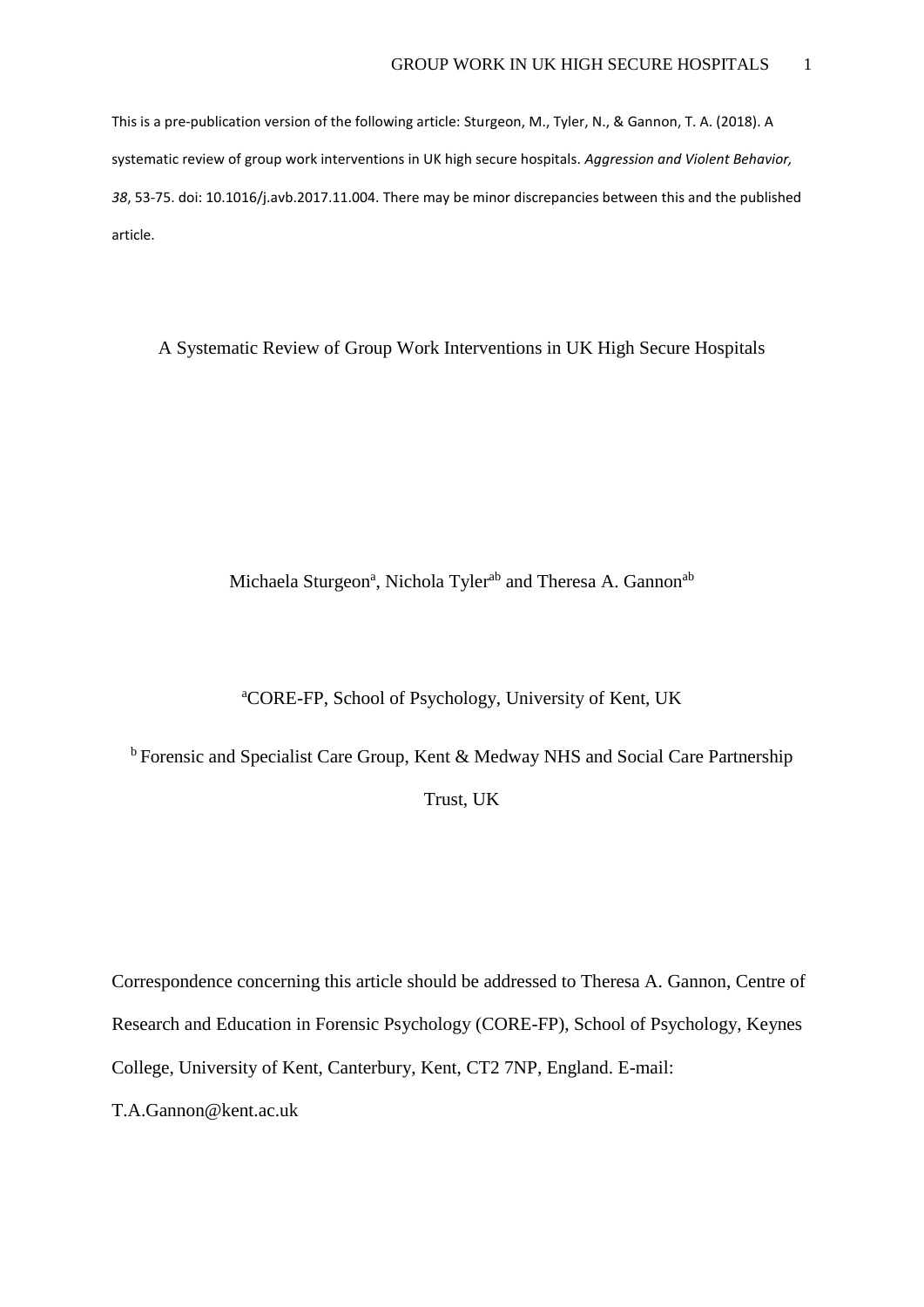This is a pre-publication version of the following article: Sturgeon, M., Tyler, N., & Gannon, T. A. (2018). A systematic review of group work interventions in UK high secure hospitals. *Aggression and Violent Behavior, 38*, 53-75. doi: 10.1016/j.avb.2017.11.004. There may be minor discrepancies between this and the published article.

# A Systematic Review of Group Work Interventions in UK High Secure Hospitals

Michaela Sturgeon[a], Nichola Tyler[ab] and Theresa A. Gannon[ab]

[a]CORE-FP, School of Psychology, University of Kent, UK

[b] Forensic and Specialist Care Group, Kent & Medway NHS and Social Care Partnership Trust, UK

Correspondence concerning this article should be addressed to Theresa A. Gannon, Centre of Research and Education in Forensic Psychology (CORE-FP), School of Psychology, Keynes College, University of Kent, Canterbury, Kent, CT2 7NP, England. E-mail: T.A.Gannon@kent.ac.uk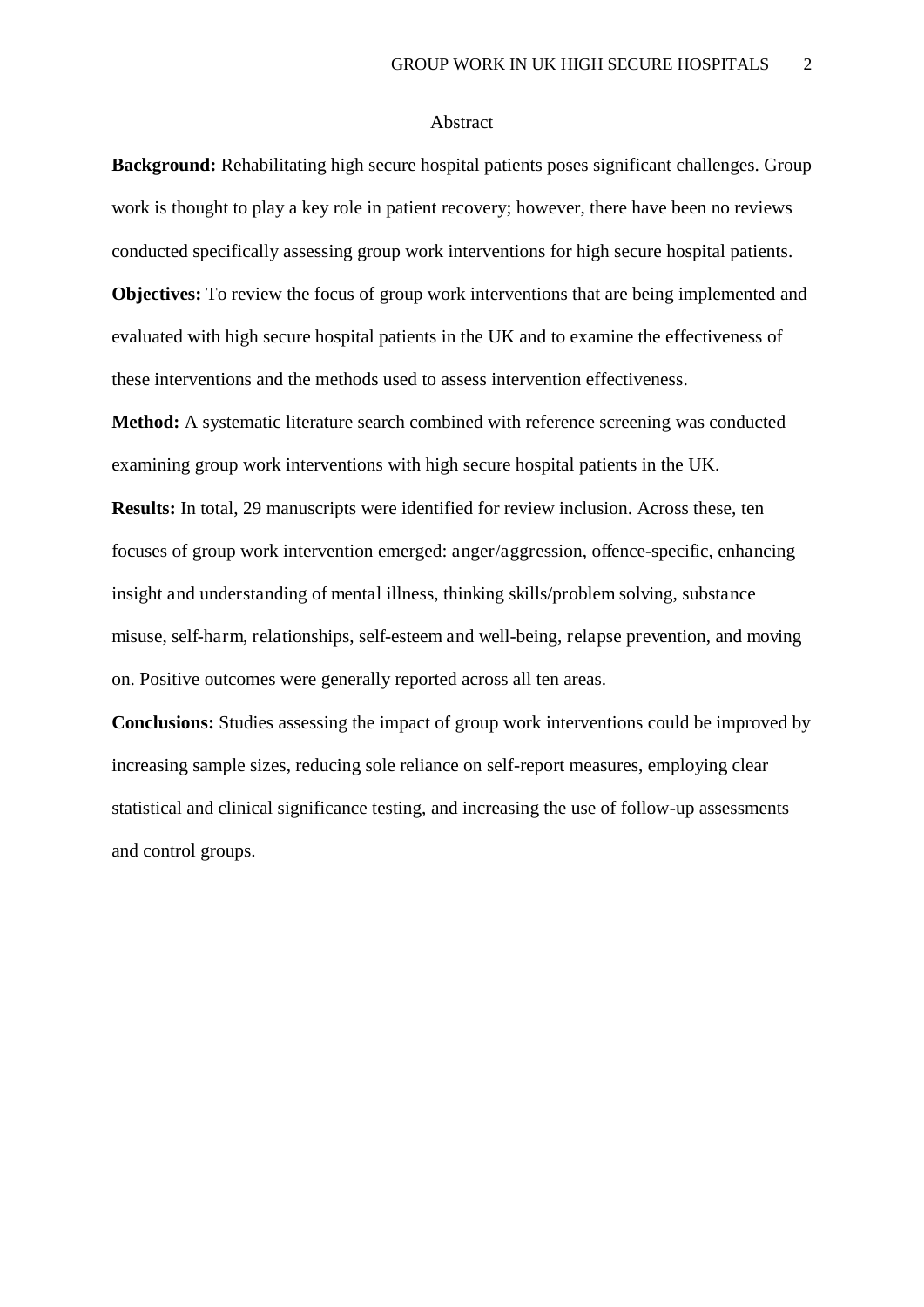# Abstract

**Background:** Rehabilitating high secure hospital patients poses significant challenges. Group work is thought to play a key role in patient recovery; however, there have been no reviews conducted specifically assessing group work interventions for high secure hospital patients.

**Objectives:** To review the focus of group work interventions that are being implemented and evaluated with high secure hospital patients in the UK and to examine the effectiveness of these interventions and the methods used to assess intervention effectiveness.

**Method:** A systematic literature search combined with reference screening was conducted examining group work interventions with high secure hospital patients in the UK.

**Results:** In total, 29 manuscripts were identified for review inclusion. Across these, ten focuses of group work intervention emerged: anger/aggression, offence-specific, enhancing insight and understanding of mental illness, thinking skills/problem solving, substance misuse, self-harm, relationships, self-esteem and well-being, relapse prevention, and moving on. Positive outcomes were generally reported across all ten areas.

**Conclusions:** Studies assessing the impact of group work interventions could be improved by increasing sample sizes, reducing sole reliance on self-report measures, employing clear statistical and clinical significance testing, and increasing the use of follow-up assessments and control groups.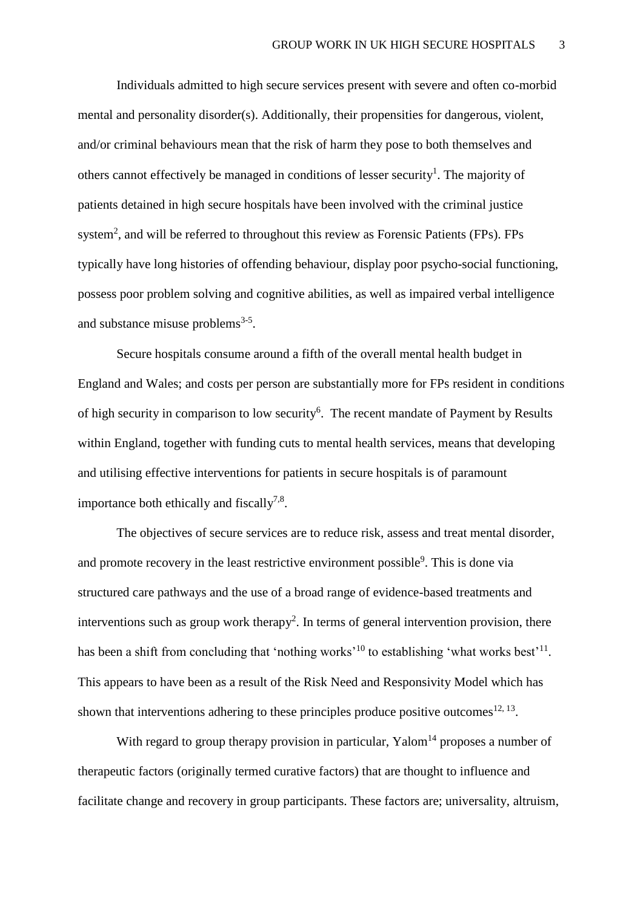Individuals admitted to high secure services present with severe and often co-morbid mental and personality disorder(s). Additionally, their propensities for dangerous, violent, and/or criminal behaviours mean that the risk of harm they pose to both themselves and others cannot effectively be managed in conditions of lesser security[1]. The majority of patients detained in high secure hospitals have been involved with the criminal justice system[2], and will be referred to throughout this review as Forensic Patients (FPs). FPs typically have long histories of offending behaviour, display poor psycho-social functioning, possess poor problem solving and cognitive abilities, as well as impaired verbal intelligence and substance misuse problems[3-5].

Secure hospitals consume around a fifth of the overall mental health budget in England and Wales; and costs per person are substantially more for FPs resident in conditions of high security in comparison to low security[6]. The recent mandate of Payment by Results within England, together with funding cuts to mental health services, means that developing and utilising effective interventions for patients in secure hospitals is of paramount importance both ethically and fiscally[7,8].

The objectives of secure services are to reduce risk, assess and treat mental disorder, and promote recovery in the least restrictive environment possible[9]. This is done via structured care pathways and the use of a broad range of evidence-based treatments and interventions such as group work therapy[2]. In terms of general intervention provision, there has been a shift from concluding that 'nothing works'[10] to establishing 'what works best'[11]. This appears to have been as a result of the Risk Need and Responsivity Model which has shown that interventions adhering to these principles produce positive outcomes[12, 13].

With regard to group therapy provision in particular, Yalom[14] proposes a number of therapeutic factors (originally termed curative factors) that are thought to influence and facilitate change and recovery in group participants. These factors are; universality, altruism,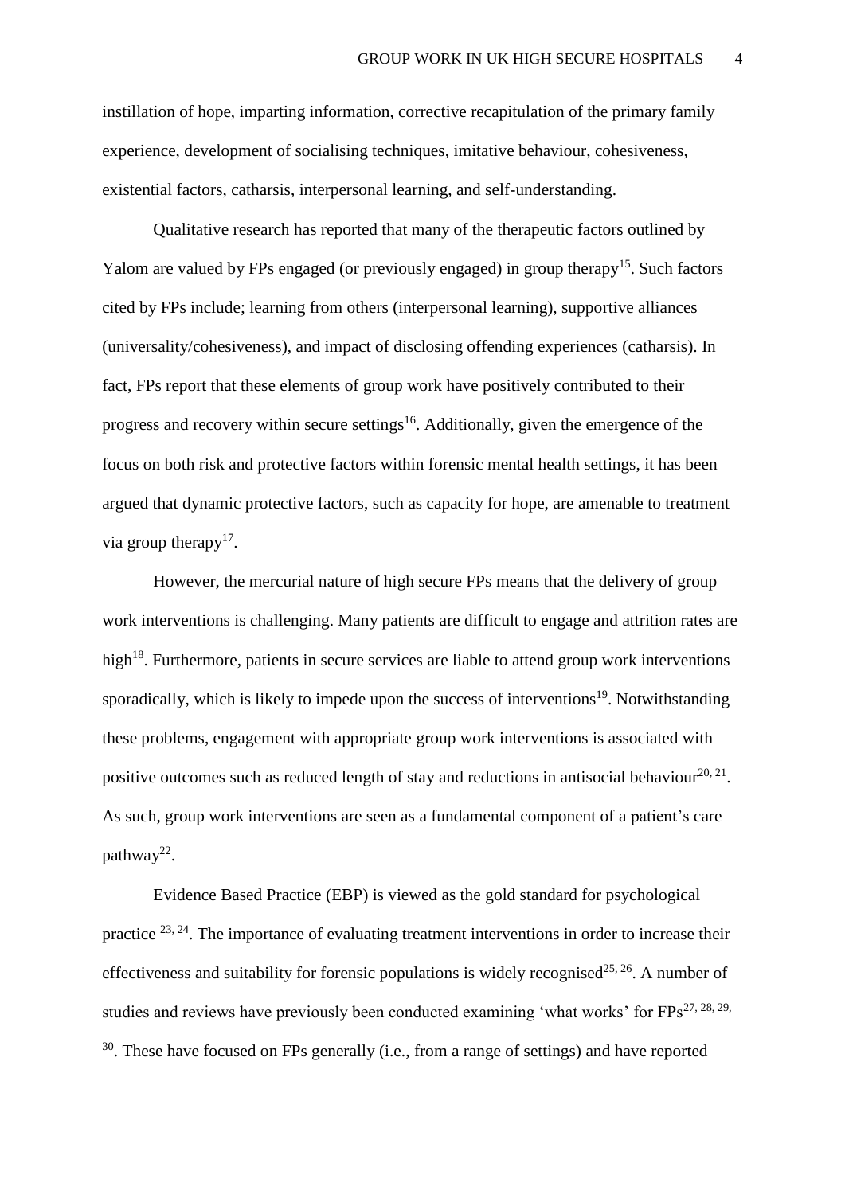instillation of hope, imparting information, corrective recapitulation of the primary family experience, development of socialising techniques, imitative behaviour, cohesiveness, existential factors, catharsis, interpersonal learning, and self-understanding.

Qualitative research has reported that many of the therapeutic factors outlined by Yalom are valued by FPs engaged (or previously engaged) in group therapy[15]. Such factors cited by FPs include; learning from others (interpersonal learning), supportive alliances (universality/cohesiveness), and impact of disclosing offending experiences (catharsis). In fact, FPs report that these elements of group work have positively contributed to their progress and recovery within secure settings[16]. Additionally, given the emergence of the focus on both risk and protective factors within forensic mental health settings, it has been argued that dynamic protective factors, such as capacity for hope, are amenable to treatment via group therapy[17].

However, the mercurial nature of high secure FPs means that the delivery of group work interventions is challenging. Many patients are difficult to engage and attrition rates are high[18]. Furthermore, patients in secure services are liable to attend group work interventions sporadically, which is likely to impede upon the success of interventions[19]. Notwithstanding these problems, engagement with appropriate group work interventions is associated with positive outcomes such as reduced length of stay and reductions in antisocial behaviour[20, 21]. As such, group work interventions are seen as a fundamental component of a patient's care pathway[22].

Evidence Based Practice (EBP) is viewed as the gold standard for psychological practice [23, 24]. The importance of evaluating treatment interventions in order to increase their effectiveness and suitability for forensic populations is widely recognised[25, 26]. A number of studies and reviews have previously been conducted examining 'what works' for FPs[27, 28, 29, 30]. These have focused on FPs generally (i.e., from a range of settings) and have reported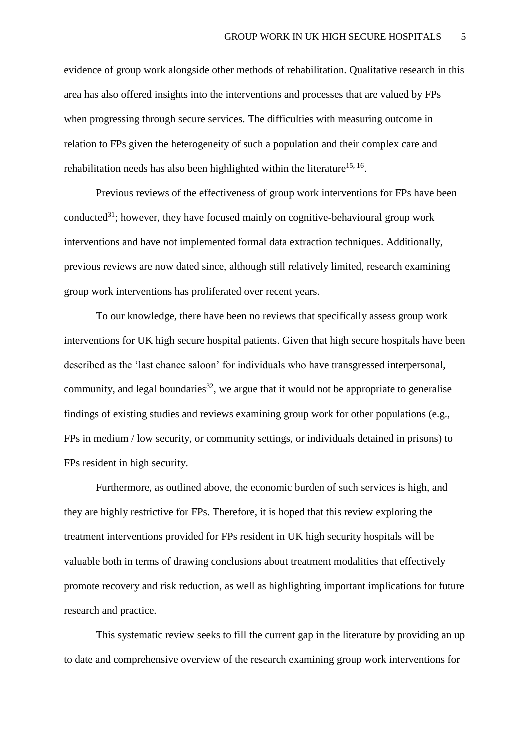evidence of group work alongside other methods of rehabilitation. Qualitative research in this area has also offered insights into the interventions and processes that are valued by FPs when progressing through secure services. The difficulties with measuring outcome in relation to FPs given the heterogeneity of such a population and their complex care and rehabilitation needs has also been highlighted within the literature[15, 16].

Previous reviews of the effectiveness of group work interventions for FPs have been conducted[31]; however, they have focused mainly on cognitive-behavioural group work interventions and have not implemented formal data extraction techniques. Additionally, previous reviews are now dated since, although still relatively limited, research examining group work interventions has proliferated over recent years.

To our knowledge, there have been no reviews that specifically assess group work interventions for UK high secure hospital patients. Given that high secure hospitals have been described as the 'last chance saloon' for individuals who have transgressed interpersonal, community, and legal boundaries[32], we argue that it would not be appropriate to generalise findings of existing studies and reviews examining group work for other populations (e.g., FPs in medium / low security, or community settings, or individuals detained in prisons) to FPs resident in high security.

Furthermore, as outlined above, the economic burden of such services is high, and they are highly restrictive for FPs. Therefore, it is hoped that this review exploring the treatment interventions provided for FPs resident in UK high security hospitals will be valuable both in terms of drawing conclusions about treatment modalities that effectively promote recovery and risk reduction, as well as highlighting important implications for future research and practice.

This systematic review seeks to fill the current gap in the literature by providing an up to date and comprehensive overview of the research examining group work interventions for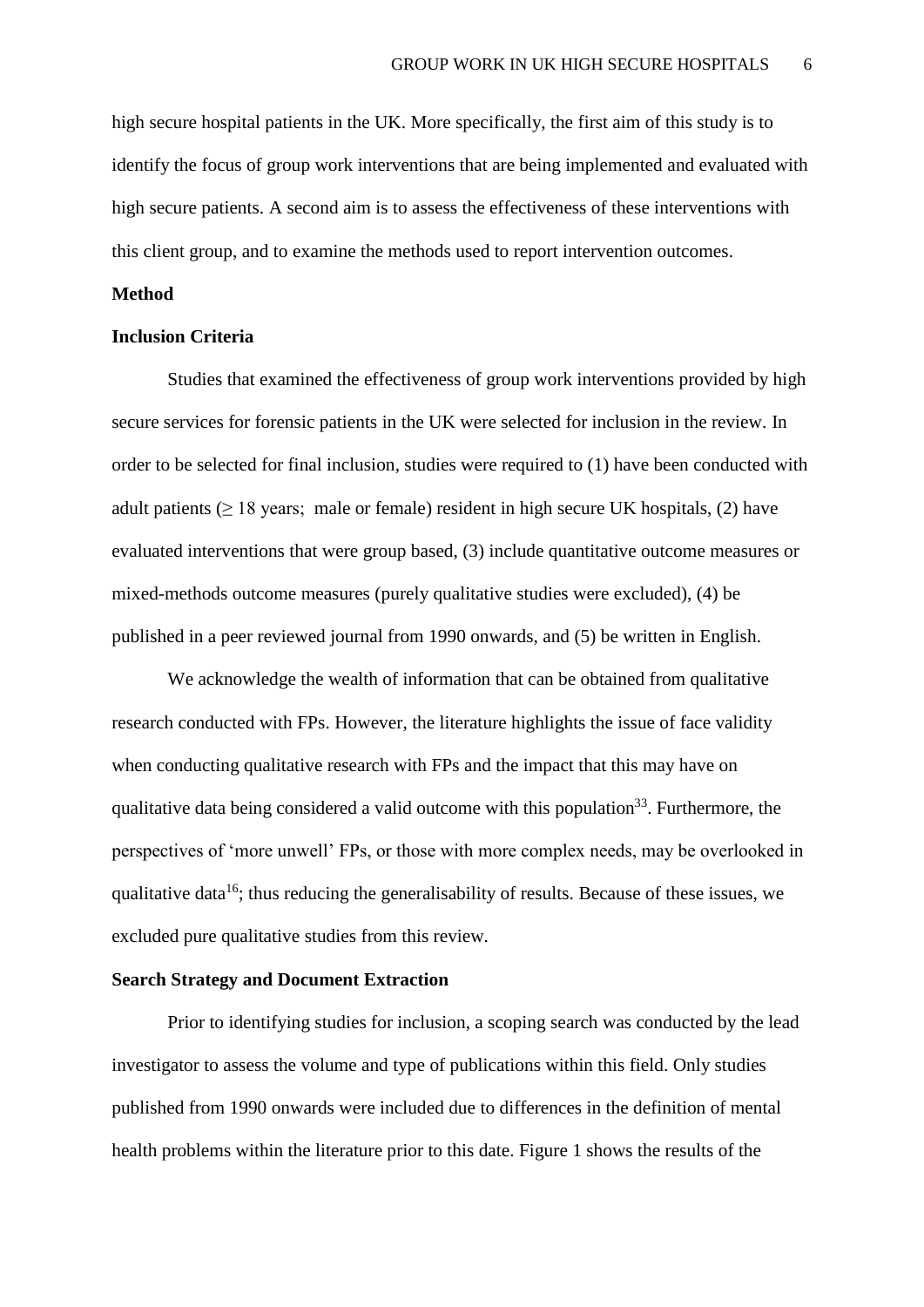high secure hospital patients in the UK. More specifically, the first aim of this study is to identify the focus of group work interventions that are being implemented and evaluated with high secure patients. A second aim is to assess the effectiveness of these interventions with this client group, and to examine the methods used to report intervention outcomes.

## Method

### Inclusion Criteria

Studies that examined the effectiveness of group work interventions provided by high secure services for forensic patients in the UK were selected for inclusion in the review. In order to be selected for final inclusion, studies were required to (1) have been conducted with adult patients ($\geq$ 18 years; male or female) resident in high secure UK hospitals, (2) have evaluated interventions that were group based, (3) include quantitative outcome measures or mixed-methods outcome measures (purely qualitative studies were excluded), (4) be published in a peer reviewed journal from 1990 onwards, and (5) be written in English.

We acknowledge the wealth of information that can be obtained from qualitative research conducted with FPs. However, the literature highlights the issue of face validity when conducting qualitative research with FPs and the impact that this may have on qualitative data being considered a valid outcome with this population[33]. Furthermore, the perspectives of 'more unwell' FPs, or those with more complex needs, may be overlooked in qualitative data[16]; thus reducing the generalisability of results. Because of these issues, we excluded pure qualitative studies from this review.

### Search Strategy and Document Extraction

Prior to identifying studies for inclusion, a scoping search was conducted by the lead investigator to assess the volume and type of publications within this field. Only studies published from 1990 onwards were included due to differences in the definition of mental health problems within the literature prior to this date. Figure 1 shows the results of the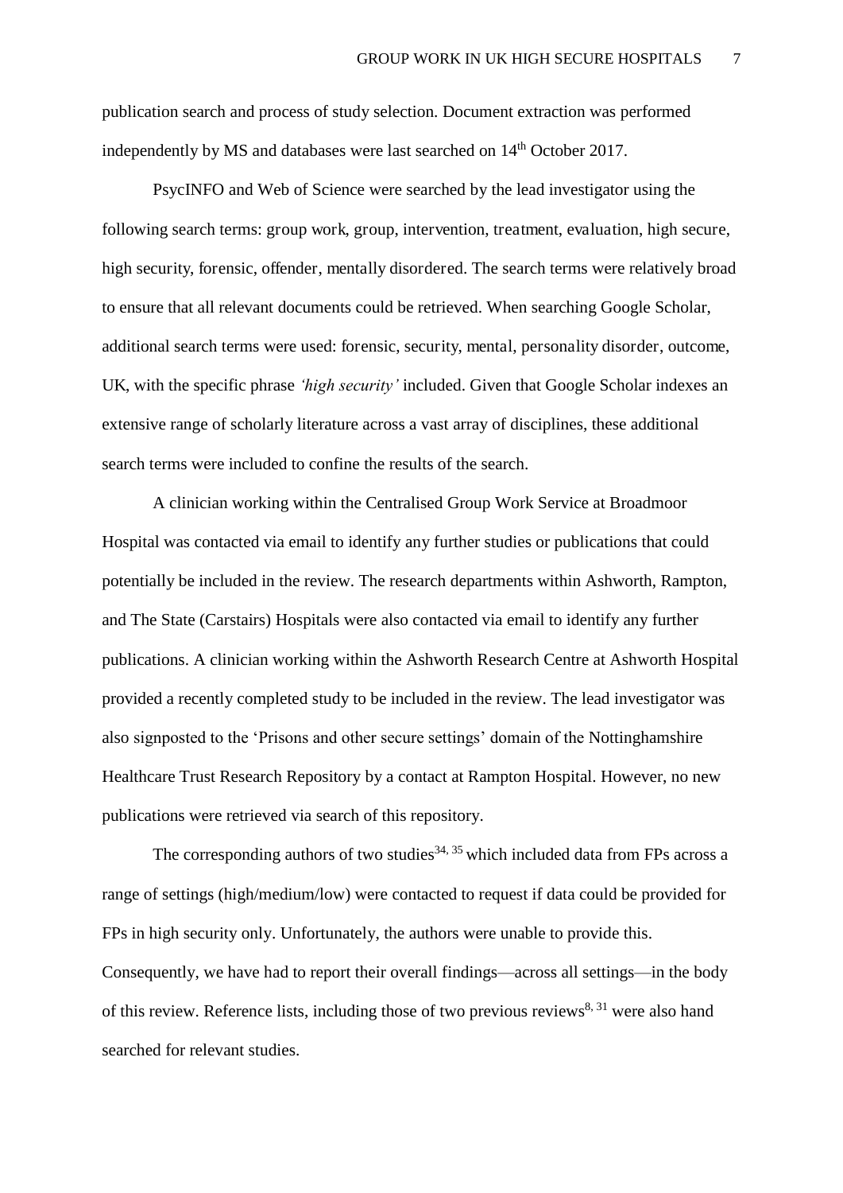publication search and process of study selection. Document extraction was performed independently by MS and databases were last searched on 14th October 2017.

PsycINFO and Web of Science were searched by the lead investigator using the following search terms: group work, group, intervention, treatment, evaluation, high secure, high security, forensic, offender, mentally disordered. The search terms were relatively broad to ensure that all relevant documents could be retrieved. When searching Google Scholar, additional search terms were used: forensic, security, mental, personality disorder, outcome, UK, with the specific phrase *'high security'* included. Given that Google Scholar indexes an extensive range of scholarly literature across a vast array of disciplines, these additional search terms were included to confine the results of the search.

A clinician working within the Centralised Group Work Service at Broadmoor Hospital was contacted via email to identify any further studies or publications that could potentially be included in the review. The research departments within Ashworth, Rampton, and The State (Carstairs) Hospitals were also contacted via email to identify any further publications. A clinician working within the Ashworth Research Centre at Ashworth Hospital provided a recently completed study to be included in the review. The lead investigator was also signposted to the 'Prisons and other secure settings' domain of the Nottinghamshire Healthcare Trust Research Repository by a contact at Rampton Hospital. However, no new publications were retrieved via search of this repository.

The corresponding authors of two studies[34, 35] which included data from FPs across a range of settings (high/medium/low) were contacted to request if data could be provided for FPs in high security only. Unfortunately, the authors were unable to provide this. Consequently, we have had to report their overall findings—across all settings—in the body of this review. Reference lists, including those of two previous reviews[8, 31] were also hand searched for relevant studies.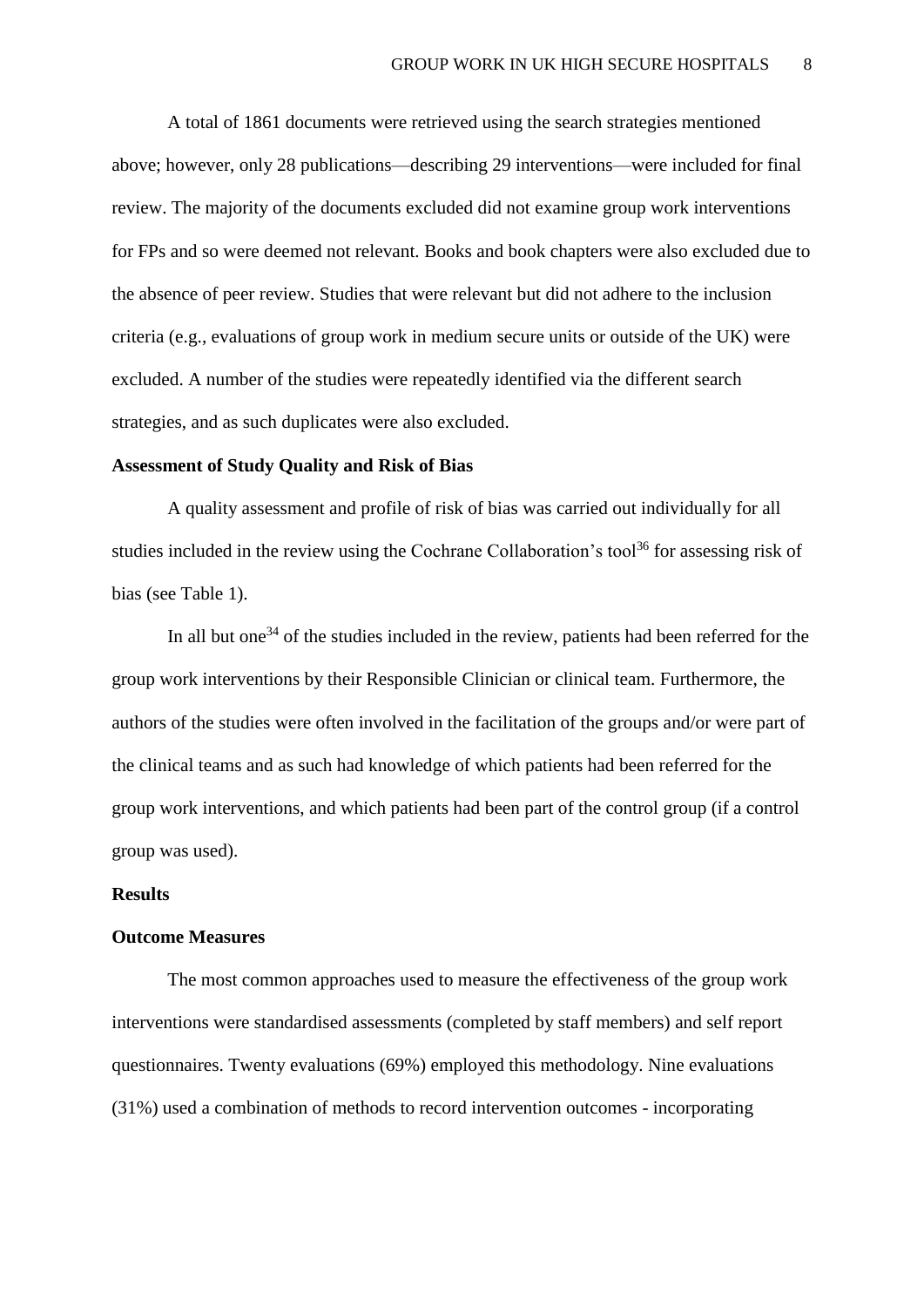A total of 1861 documents were retrieved using the search strategies mentioned above; however, only 28 publications—describing 29 interventions—were included for final review. The majority of the documents excluded did not examine group work interventions for FPs and so were deemed not relevant. Books and book chapters were also excluded due to the absence of peer review. Studies that were relevant but did not adhere to the inclusion criteria (e.g., evaluations of group work in medium secure units or outside of the UK) were excluded. A number of the studies were repeatedly identified via the different search strategies, and as such duplicates were also excluded.

**Assessment of Study Quality and Risk of Bias**

A quality assessment and profile of risk of bias was carried out individually for all studies included in the review using the Cochrane Collaboration's tool[36] for assessing risk of bias (see Table 1).

In all but one[34] of the studies included in the review, patients had been referred for the group work interventions by their Responsible Clinician or clinical team. Furthermore, the authors of the studies were often involved in the facilitation of the groups and/or were part of the clinical teams and as such had knowledge of which patients had been referred for the group work interventions, and which patients had been part of the control group (if a control group was used).

**Results**

**Outcome Measures**

The most common approaches used to measure the effectiveness of the group work interventions were standardised assessments (completed by staff members) and self report questionnaires. Twenty evaluations (69%) employed this methodology. Nine evaluations (31%) used a combination of methods to record intervention outcomes - incorporating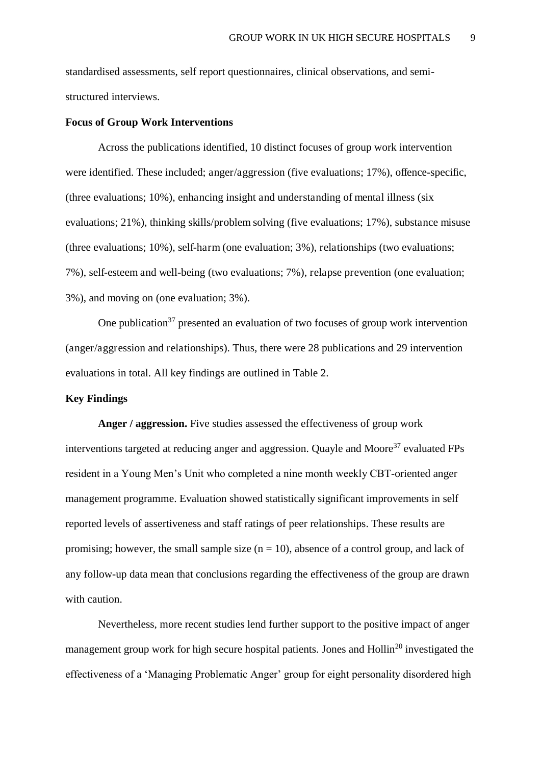standardised assessments, self report questionnaires, clinical observations, and semi-structured interviews.

**Focus of Group Work Interventions**

Across the publications identified, 10 distinct focuses of group work intervention were identified. These included; anger/aggression (five evaluations; 17%), offence-specific, (three evaluations; 10%), enhancing insight and understanding of mental illness (six evaluations; 21%), thinking skills/problem solving (five evaluations; 17%), substance misuse (three evaluations; 10%), self-harm (one evaluation; 3%), relationships (two evaluations; 7%), self-esteem and well-being (two evaluations; 7%), relapse prevention (one evaluation; 3%), and moving on (one evaluation; 3%).

One publication[37] presented an evaluation of two focuses of group work intervention (anger/aggression and relationships). Thus, there were 28 publications and 29 intervention evaluations in total. All key findings are outlined in Table 2.

**Key Findings**

**Anger / aggression.** Five studies assessed the effectiveness of group work interventions targeted at reducing anger and aggression. Quayle and Moore[37] evaluated FPs resident in a Young Men's Unit who completed a nine month weekly CBT-oriented anger management programme. Evaluation showed statistically significant improvements in self reported levels of assertiveness and staff ratings of peer relationships. These results are promising; however, the small sample size ($n = 10$), absence of a control group, and lack of any follow-up data mean that conclusions regarding the effectiveness of the group are drawn with caution.

Nevertheless, more recent studies lend further support to the positive impact of anger management group work for high secure hospital patients. Jones and Hollin[20] investigated the effectiveness of a 'Managing Problematic Anger' group for eight personality disordered high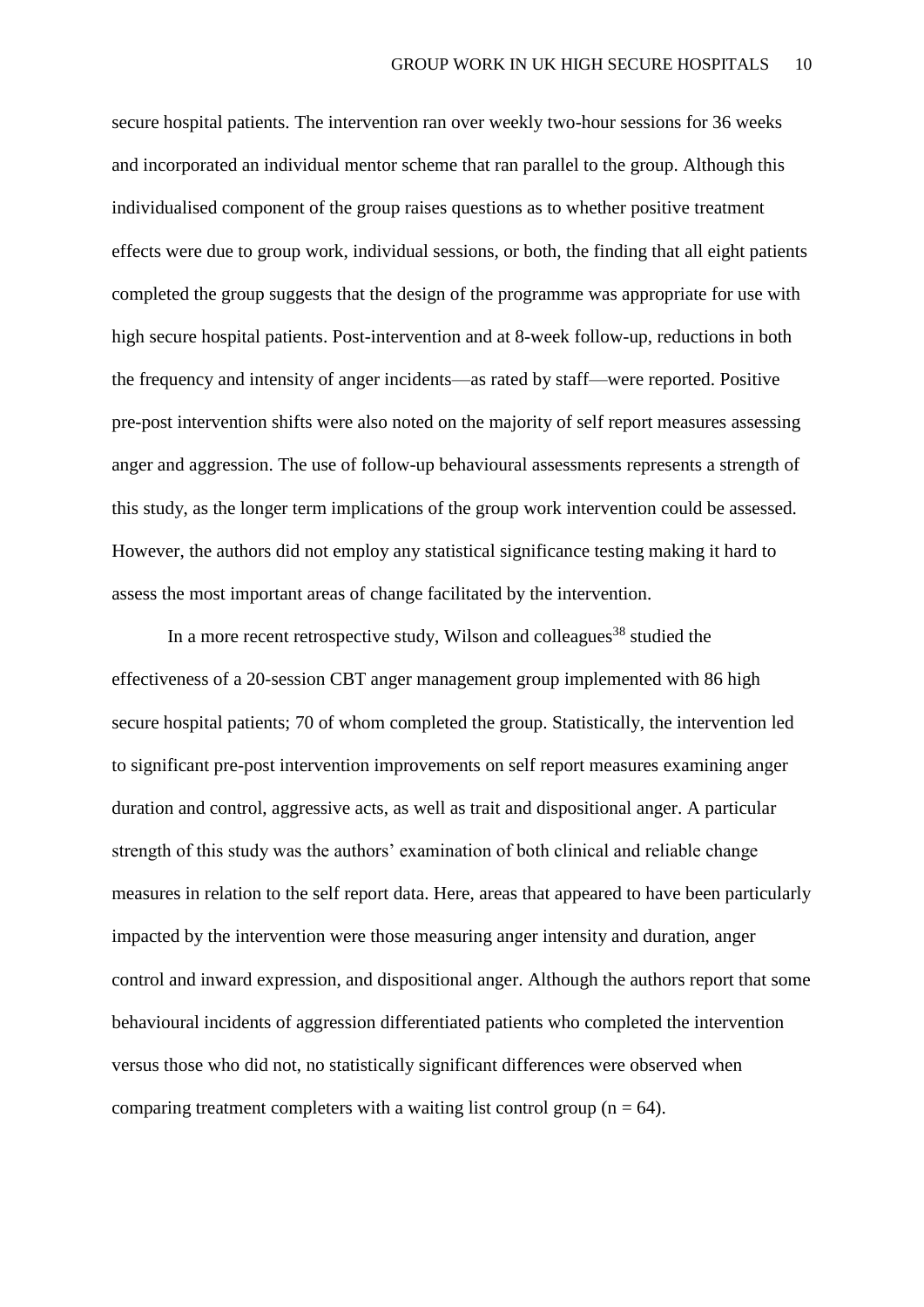secure hospital patients. The intervention ran over weekly two-hour sessions for 36 weeks and incorporated an individual mentor scheme that ran parallel to the group. Although this individualised component of the group raises questions as to whether positive treatment effects were due to group work, individual sessions, or both, the finding that all eight patients completed the group suggests that the design of the programme was appropriate for use with high secure hospital patients. Post-intervention and at 8-week follow-up, reductions in both the frequency and intensity of anger incidents—as rated by staff—were reported. Positive pre-post intervention shifts were also noted on the majority of self report measures assessing anger and aggression. The use of follow-up behavioural assessments represents a strength of this study, as the longer term implications of the group work intervention could be assessed. However, the authors did not employ any statistical significance testing making it hard to assess the most important areas of change facilitated by the intervention.

In a more recent retrospective study, Wilson and colleagues[38] studied the effectiveness of a 20-session CBT anger management group implemented with 86 high secure hospital patients; 70 of whom completed the group. Statistically, the intervention led to significant pre-post intervention improvements on self report measures examining anger duration and control, aggressive acts, as well as trait and dispositional anger. A particular strength of this study was the authors' examination of both clinical and reliable change measures in relation to the self report data. Here, areas that appeared to have been particularly impacted by the intervention were those measuring anger intensity and duration, anger control and inward expression, and dispositional anger. Although the authors report that some behavioural incidents of aggression differentiated patients who completed the intervention versus those who did not, no statistically significant differences were observed when comparing treatment completers with a waiting list control group ($n = 64$).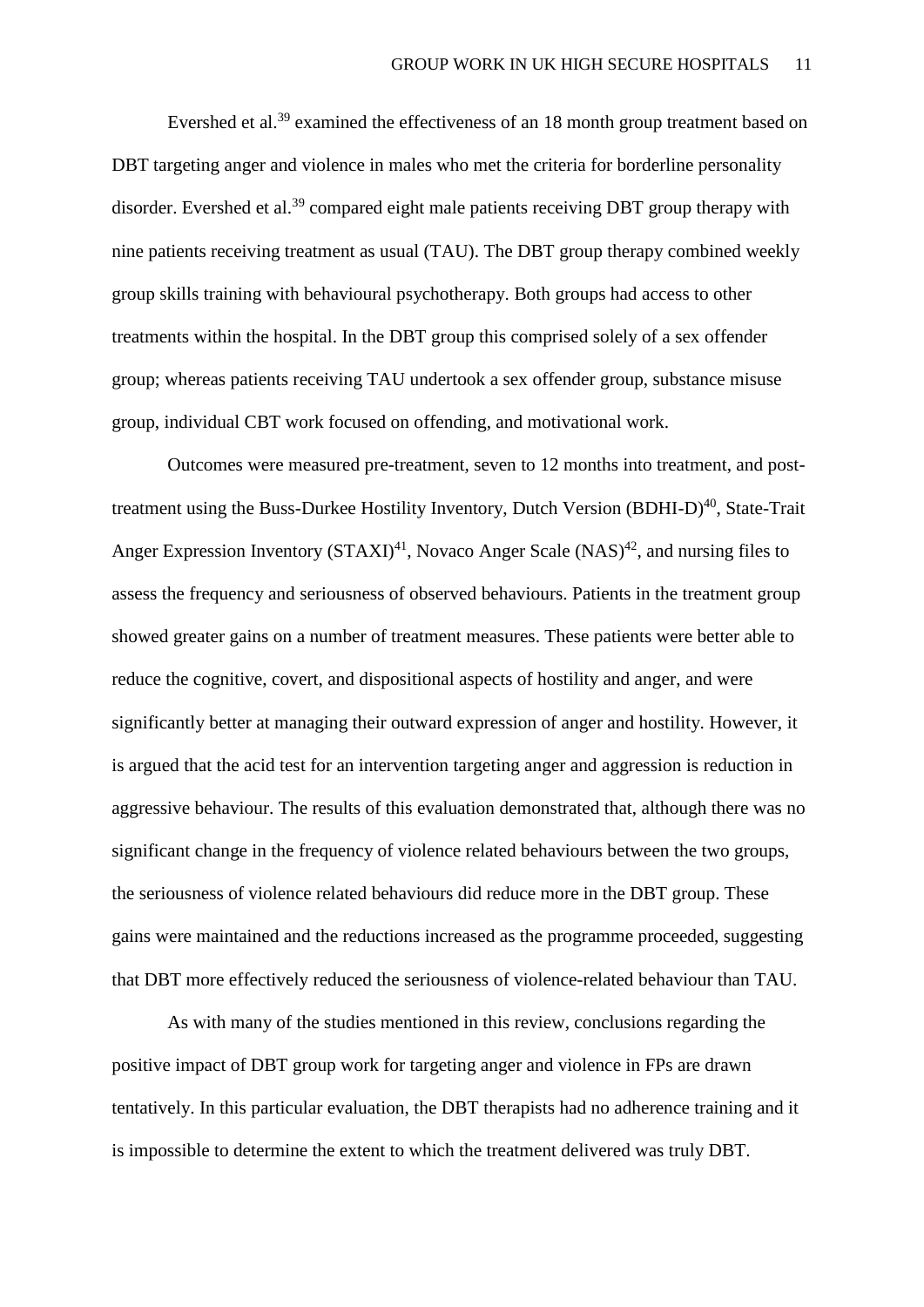Evershed et al.[39] examined the effectiveness of an 18 month group treatment based on DBT targeting anger and violence in males who met the criteria for borderline personality disorder. Evershed et al.[39] compared eight male patients receiving DBT group therapy with nine patients receiving treatment as usual (TAU). The DBT group therapy combined weekly group skills training with behavioural psychotherapy. Both groups had access to other treatments within the hospital. In the DBT group this comprised solely of a sex offender group; whereas patients receiving TAU undertook a sex offender group, substance misuse group, individual CBT work focused on offending, and motivational work.

Outcomes were measured pre-treatment, seven to 12 months into treatment, and post-treatment using the Buss-Durkee Hostility Inventory, Dutch Version (BDHI-D)[40], State-Trait Anger Expression Inventory (STAXI)[41], Novaco Anger Scale (NAS)[42], and nursing files to assess the frequency and seriousness of observed behaviours. Patients in the treatment group showed greater gains on a number of treatment measures. These patients were better able to reduce the cognitive, covert, and dispositional aspects of hostility and anger, and were significantly better at managing their outward expression of anger and hostility. However, it is argued that the acid test for an intervention targeting anger and aggression is reduction in aggressive behaviour. The results of this evaluation demonstrated that, although there was no significant change in the frequency of violence related behaviours between the two groups, the seriousness of violence related behaviours did reduce more in the DBT group. These gains were maintained and the reductions increased as the programme proceeded, suggesting that DBT more effectively reduced the seriousness of violence-related behaviour than TAU.

As with many of the studies mentioned in this review, conclusions regarding the positive impact of DBT group work for targeting anger and violence in FPs are drawn tentatively. In this particular evaluation, the DBT therapists had no adherence training and it is impossible to determine the extent to which the treatment delivered was truly DBT.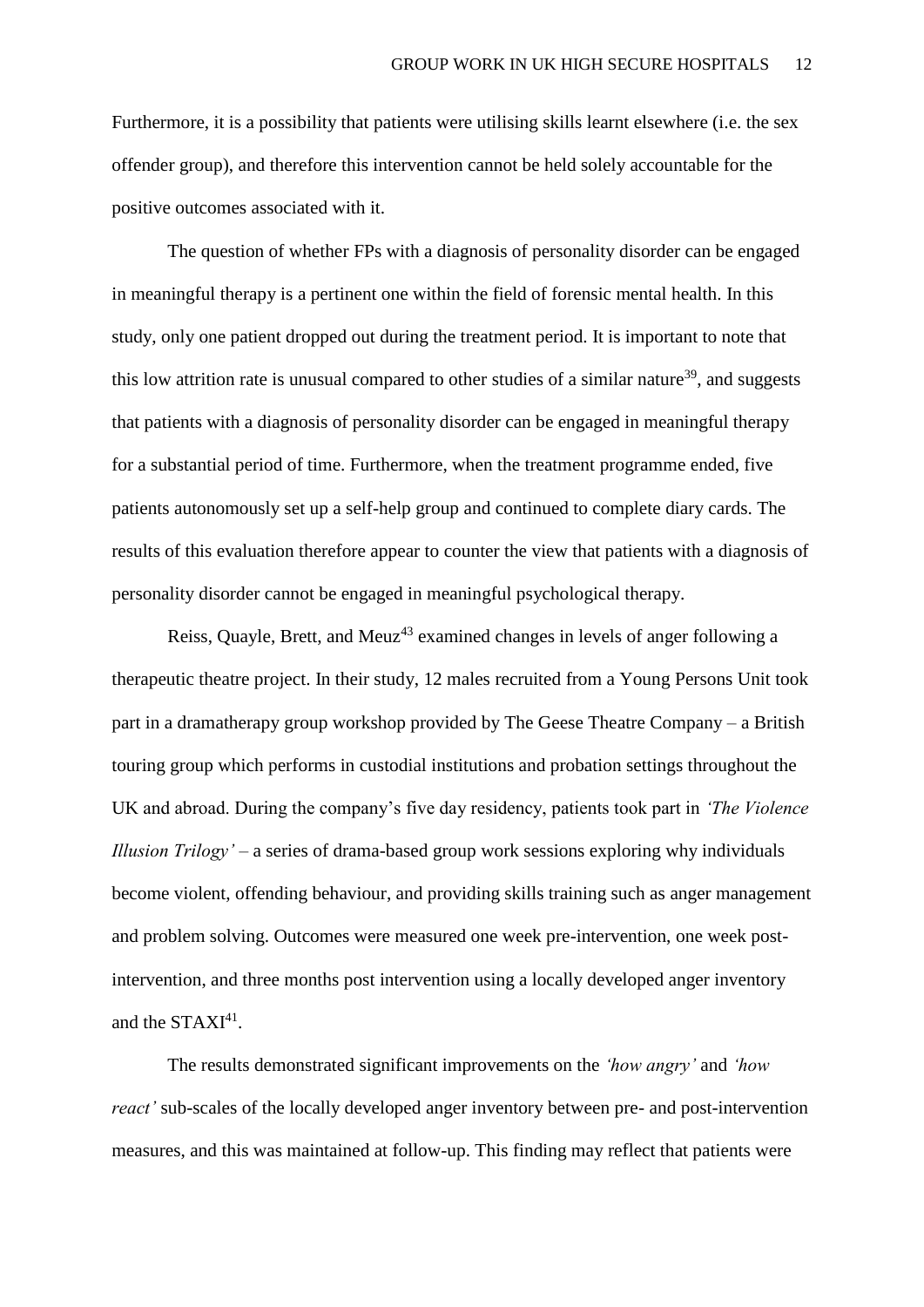Furthermore, it is a possibility that patients were utilising skills learnt elsewhere (i.e. the sex offender group), and therefore this intervention cannot be held solely accountable for the positive outcomes associated with it.

The question of whether FPs with a diagnosis of personality disorder can be engaged in meaningful therapy is a pertinent one within the field of forensic mental health. In this study, only one patient dropped out during the treatment period. It is important to note that this low attrition rate is unusual compared to other studies of a similar nature[39], and suggests that patients with a diagnosis of personality disorder can be engaged in meaningful therapy for a substantial period of time. Furthermore, when the treatment programme ended, five patients autonomously set up a self-help group and continued to complete diary cards. The results of this evaluation therefore appear to counter the view that patients with a diagnosis of personality disorder cannot be engaged in meaningful psychological therapy.

Reiss, Quayle, Brett, and Meuz[43] examined changes in levels of anger following a therapeutic theatre project. In their study, 12 males recruited from a Young Persons Unit took part in a dramatherapy group workshop provided by The Geese Theatre Company – a British touring group which performs in custodial institutions and probation settings throughout the UK and abroad. During the company's five day residency, patients took part in *'The Violence Illusion Trilogy'* – a series of drama-based group work sessions exploring why individuals become violent, offending behaviour, and providing skills training such as anger management and problem solving. Outcomes were measured one week pre-intervention, one week post-intervention, and three months post intervention using a locally developed anger inventory and the STAXI[41].

The results demonstrated significant improvements on the *'how angry'* and *'how react'* sub-scales of the locally developed anger inventory between pre- and post-intervention measures, and this was maintained at follow-up. This finding may reflect that patients were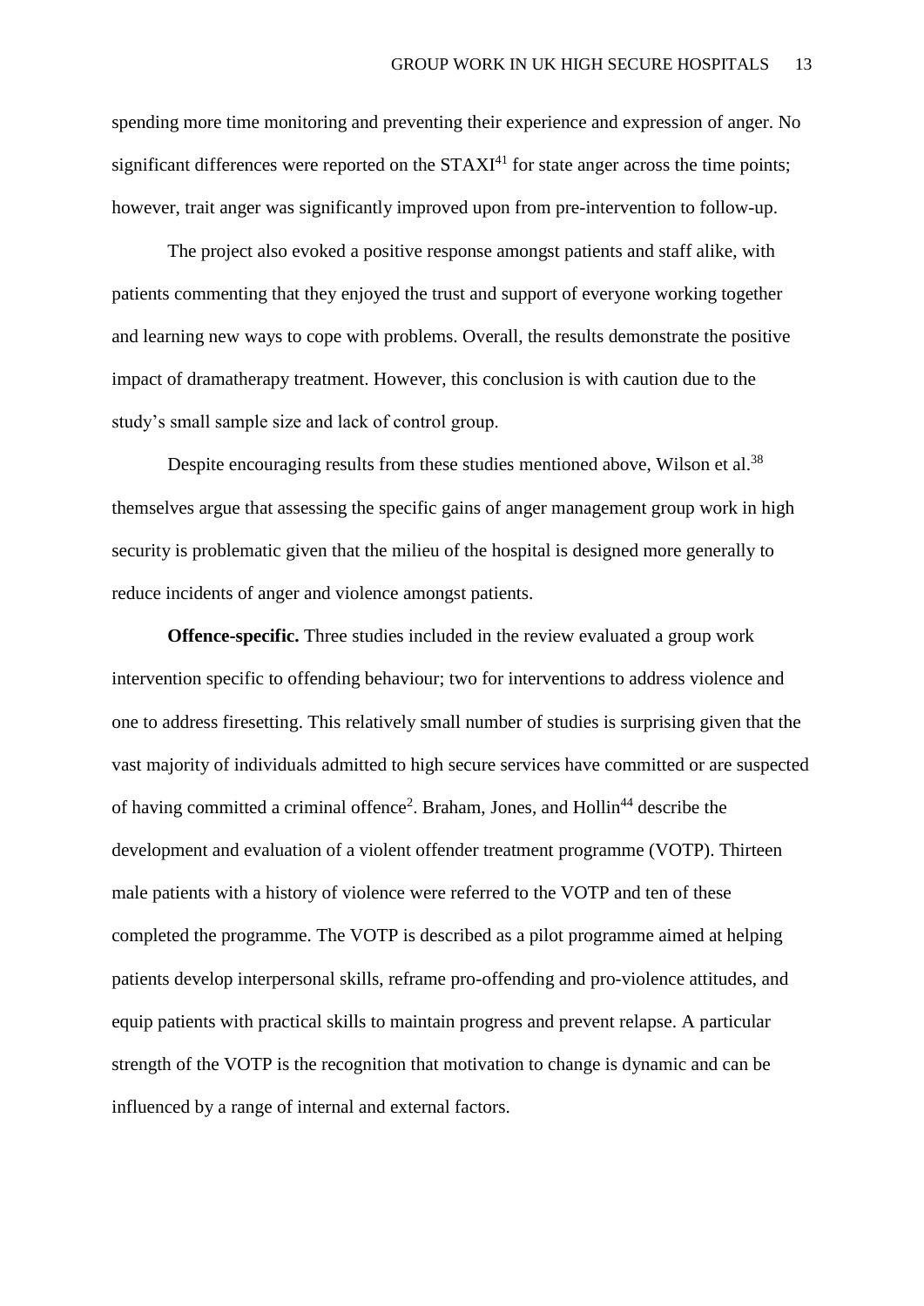spending more time monitoring and preventing their experience and expression of anger. No significant differences were reported on the STAXI[41] for state anger across the time points; however, trait anger was significantly improved upon from pre-intervention to follow-up.

The project also evoked a positive response amongst patients and staff alike, with patients commenting that they enjoyed the trust and support of everyone working together and learning new ways to cope with problems. Overall, the results demonstrate the positive impact of dramatherapy treatment. However, this conclusion is with caution due to the study's small sample size and lack of control group.

Despite encouraging results from these studies mentioned above, Wilson et al.[38] themselves argue that assessing the specific gains of anger management group work in high security is problematic given that the milieu of the hospital is designed more generally to reduce incidents of anger and violence amongst patients.

**Offence-specific.** Three studies included in the review evaluated a group work intervention specific to offending behaviour; two for interventions to address violence and one to address firesetting. This relatively small number of studies is surprising given that the vast majority of individuals admitted to high secure services have committed or are suspected of having committed a criminal offence[2]. Braham, Jones, and Hollin[44] describe the development and evaluation of a violent offender treatment programme (VOTP). Thirteen male patients with a history of violence were referred to the VOTP and ten of these completed the programme. The VOTP is described as a pilot programme aimed at helping patients develop interpersonal skills, reframe pro-offending and pro-violence attitudes, and equip patients with practical skills to maintain progress and prevent relapse. A particular strength of the VOTP is the recognition that motivation to change is dynamic and can be influenced by a range of internal and external factors.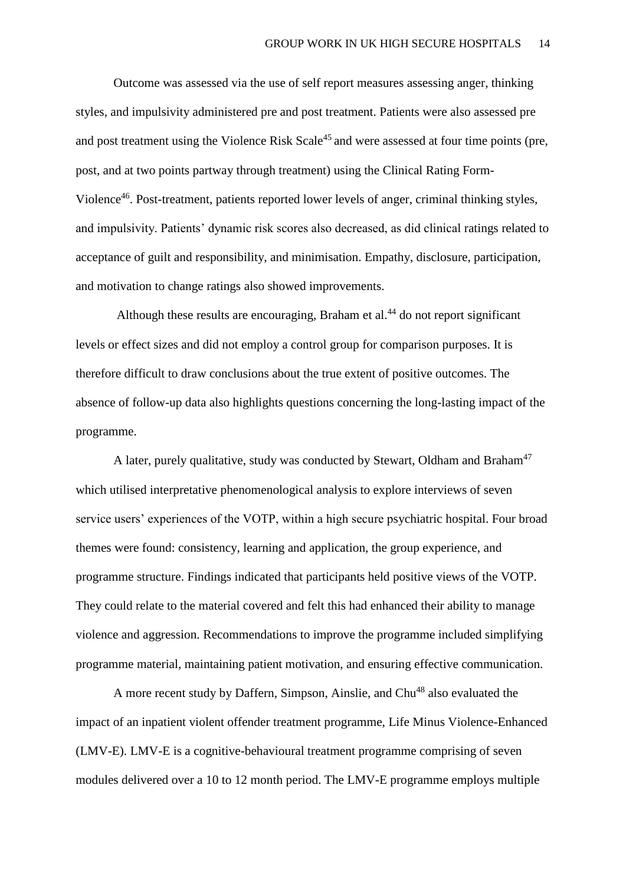Outcome was assessed via the use of self report measures assessing anger, thinking styles, and impulsivity administered pre and post treatment. Patients were also assessed pre and post treatment using the Violence Risk Scale[45] and were assessed at four time points (pre, post, and at two points partway through treatment) using the Clinical Rating Form-Violence[46]. Post-treatment, patients reported lower levels of anger, criminal thinking styles, and impulsivity. Patients' dynamic risk scores also decreased, as did clinical ratings related to acceptance of guilt and responsibility, and minimisation. Empathy, disclosure, participation, and motivation to change ratings also showed improvements.

Although these results are encouraging, Braham et al.[44] do not report significant levels or effect sizes and did not employ a control group for comparison purposes. It is therefore difficult to draw conclusions about the true extent of positive outcomes. The absence of follow-up data also highlights questions concerning the long-lasting impact of the programme.

A later, purely qualitative, study was conducted by Stewart, Oldham and Braham[47] which utilised interpretative phenomenological analysis to explore interviews of seven service users' experiences of the VOTP, within a high secure psychiatric hospital. Four broad themes were found: consistency, learning and application, the group experience, and programme structure. Findings indicated that participants held positive views of the VOTP. They could relate to the material covered and felt this had enhanced their ability to manage violence and aggression. Recommendations to improve the programme included simplifying programme material, maintaining patient motivation, and ensuring effective communication.

A more recent study by Daffern, Simpson, Ainslie, and Chu[48] also evaluated the impact of an inpatient violent offender treatment programme, Life Minus Violence-Enhanced (LMV-E). LMV-E is a cognitive-behavioural treatment programme comprising of seven modules delivered over a 10 to 12 month period. The LMV-E programme employs multiple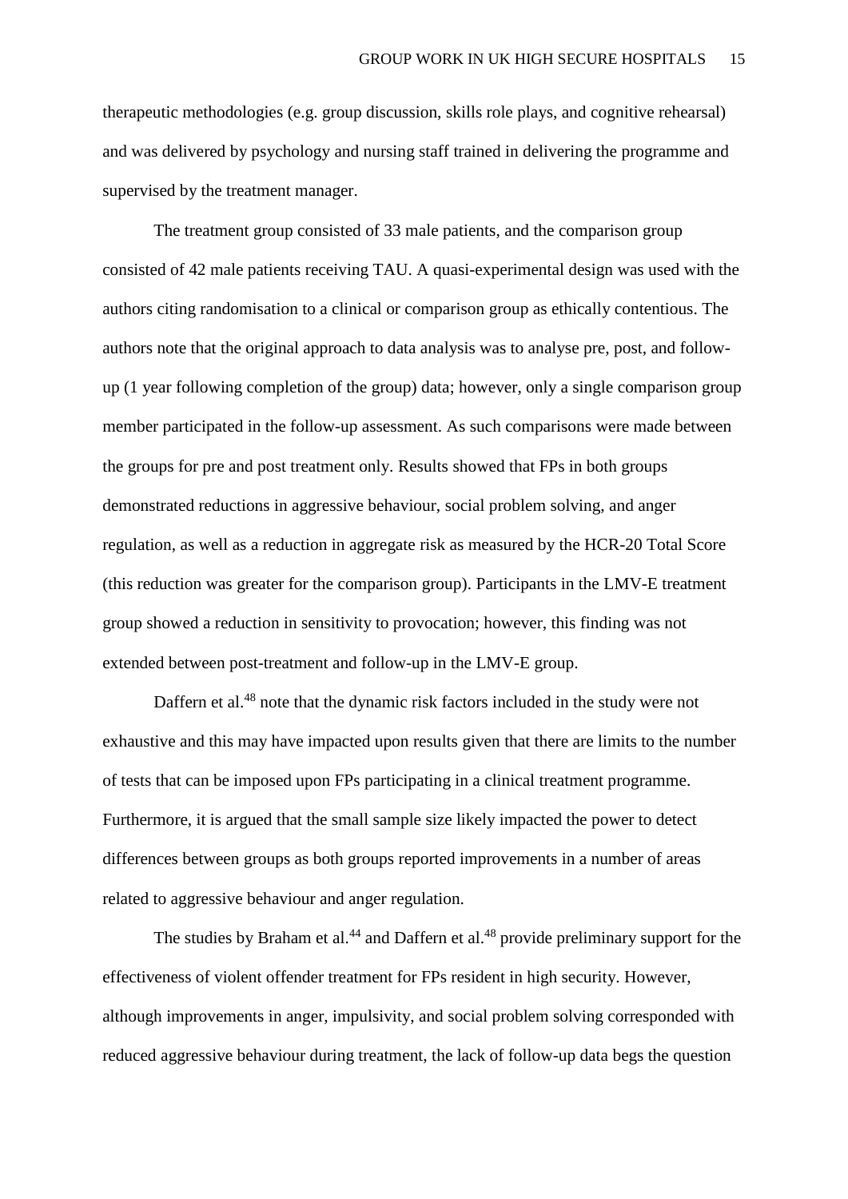therapeutic methodologies (e.g. group discussion, skills role plays, and cognitive rehearsal) and was delivered by psychology and nursing staff trained in delivering the programme and supervised by the treatment manager.

The treatment group consisted of 33 male patients, and the comparison group consisted of 42 male patients receiving TAU. A quasi-experimental design was used with the authors citing randomisation to a clinical or comparison group as ethically contentious. The authors note that the original approach to data analysis was to analyse pre, post, and follow-up (1 year following completion of the group) data; however, only a single comparison group member participated in the follow-up assessment. As such comparisons were made between the groups for pre and post treatment only. Results showed that FPs in both groups demonstrated reductions in aggressive behaviour, social problem solving, and anger regulation, as well as a reduction in aggregate risk as measured by the HCR-20 Total Score (this reduction was greater for the comparison group). Participants in the LMV-E treatment group showed a reduction in sensitivity to provocation; however, this finding was not extended between post-treatment and follow-up in the LMV-E group.

Daffern et al.[48] note that the dynamic risk factors included in the study were not exhaustive and this may have impacted upon results given that there are limits to the number of tests that can be imposed upon FPs participating in a clinical treatment programme. Furthermore, it is argued that the small sample size likely impacted the power to detect differences between groups as both groups reported improvements in a number of areas related to aggressive behaviour and anger regulation.

The studies by Braham et al.[44] and Daffern et al.[48] provide preliminary support for the effectiveness of violent offender treatment for FPs resident in high security. However, although improvements in anger, impulsivity, and social problem solving corresponded with reduced aggressive behaviour during treatment, the lack of follow-up data begs the question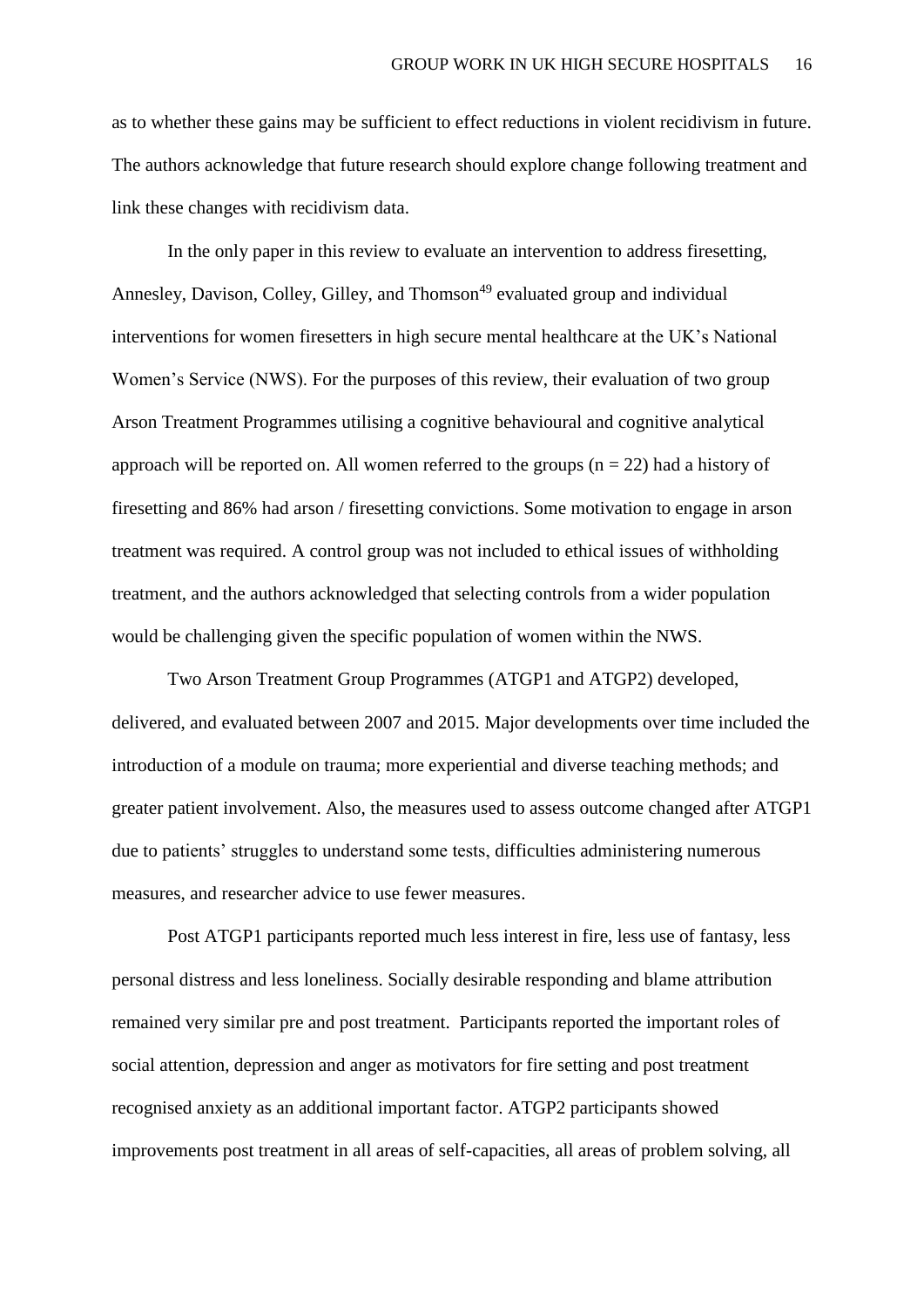as to whether these gains may be sufficient to effect reductions in violent recidivism in future. The authors acknowledge that future research should explore change following treatment and link these changes with recidivism data.

In the only paper in this review to evaluate an intervention to address firesetting, Annesley, Davison, Colley, Gilley, and Thomson[49] evaluated group and individual interventions for women firesetters in high secure mental healthcare at the UK's National Women's Service (NWS). For the purposes of this review, their evaluation of two group Arson Treatment Programmes utilising a cognitive behavioural and cognitive analytical approach will be reported on. All women referred to the groups (n = 22) had a history of firesetting and 86% had arson / firesetting convictions. Some motivation to engage in arson treatment was required. A control group was not included to ethical issues of withholding treatment, and the authors acknowledged that selecting controls from a wider population would be challenging given the specific population of women within the NWS.

Two Arson Treatment Group Programmes (ATGP1 and ATGP2) developed, delivered, and evaluated between 2007 and 2015. Major developments over time included the introduction of a module on trauma; more experiential and diverse teaching methods; and greater patient involvement. Also, the measures used to assess outcome changed after ATGP1 due to patients' struggles to understand some tests, difficulties administering numerous measures, and researcher advice to use fewer measures.

Post ATGP1 participants reported much less interest in fire, less use of fantasy, less personal distress and less loneliness. Socially desirable responding and blame attribution remained very similar pre and post treatment. Participants reported the important roles of social attention, depression and anger as motivators for fire setting and post treatment recognised anxiety as an additional important factor. ATGP2 participants showed improvements post treatment in all areas of self-capacities, all areas of problem solving, all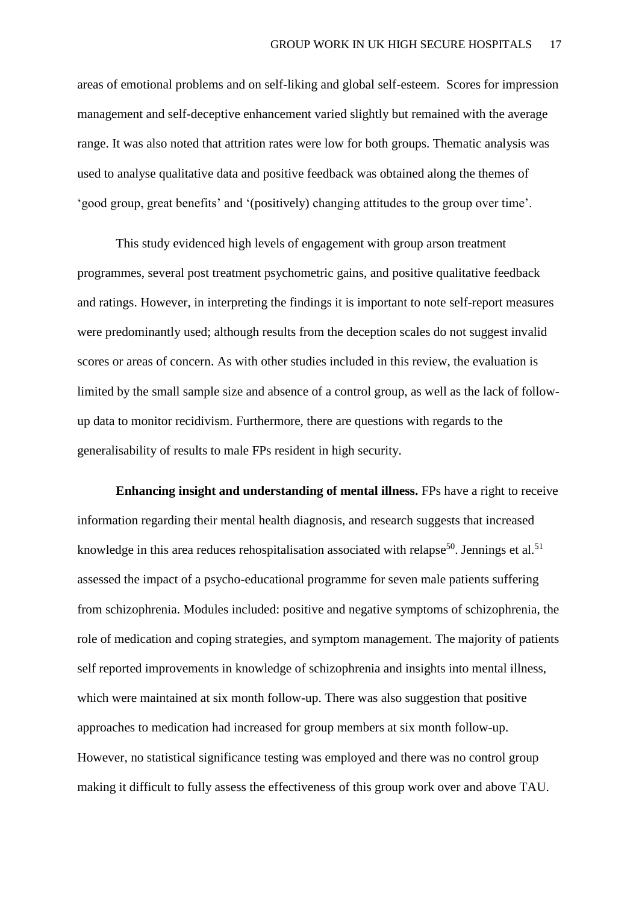areas of emotional problems and on self-liking and global self-esteem. Scores for impression management and self-deceptive enhancement varied slightly but remained with the average range. It was also noted that attrition rates were low for both groups. Thematic analysis was used to analyse qualitative data and positive feedback was obtained along the themes of 'good group, great benefits' and '(positively) changing attitudes to the group over time'.

This study evidenced high levels of engagement with group arson treatment programmes, several post treatment psychometric gains, and positive qualitative feedback and ratings. However, in interpreting the findings it is important to note self-report measures were predominantly used; although results from the deception scales do not suggest invalid scores or areas of concern. As with other studies included in this review, the evaluation is limited by the small sample size and absence of a control group, as well as the lack of follow-up data to monitor recidivism. Furthermore, there are questions with regards to the generalisability of results to male FPs resident in high security.

**Enhancing insight and understanding of mental illness.** FPs have a right to receive information regarding their mental health diagnosis, and research suggests that increased knowledge in this area reduces rehospitalisation associated with relapse[50]. Jennings et al.[51] assessed the impact of a psycho-educational programme for seven male patients suffering from schizophrenia. Modules included: positive and negative symptoms of schizophrenia, the role of medication and coping strategies, and symptom management. The majority of patients self reported improvements in knowledge of schizophrenia and insights into mental illness, which were maintained at six month follow-up. There was also suggestion that positive approaches to medication had increased for group members at six month follow-up. However, no statistical significance testing was employed and there was no control group making it difficult to fully assess the effectiveness of this group work over and above TAU.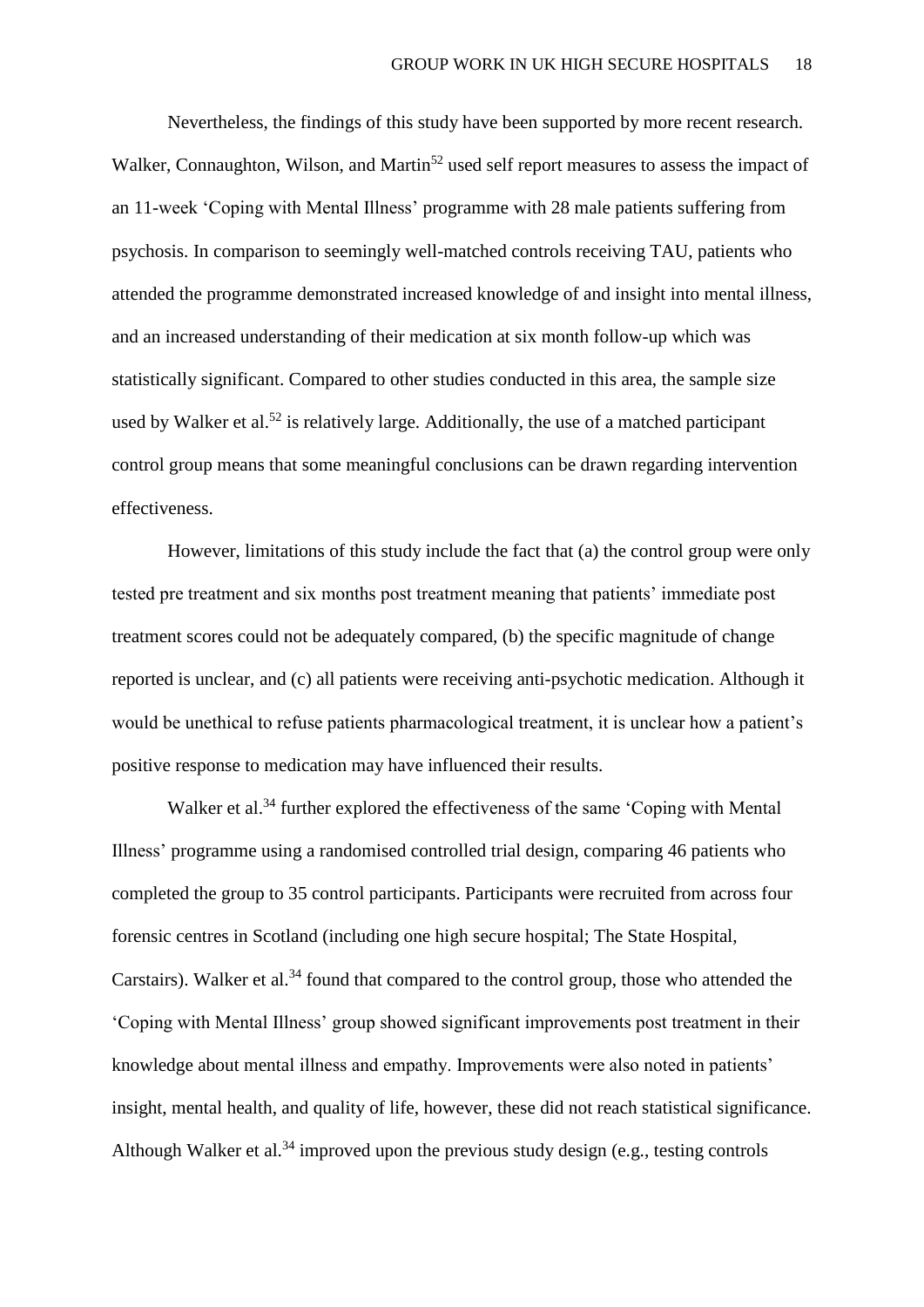Nevertheless, the findings of this study have been supported by more recent research. Walker, Connaughton, Wilson, and Martin[52] used self report measures to assess the impact of an 11-week 'Coping with Mental Illness' programme with 28 male patients suffering from psychosis. In comparison to seemingly well-matched controls receiving TAU, patients who attended the programme demonstrated increased knowledge of and insight into mental illness, and an increased understanding of their medication at six month follow-up which was statistically significant. Compared to other studies conducted in this area, the sample size used by Walker et al.[52] is relatively large. Additionally, the use of a matched participant control group means that some meaningful conclusions can be drawn regarding intervention effectiveness.

However, limitations of this study include the fact that (a) the control group were only tested pre treatment and six months post treatment meaning that patients' immediate post treatment scores could not be adequately compared, (b) the specific magnitude of change reported is unclear, and (c) all patients were receiving anti-psychotic medication. Although it would be unethical to refuse patients pharmacological treatment, it is unclear how a patient's positive response to medication may have influenced their results.

Walker et al.[34] further explored the effectiveness of the same 'Coping with Mental Illness' programme using a randomised controlled trial design, comparing 46 patients who completed the group to 35 control participants. Participants were recruited from across four forensic centres in Scotland (including one high secure hospital; The State Hospital, Carstairs). Walker et al.[34] found that compared to the control group, those who attended the 'Coping with Mental Illness' group showed significant improvements post treatment in their knowledge about mental illness and empathy. Improvements were also noted in patients' insight, mental health, and quality of life, however, these did not reach statistical significance. Although Walker et al.[34] improved upon the previous study design (e.g., testing controls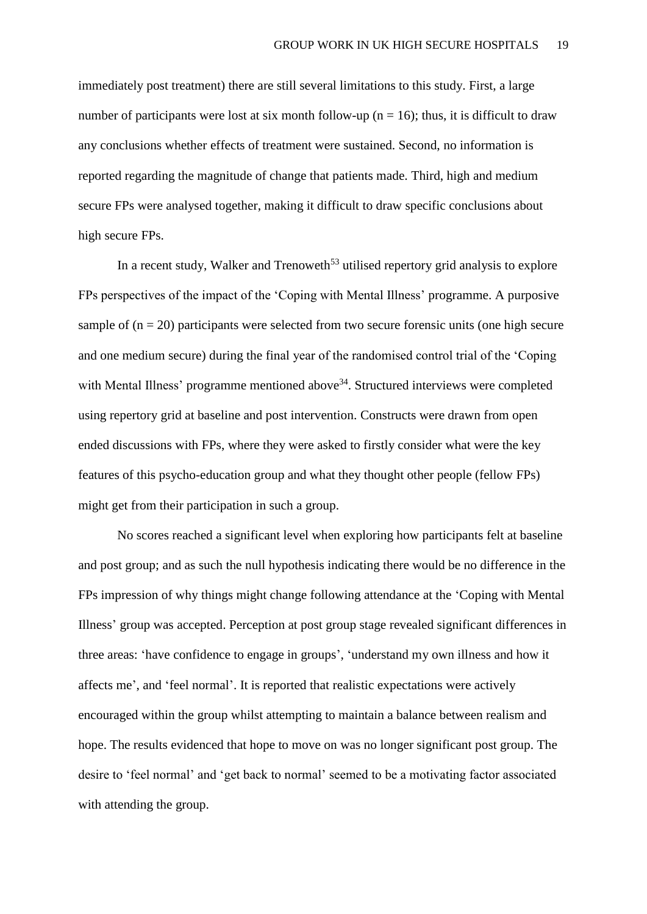immediately post treatment) there are still several limitations to this study. First, a large number of participants were lost at six month follow-up ($n = 16$); thus, it is difficult to draw any conclusions whether effects of treatment were sustained. Second, no information is reported regarding the magnitude of change that patients made. Third, high and medium secure FPs were analysed together, making it difficult to draw specific conclusions about high secure FPs.

In a recent study, Walker and Trenoweth[53] utilised repertory grid analysis to explore FPs perspectives of the impact of the 'Coping with Mental Illness' programme. A purposive sample of ($n = 20$) participants were selected from two secure forensic units (one high secure and one medium secure) during the final year of the randomised control trial of the 'Coping with Mental Illness' programme mentioned above[34]. Structured interviews were completed using repertory grid at baseline and post intervention. Constructs were drawn from open ended discussions with FPs, where they were asked to firstly consider what were the key features of this psycho-education group and what they thought other people (fellow FPs) might get from their participation in such a group.

No scores reached a significant level when exploring how participants felt at baseline and post group; and as such the null hypothesis indicating there would be no difference in the FPs impression of why things might change following attendance at the 'Coping with Mental Illness' group was accepted. Perception at post group stage revealed significant differences in three areas: 'have confidence to engage in groups', 'understand my own illness and how it affects me', and 'feel normal'. It is reported that realistic expectations were actively encouraged within the group whilst attempting to maintain a balance between realism and hope. The results evidenced that hope to move on was no longer significant post group. The desire to 'feel normal' and 'get back to normal' seemed to be a motivating factor associated with attending the group.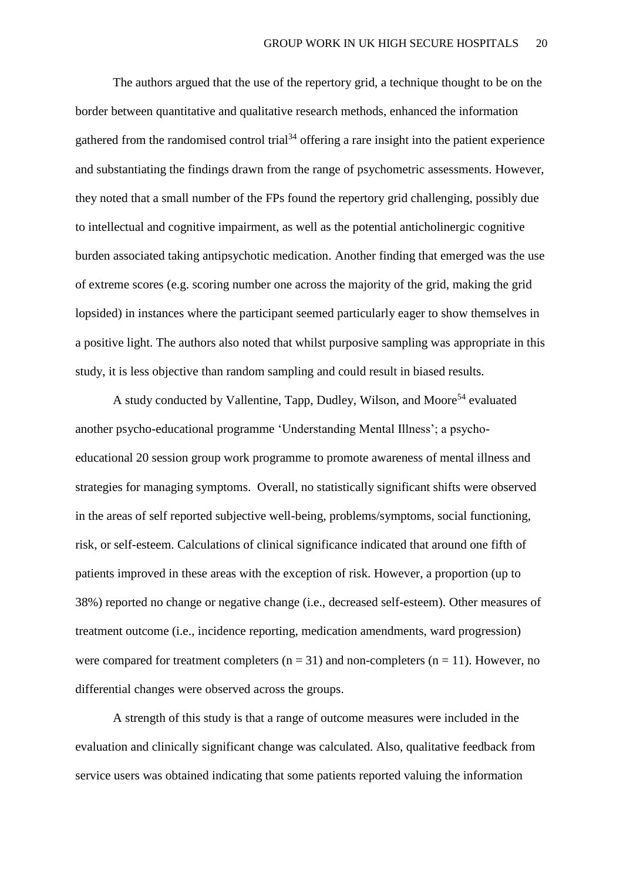The authors argued that the use of the repertory grid, a technique thought to be on the border between quantitative and qualitative research methods, enhanced the information gathered from the randomised control trial[34] offering a rare insight into the patient experience and substantiating the findings drawn from the range of psychometric assessments. However, they noted that a small number of the FPs found the repertory grid challenging, possibly due to intellectual and cognitive impairment, as well as the potential anticholinergic cognitive burden associated taking antipsychotic medication. Another finding that emerged was the use of extreme scores (e.g. scoring number one across the majority of the grid, making the grid lopsided) in instances where the participant seemed particularly eager to show themselves in a positive light. The authors also noted that whilst purposive sampling was appropriate in this study, it is less objective than random sampling and could result in biased results.

A study conducted by Vallentine, Tapp, Dudley, Wilson, and Moore[54] evaluated another psycho-educational programme 'Understanding Mental Illness'; a psycho-educational 20 session group work programme to promote awareness of mental illness and strategies for managing symptoms. Overall, no statistically significant shifts were observed in the areas of self reported subjective well-being, problems/symptoms, social functioning, risk, or self-esteem. Calculations of clinical significance indicated that around one fifth of patients improved in these areas with the exception of risk. However, a proportion (up to 38%) reported no change or negative change (i.e., decreased self-esteem). Other measures of treatment outcome (i.e., incidence reporting, medication amendments, ward progression) were compared for treatment completers ($n = 31$) and non-completers ($n = 11$). However, no differential changes were observed across the groups.

A strength of this study is that a range of outcome measures were included in the evaluation and clinically significant change was calculated. Also, qualitative feedback from service users was obtained indicating that some patients reported valuing the information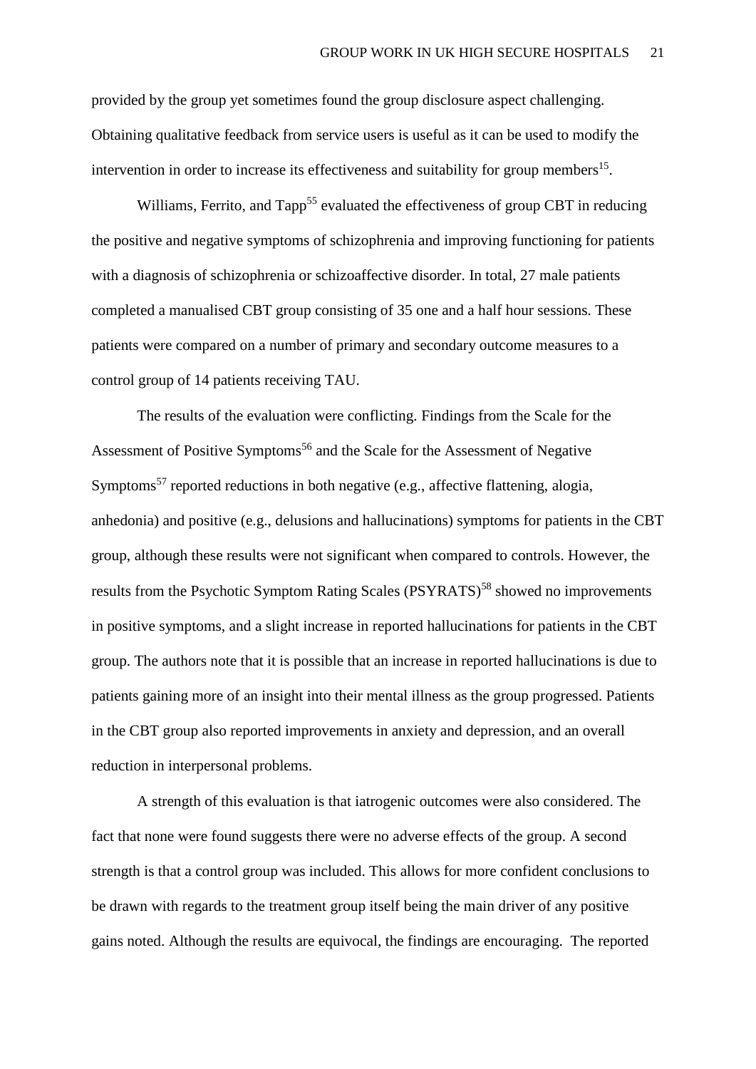provided by the group yet sometimes found the group disclosure aspect challenging. Obtaining qualitative feedback from service users is useful as it can be used to modify the intervention in order to increase its effectiveness and suitability for group members[15].

Williams, Ferrito, and Tapp[55] evaluated the effectiveness of group CBT in reducing the positive and negative symptoms of schizophrenia and improving functioning for patients with a diagnosis of schizophrenia or schizoaffective disorder. In total, 27 male patients completed a manualised CBT group consisting of 35 one and a half hour sessions. These patients were compared on a number of primary and secondary outcome measures to a control group of 14 patients receiving TAU.

The results of the evaluation were conflicting. Findings from the Scale for the Assessment of Positive Symptoms[56] and the Scale for the Assessment of Negative Symptoms[57] reported reductions in both negative (e.g., affective flattening, alogia, anhedonia) and positive (e.g., delusions and hallucinations) symptoms for patients in the CBT group, although these results were not significant when compared to controls. However, the results from the Psychotic Symptom Rating Scales (PSYRATS)[58] showed no improvements in positive symptoms, and a slight increase in reported hallucinations for patients in the CBT group. The authors note that it is possible that an increase in reported hallucinations is due to patients gaining more of an insight into their mental illness as the group progressed. Patients in the CBT group also reported improvements in anxiety and depression, and an overall reduction in interpersonal problems.

A strength of this evaluation is that iatrogenic outcomes were also considered. The fact that none were found suggests there were no adverse effects of the group. A second strength is that a control group was included. This allows for more confident conclusions to be drawn with regards to the treatment group itself being the main driver of any positive gains noted. Although the results are equivocal, the findings are encouraging. The reported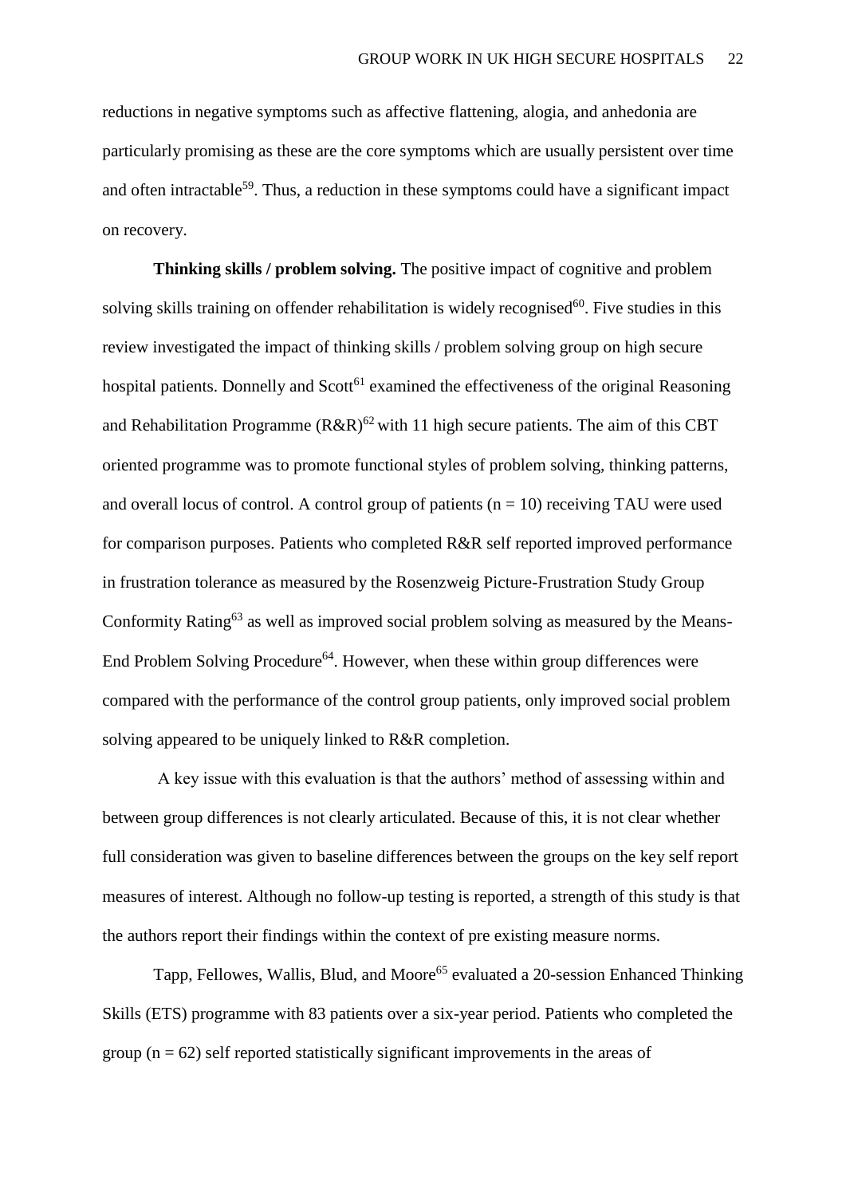reductions in negative symptoms such as affective flattening, alogia, and anhedonia are particularly promising as these are the core symptoms which are usually persistent over time and often intractable[59]. Thus, a reduction in these symptoms could have a significant impact on recovery.

**Thinking skills / problem solving.** The positive impact of cognitive and problem solving skills training on offender rehabilitation is widely recognised[60]. Five studies in this review investigated the impact of thinking skills / problem solving group on high secure hospital patients. Donnelly and Scott[61] examined the effectiveness of the original Reasoning and Rehabilitation Programme (R&R)[62] with 11 high secure patients. The aim of this CBT oriented programme was to promote functional styles of problem solving, thinking patterns, and overall locus of control. A control group of patients (n = 10) receiving TAU were used for comparison purposes. Patients who completed R&R self reported improved performance in frustration tolerance as measured by the Rosenzweig Picture-Frustration Study Group Conformity Rating[63] as well as improved social problem solving as measured by the Means-End Problem Solving Procedure[64]. However, when these within group differences were compared with the performance of the control group patients, only improved social problem solving appeared to be uniquely linked to R&R completion.

A key issue with this evaluation is that the authors' method of assessing within and between group differences is not clearly articulated. Because of this, it is not clear whether full consideration was given to baseline differences between the groups on the key self report measures of interest. Although no follow-up testing is reported, a strength of this study is that the authors report their findings within the context of pre existing measure norms.

Tapp, Fellowes, Wallis, Blud, and Moore[65] evaluated a 20-session Enhanced Thinking Skills (ETS) programme with 83 patients over a six-year period. Patients who completed the group (n = 62) self reported statistically significant improvements in the areas of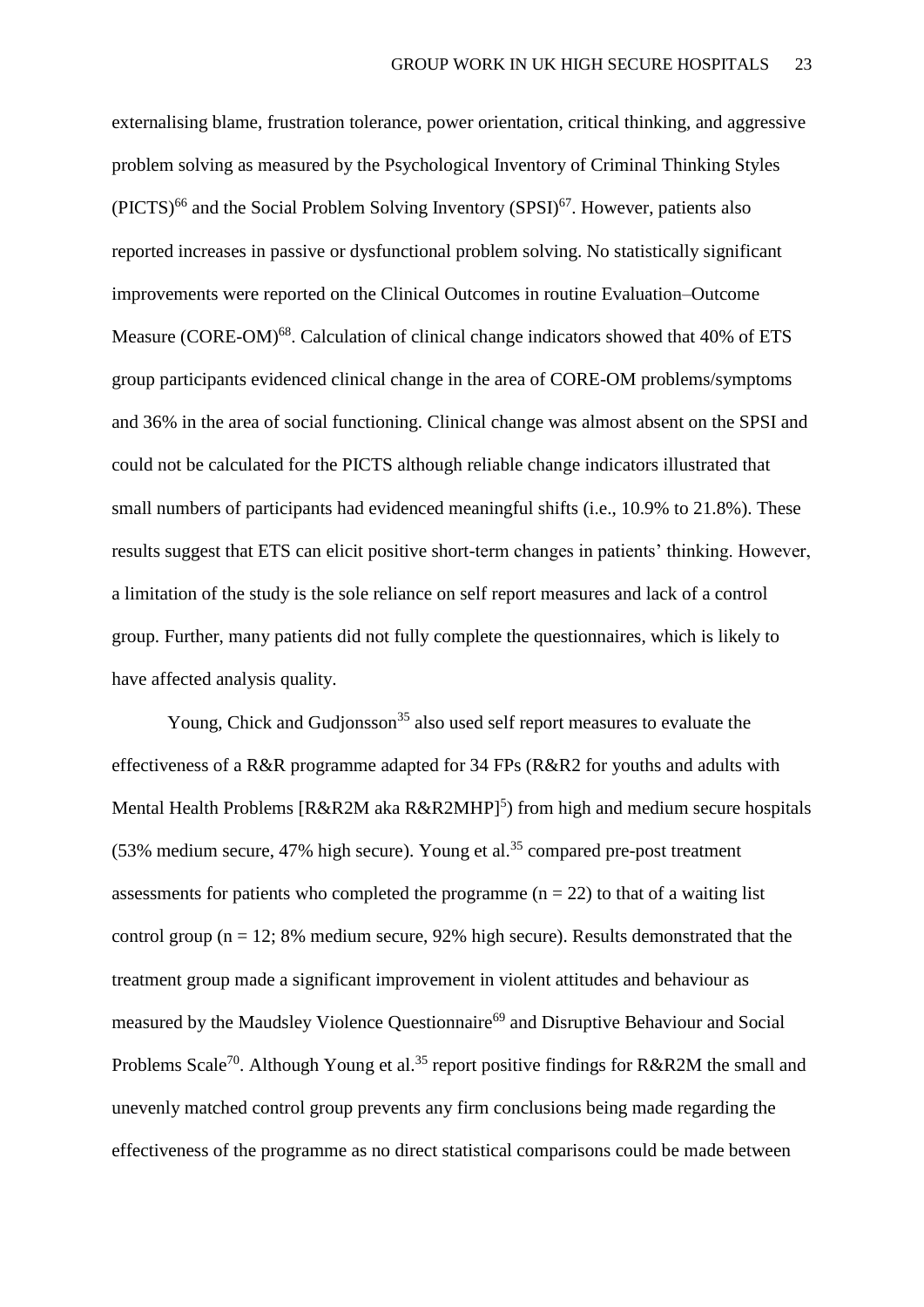externalising blame, frustration tolerance, power orientation, critical thinking, and aggressive problem solving as measured by the Psychological Inventory of Criminal Thinking Styles (PICTS)[66] and the Social Problem Solving Inventory (SPSI)[67]. However, patients also reported increases in passive or dysfunctional problem solving. No statistically significant improvements were reported on the Clinical Outcomes in routine Evaluation–Outcome Measure (CORE-OM)[68]. Calculation of clinical change indicators showed that 40% of ETS group participants evidenced clinical change in the area of CORE-OM problems/symptoms and 36% in the area of social functioning. Clinical change was almost absent on the SPSI and could not be calculated for the PICTS although reliable change indicators illustrated that small numbers of participants had evidenced meaningful shifts (i.e., 10.9% to 21.8%). These results suggest that ETS can elicit positive short-term changes in patients' thinking. However, a limitation of the study is the sole reliance on self report measures and lack of a control group. Further, many patients did not fully complete the questionnaires, which is likely to have affected analysis quality.

Young, Chick and Gudjonsson[35] also used self report measures to evaluate the effectiveness of a R&R programme adapted for 34 FPs (R&R2 for youths and adults with Mental Health Problems [R&R2M aka R&R2MHP][5]) from high and medium secure hospitals (53% medium secure, 47% high secure). Young et al.[35] compared pre-post treatment assessments for patients who completed the programme ($n = 22$) to that of a waiting list control group ($n = 12$; 8% medium secure, 92% high secure). Results demonstrated that the treatment group made a significant improvement in violent attitudes and behaviour as measured by the Maudsley Violence Questionnaire[69] and Disruptive Behaviour and Social Problems Scale[70]. Although Young et al.[35] report positive findings for R&R2M the small and unevenly matched control group prevents any firm conclusions being made regarding the effectiveness of the programme as no direct statistical comparisons could be made between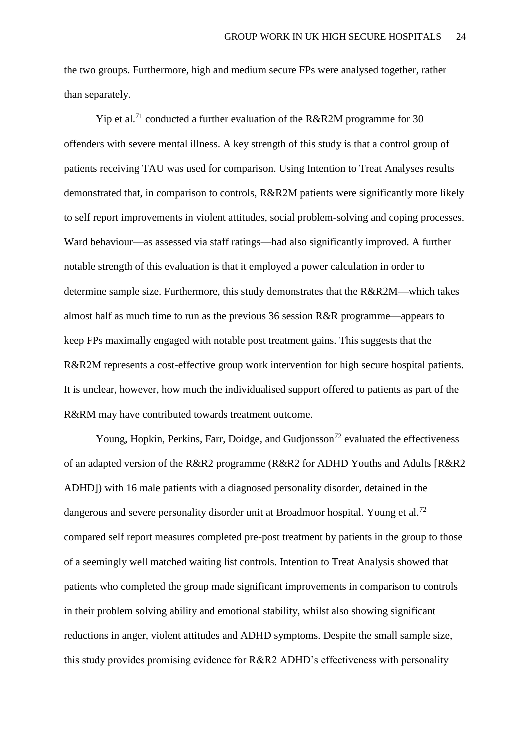the two groups. Furthermore, high and medium secure FPs were analysed together, rather than separately.

Yip et al.[71] conducted a further evaluation of the R&R2M programme for 30 offenders with severe mental illness. A key strength of this study is that a control group of patients receiving TAU was used for comparison. Using Intention to Treat Analyses results demonstrated that, in comparison to controls, R&R2M patients were significantly more likely to self report improvements in violent attitudes, social problem-solving and coping processes. Ward behaviour—as assessed via staff ratings—had also significantly improved. A further notable strength of this evaluation is that it employed a power calculation in order to determine sample size. Furthermore, this study demonstrates that the R&R2M—which takes almost half as much time to run as the previous 36 session R&R programme—appears to keep FPs maximally engaged with notable post treatment gains. This suggests that the R&R2M represents a cost-effective group work intervention for high secure hospital patients. It is unclear, however, how much the individualised support offered to patients as part of the R&RM may have contributed towards treatment outcome.

Young, Hopkin, Perkins, Farr, Doidge, and Gudjonsson[72] evaluated the effectiveness of an adapted version of the R&R2 programme (R&R2 for ADHD Youths and Adults [R&R2 ADHD]) with 16 male patients with a diagnosed personality disorder, detained in the dangerous and severe personality disorder unit at Broadmoor hospital. Young et al.[72] compared self report measures completed pre-post treatment by patients in the group to those of a seemingly well matched waiting list controls. Intention to Treat Analysis showed that patients who completed the group made significant improvements in comparison to controls in their problem solving ability and emotional stability, whilst also showing significant reductions in anger, violent attitudes and ADHD symptoms. Despite the small sample size, this study provides promising evidence for R&R2 ADHD's effectiveness with personality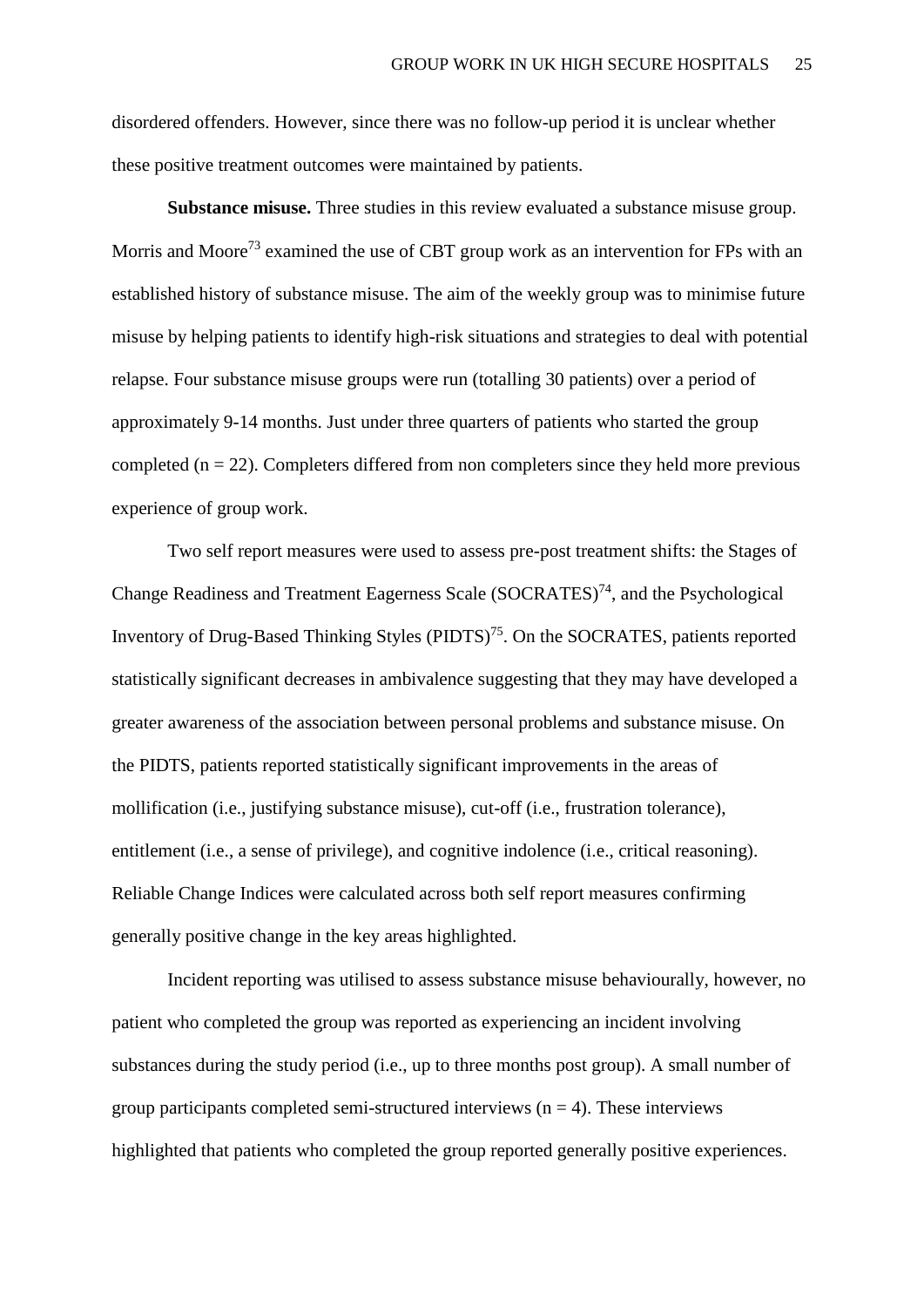disordered offenders. However, since there was no follow-up period it is unclear whether these positive treatment outcomes were maintained by patients.

**Substance misuse.** Three studies in this review evaluated a substance misuse group. Morris and Moore[73] examined the use of CBT group work as an intervention for FPs with an established history of substance misuse. The aim of the weekly group was to minimise future misuse by helping patients to identify high-risk situations and strategies to deal with potential relapse. Four substance misuse groups were run (totalling 30 patients) over a period of approximately 9-14 months. Just under three quarters of patients who started the group completed ($n = 22$). Completers differed from non completers since they held more previous experience of group work.

Two self report measures were used to assess pre-post treatment shifts: the Stages of Change Readiness and Treatment Eagerness Scale (SOCRATES)[74], and the Psychological Inventory of Drug-Based Thinking Styles (PIDTS)[75]. On the SOCRATES, patients reported statistically significant decreases in ambivalence suggesting that they may have developed a greater awareness of the association between personal problems and substance misuse. On the PIDTS, patients reported statistically significant improvements in the areas of mollification (i.e., justifying substance misuse), cut-off (i.e., frustration tolerance), entitlement (i.e., a sense of privilege), and cognitive indolence (i.e., critical reasoning). Reliable Change Indices were calculated across both self report measures confirming generally positive change in the key areas highlighted.

Incident reporting was utilised to assess substance misuse behaviourally, however, no patient who completed the group was reported as experiencing an incident involving substances during the study period (i.e., up to three months post group). A small number of group participants completed semi-structured interviews ($n = 4$). These interviews highlighted that patients who completed the group reported generally positive experiences.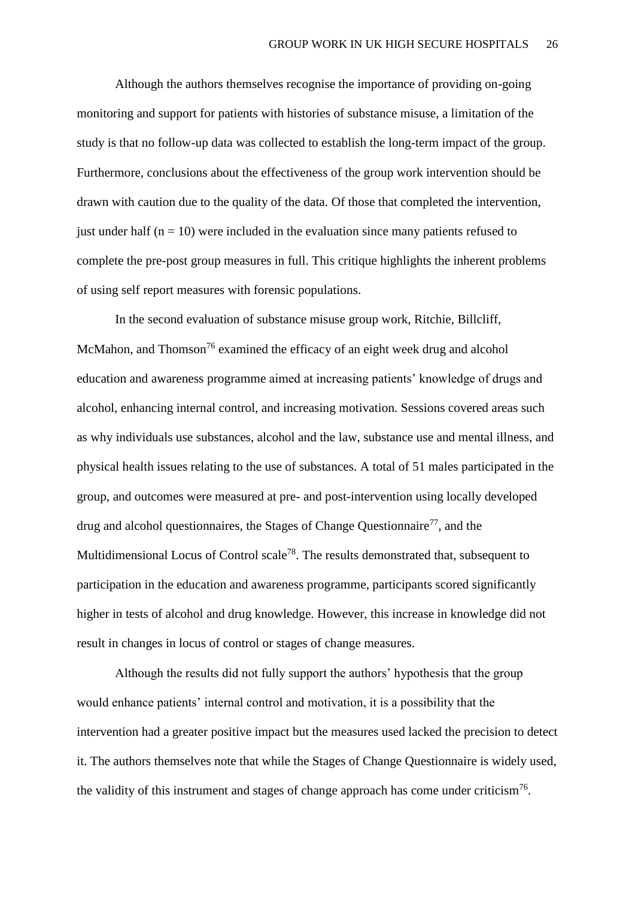Although the authors themselves recognise the importance of providing on-going monitoring and support for patients with histories of substance misuse, a limitation of the study is that no follow-up data was collected to establish the long-term impact of the group. Furthermore, conclusions about the effectiveness of the group work intervention should be drawn with caution due to the quality of the data. Of those that completed the intervention, just under half (n = 10) were included in the evaluation since many patients refused to complete the pre-post group measures in full. This critique highlights the inherent problems of using self report measures with forensic populations.

In the second evaluation of substance misuse group work, Ritchie, Billcliff, McMahon, and Thomson[76] examined the efficacy of an eight week drug and alcohol education and awareness programme aimed at increasing patients' knowledge of drugs and alcohol, enhancing internal control, and increasing motivation. Sessions covered areas such as why individuals use substances, alcohol and the law, substance use and mental illness, and physical health issues relating to the use of substances. A total of 51 males participated in the group, and outcomes were measured at pre- and post-intervention using locally developed drug and alcohol questionnaires, the Stages of Change Questionnaire[77], and the Multidimensional Locus of Control scale[78]. The results demonstrated that, subsequent to participation in the education and awareness programme, participants scored significantly higher in tests of alcohol and drug knowledge. However, this increase in knowledge did not result in changes in locus of control or stages of change measures.

Although the results did not fully support the authors' hypothesis that the group would enhance patients' internal control and motivation, it is a possibility that the intervention had a greater positive impact but the measures used lacked the precision to detect it. The authors themselves note that while the Stages of Change Questionnaire is widely used, the validity of this instrument and stages of change approach has come under criticism[76].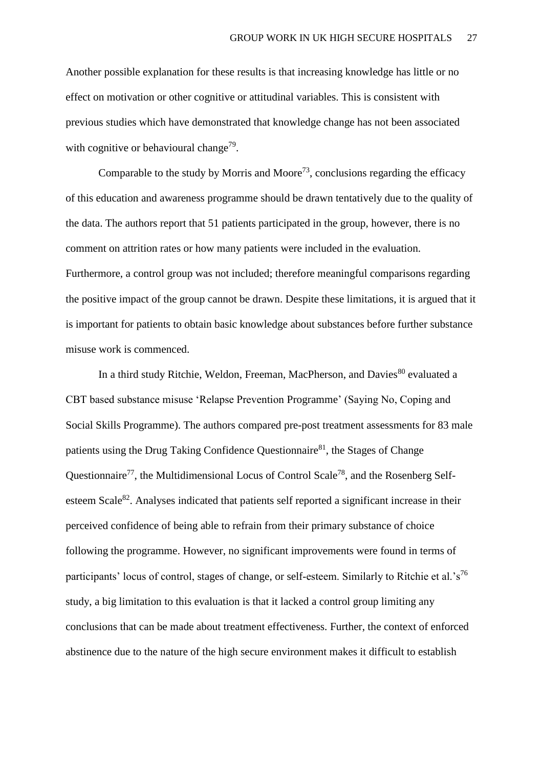Another possible explanation for these results is that increasing knowledge has little or no effect on motivation or other cognitive or attitudinal variables. This is consistent with previous studies which have demonstrated that knowledge change has not been associated with cognitive or behavioural change[79].

Comparable to the study by Morris and Moore[73], conclusions regarding the efficacy of this education and awareness programme should be drawn tentatively due to the quality of the data. The authors report that 51 patients participated in the group, however, there is no comment on attrition rates or how many patients were included in the evaluation. Furthermore, a control group was not included; therefore meaningful comparisons regarding the positive impact of the group cannot be drawn. Despite these limitations, it is argued that it is important for patients to obtain basic knowledge about substances before further substance misuse work is commenced.

In a third study Ritchie, Weldon, Freeman, MacPherson, and Davies[80] evaluated a CBT based substance misuse 'Relapse Prevention Programme' (Saying No, Coping and Social Skills Programme). The authors compared pre-post treatment assessments for 83 male patients using the Drug Taking Confidence Questionnaire[81], the Stages of Change Questionnaire[77], the Multidimensional Locus of Control Scale[78], and the Rosenberg Self-esteem Scale[82]. Analyses indicated that patients self reported a significant increase in their perceived confidence of being able to refrain from their primary substance of choice following the programme. However, no significant improvements were found in terms of participants' locus of control, stages of change, or self-esteem. Similarly to Ritchie et al.'s[76] study, a big limitation to this evaluation is that it lacked a control group limiting any conclusions that can be made about treatment effectiveness. Further, the context of enforced abstinence due to the nature of the high secure environment makes it difficult to establish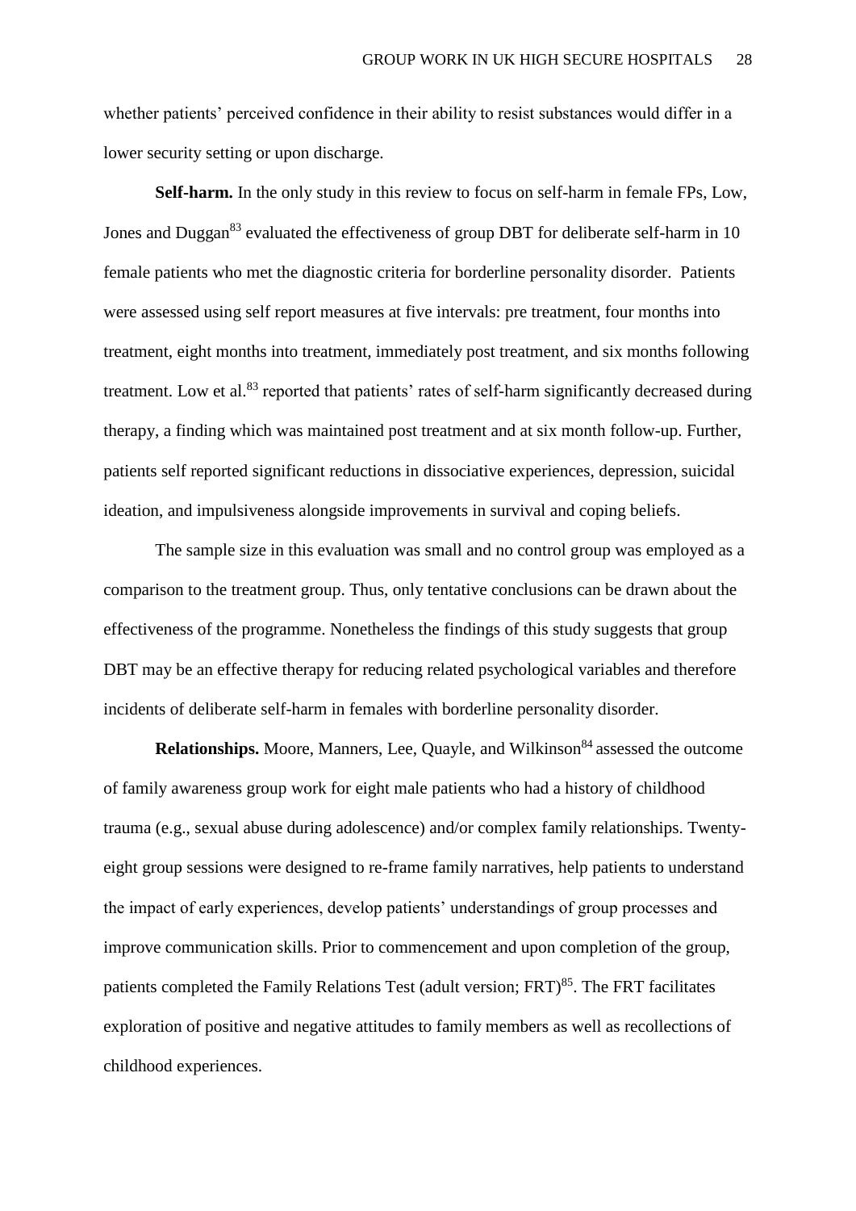whether patients' perceived confidence in their ability to resist substances would differ in a lower security setting or upon discharge.

**Self-harm.** In the only study in this review to focus on self-harm in female FPs, Low, Jones and Duggan[83] evaluated the effectiveness of group DBT for deliberate self-harm in 10 female patients who met the diagnostic criteria for borderline personality disorder. Patients were assessed using self report measures at five intervals: pre treatment, four months into treatment, eight months into treatment, immediately post treatment, and six months following treatment. Low et al.[83] reported that patients' rates of self-harm significantly decreased during therapy, a finding which was maintained post treatment and at six month follow-up. Further, patients self reported significant reductions in dissociative experiences, depression, suicidal ideation, and impulsiveness alongside improvements in survival and coping beliefs.

The sample size in this evaluation was small and no control group was employed as a comparison to the treatment group. Thus, only tentative conclusions can be drawn about the effectiveness of the programme. Nonetheless the findings of this study suggests that group DBT may be an effective therapy for reducing related psychological variables and therefore incidents of deliberate self-harm in females with borderline personality disorder.

**Relationships.** Moore, Manners, Lee, Quayle, and Wilkinson[84] assessed the outcome of family awareness group work for eight male patients who had a history of childhood trauma (e.g., sexual abuse during adolescence) and/or complex family relationships. Twenty-eight group sessions were designed to re-frame family narratives, help patients to understand the impact of early experiences, develop patients' understandings of group processes and improve communication skills. Prior to commencement and upon completion of the group, patients completed the Family Relations Test (adult version; FRT)[85]. The FRT facilitates exploration of positive and negative attitudes to family members as well as recollections of childhood experiences.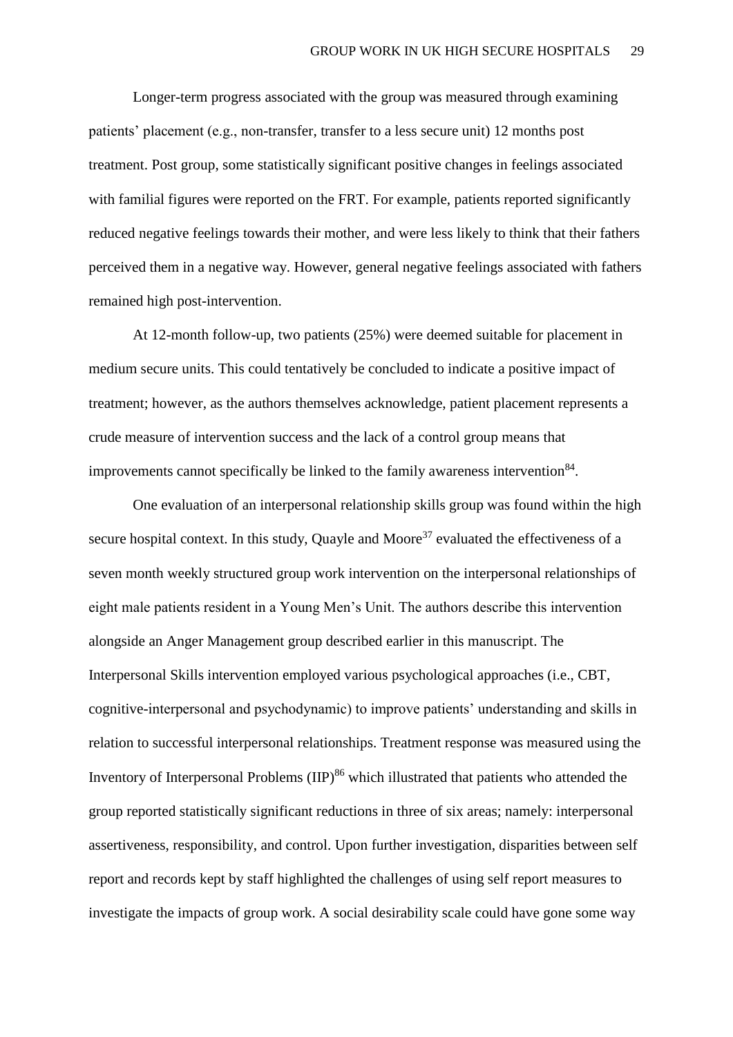Longer-term progress associated with the group was measured through examining patients' placement (e.g., non-transfer, transfer to a less secure unit) 12 months post treatment. Post group, some statistically significant positive changes in feelings associated with familial figures were reported on the FRT. For example, patients reported significantly reduced negative feelings towards their mother, and were less likely to think that their fathers perceived them in a negative way. However, general negative feelings associated with fathers remained high post-intervention.

At 12-month follow-up, two patients (25%) were deemed suitable for placement in medium secure units. This could tentatively be concluded to indicate a positive impact of treatment; however, as the authors themselves acknowledge, patient placement represents a crude measure of intervention success and the lack of a control group means that improvements cannot specifically be linked to the family awareness intervention[84].

One evaluation of an interpersonal relationship skills group was found within the high secure hospital context. In this study, Quayle and Moore[37] evaluated the effectiveness of a seven month weekly structured group work intervention on the interpersonal relationships of eight male patients resident in a Young Men's Unit. The authors describe this intervention alongside an Anger Management group described earlier in this manuscript. The Interpersonal Skills intervention employed various psychological approaches (i.e., CBT, cognitive-interpersonal and psychodynamic) to improve patients' understanding and skills in relation to successful interpersonal relationships. Treatment response was measured using the Inventory of Interpersonal Problems (IIP)[86] which illustrated that patients who attended the group reported statistically significant reductions in three of six areas; namely: interpersonal assertiveness, responsibility, and control. Upon further investigation, disparities between self report and records kept by staff highlighted the challenges of using self report measures to investigate the impacts of group work. A social desirability scale could have gone some way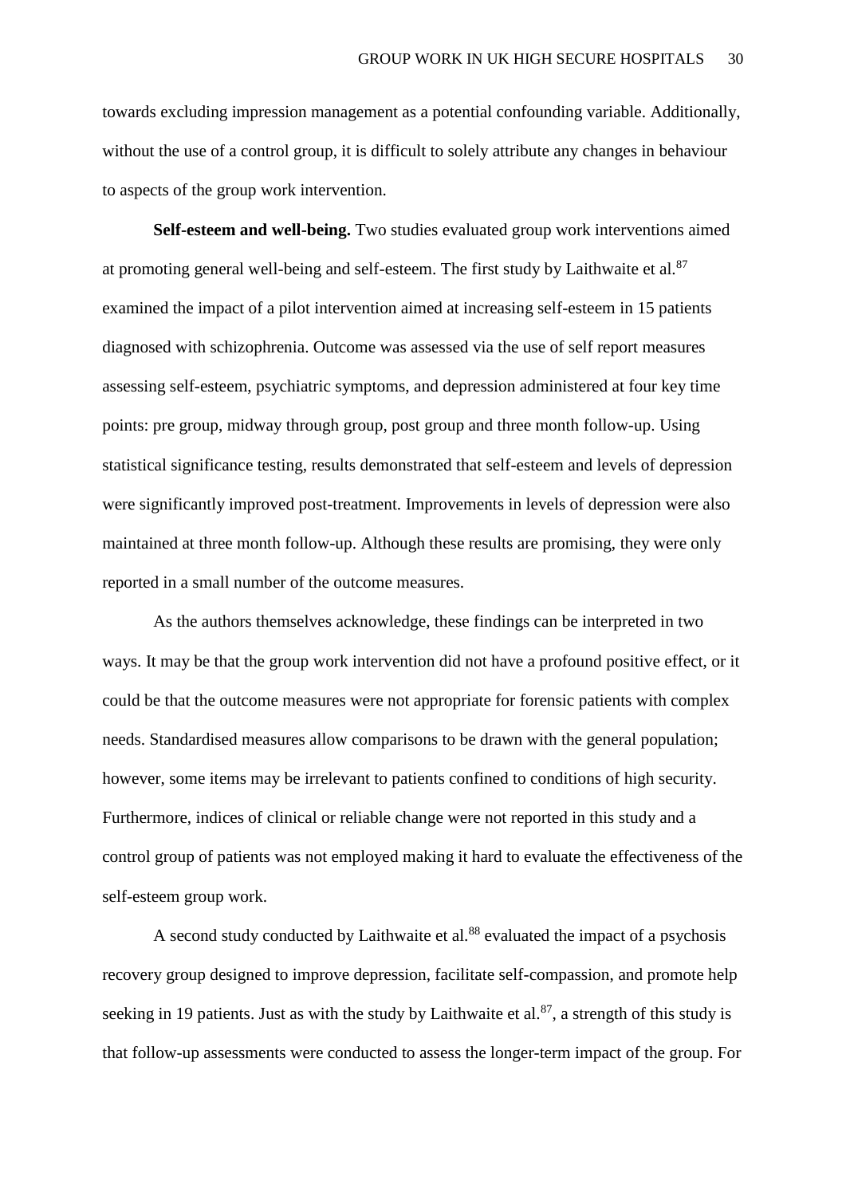towards excluding impression management as a potential confounding variable. Additionally, without the use of a control group, it is difficult to solely attribute any changes in behaviour to aspects of the group work intervention.

**Self-esteem and well-being.** Two studies evaluated group work interventions aimed at promoting general well-being and self-esteem. The first study by Laithwaite et al.[87] examined the impact of a pilot intervention aimed at increasing self-esteem in 15 patients diagnosed with schizophrenia. Outcome was assessed via the use of self report measures assessing self-esteem, psychiatric symptoms, and depression administered at four key time points: pre group, midway through group, post group and three month follow-up. Using statistical significance testing, results demonstrated that self-esteem and levels of depression were significantly improved post-treatment. Improvements in levels of depression were also maintained at three month follow-up. Although these results are promising, they were only reported in a small number of the outcome measures.

As the authors themselves acknowledge, these findings can be interpreted in two ways. It may be that the group work intervention did not have a profound positive effect, or it could be that the outcome measures were not appropriate for forensic patients with complex needs. Standardised measures allow comparisons to be drawn with the general population; however, some items may be irrelevant to patients confined to conditions of high security. Furthermore, indices of clinical or reliable change were not reported in this study and a control group of patients was not employed making it hard to evaluate the effectiveness of the self-esteem group work.

A second study conducted by Laithwaite et al.[88] evaluated the impact of a psychosis recovery group designed to improve depression, facilitate self-compassion, and promote help seeking in 19 patients. Just as with the study by Laithwaite et al.[87], a strength of this study is that follow-up assessments were conducted to assess the longer-term impact of the group. For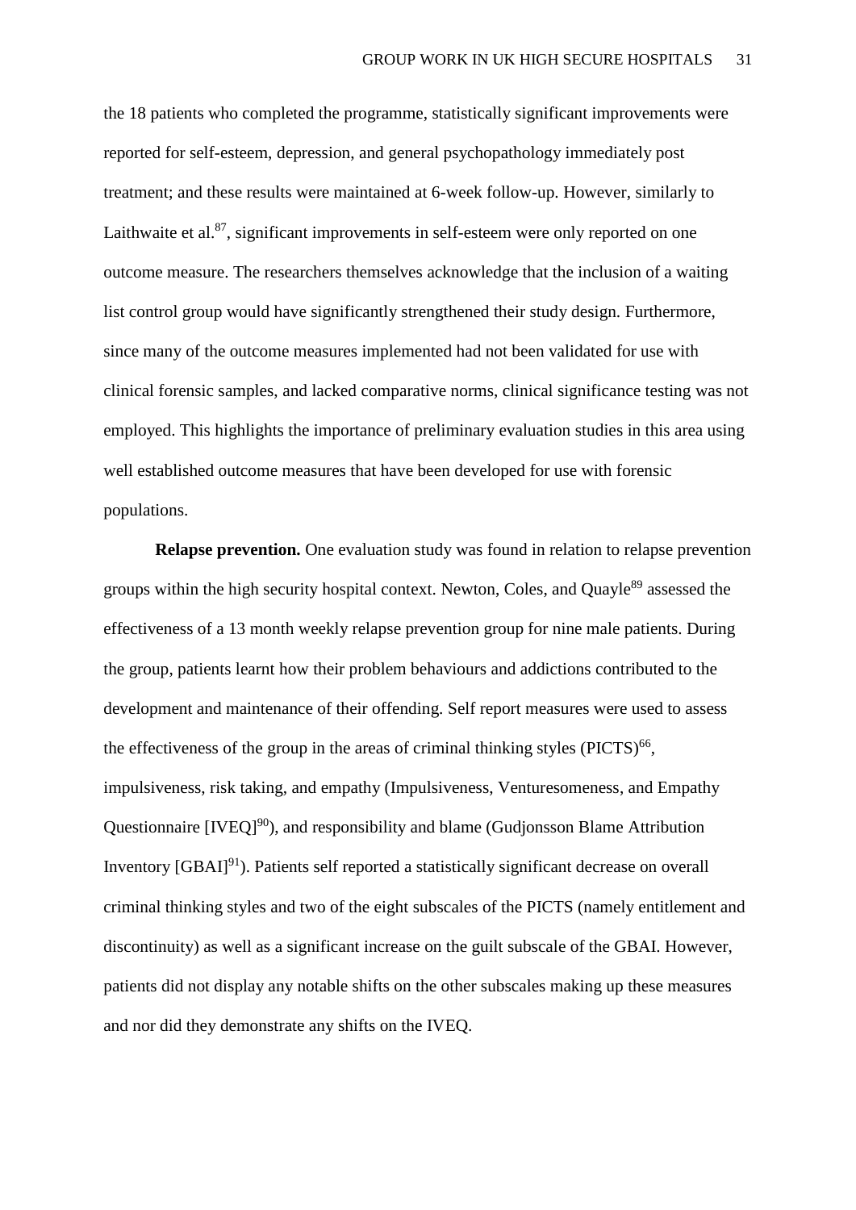the 18 patients who completed the programme, statistically significant improvements were reported for self-esteem, depression, and general psychopathology immediately post treatment; and these results were maintained at 6-week follow-up. However, similarly to Laithwaite et al.[87], significant improvements in self-esteem were only reported on one outcome measure. The researchers themselves acknowledge that the inclusion of a waiting list control group would have significantly strengthened their study design. Furthermore, since many of the outcome measures implemented had not been validated for use with clinical forensic samples, and lacked comparative norms, clinical significance testing was not employed. This highlights the importance of preliminary evaluation studies in this area using well established outcome measures that have been developed for use with forensic populations.

**Relapse prevention.** One evaluation study was found in relation to relapse prevention groups within the high security hospital context. Newton, Coles, and Quayle[89] assessed the effectiveness of a 13 month weekly relapse prevention group for nine male patients. During the group, patients learnt how their problem behaviours and addictions contributed to the development and maintenance of their offending. Self report measures were used to assess the effectiveness of the group in the areas of criminal thinking styles (PICTS)[66], impulsiveness, risk taking, and empathy (Impulsiveness, Venturesomeness, and Empathy Questionnaire [IVEQ][90]), and responsibility and blame (Gudjonsson Blame Attribution Inventory [GBAI][91]). Patients self reported a statistically significant decrease on overall criminal thinking styles and two of the eight subscales of the PICTS (namely entitlement and discontinuity) as well as a significant increase on the guilt subscale of the GBAI. However, patients did not display any notable shifts on the other subscales making up these measures and nor did they demonstrate any shifts on the IVEQ.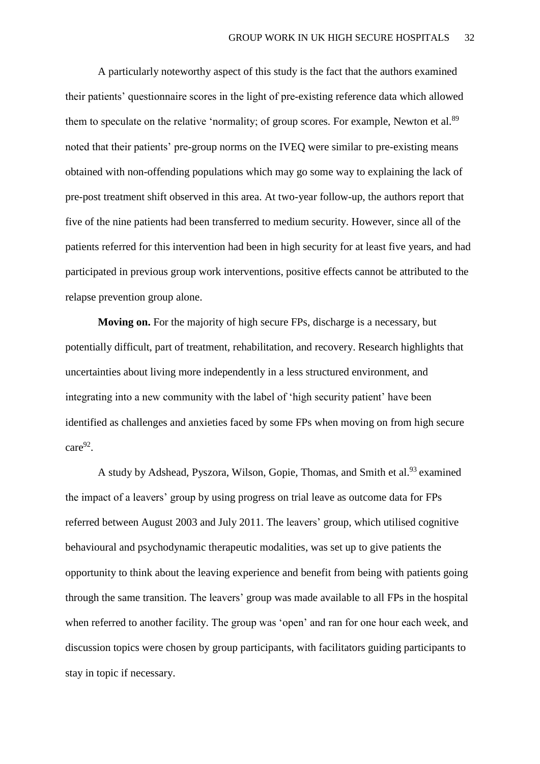A particularly noteworthy aspect of this study is the fact that the authors examined their patients' questionnaire scores in the light of pre-existing reference data which allowed them to speculate on the relative 'normality; of group scores. For example, Newton et al.[89] noted that their patients' pre-group norms on the IVEQ were similar to pre-existing means obtained with non-offending populations which may go some way to explaining the lack of pre-post treatment shift observed in this area. At two-year follow-up, the authors report that five of the nine patients had been transferred to medium security. However, since all of the patients referred for this intervention had been in high security for at least five years, and had participated in previous group work interventions, positive effects cannot be attributed to the relapse prevention group alone.

**Moving on.** For the majority of high secure FPs, discharge is a necessary, but potentially difficult, part of treatment, rehabilitation, and recovery. Research highlights that uncertainties about living more independently in a less structured environment, and integrating into a new community with the label of 'high security patient' have been identified as challenges and anxieties faced by some FPs when moving on from high secure care[92].

A study by Adshead, Pyszora, Wilson, Gopie, Thomas, and Smith et al.[93] examined the impact of a leavers' group by using progress on trial leave as outcome data for FPs referred between August 2003 and July 2011. The leavers' group, which utilised cognitive behavioural and psychodynamic therapeutic modalities, was set up to give patients the opportunity to think about the leaving experience and benefit from being with patients going through the same transition. The leavers' group was made available to all FPs in the hospital when referred to another facility. The group was 'open' and ran for one hour each week, and discussion topics were chosen by group participants, with facilitators guiding participants to stay in topic if necessary.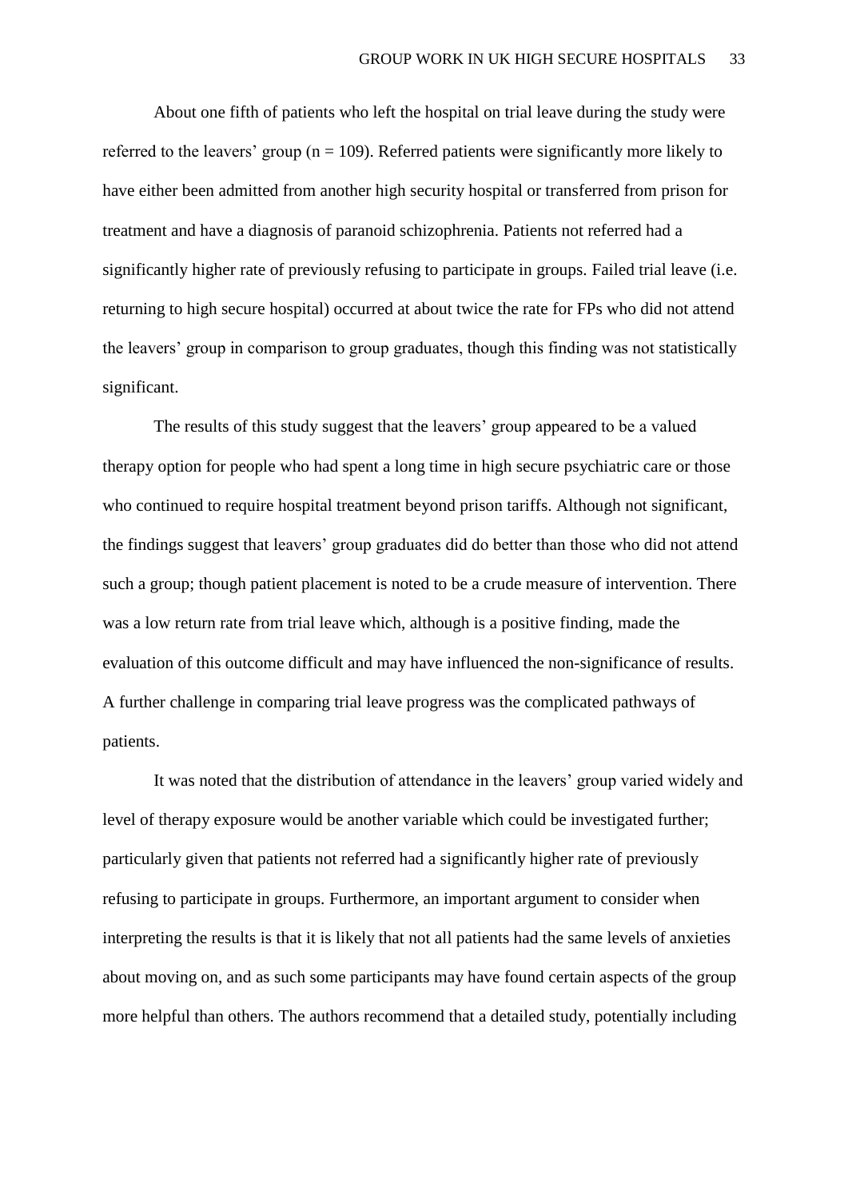About one fifth of patients who left the hospital on trial leave during the study were referred to the leavers' group ($n = 109$). Referred patients were significantly more likely to have either been admitted from another high security hospital or transferred from prison for treatment and have a diagnosis of paranoid schizophrenia. Patients not referred had a significantly higher rate of previously refusing to participate in groups. Failed trial leave (i.e. returning to high secure hospital) occurred at about twice the rate for FPs who did not attend the leavers' group in comparison to group graduates, though this finding was not statistically significant.

The results of this study suggest that the leavers' group appeared to be a valued therapy option for people who had spent a long time in high secure psychiatric care or those who continued to require hospital treatment beyond prison tariffs. Although not significant, the findings suggest that leavers' group graduates did do better than those who did not attend such a group; though patient placement is noted to be a crude measure of intervention. There was a low return rate from trial leave which, although is a positive finding, made the evaluation of this outcome difficult and may have influenced the non-significance of results. A further challenge in comparing trial leave progress was the complicated pathways of patients.

It was noted that the distribution of attendance in the leavers' group varied widely and level of therapy exposure would be another variable which could be investigated further; particularly given that patients not referred had a significantly higher rate of previously refusing to participate in groups. Furthermore, an important argument to consider when interpreting the results is that it is likely that not all patients had the same levels of anxieties about moving on, and as such some participants may have found certain aspects of the group more helpful than others. The authors recommend that a detailed study, potentially including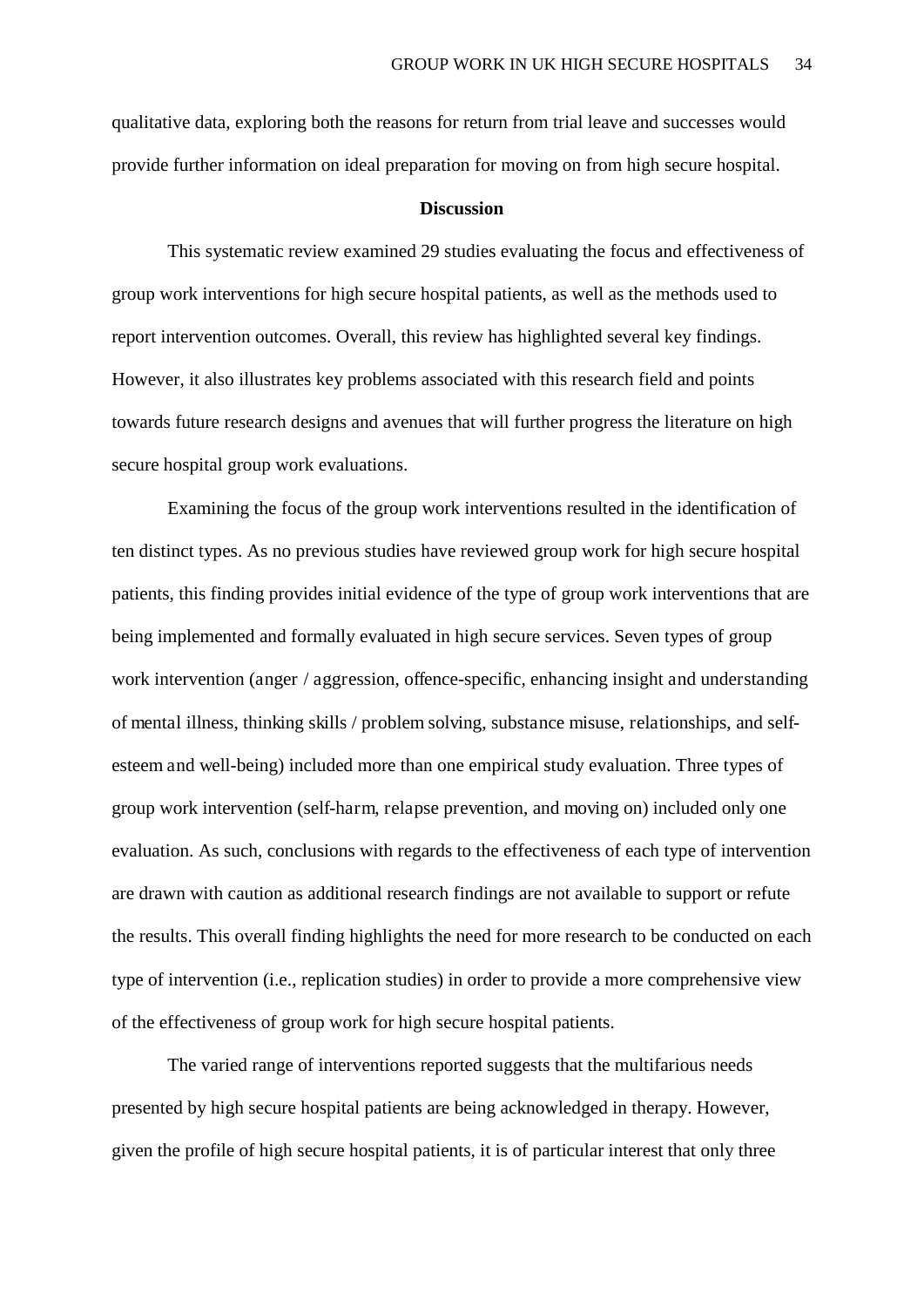qualitative data, exploring both the reasons for return from trial leave and successes would provide further information on ideal preparation for moving on from high secure hospital.

## Discussion

This systematic review examined 29 studies evaluating the focus and effectiveness of group work interventions for high secure hospital patients, as well as the methods used to report intervention outcomes. Overall, this review has highlighted several key findings. However, it also illustrates key problems associated with this research field and points towards future research designs and avenues that will further progress the literature on high secure hospital group work evaluations.

Examining the focus of the group work interventions resulted in the identification of ten distinct types. As no previous studies have reviewed group work for high secure hospital patients, this finding provides initial evidence of the type of group work interventions that are being implemented and formally evaluated in high secure services. Seven types of group work intervention (anger / aggression, offence-specific, enhancing insight and understanding of mental illness, thinking skills / problem solving, substance misuse, relationships, and self-esteem and well-being) included more than one empirical study evaluation. Three types of group work intervention (self-harm, relapse prevention, and moving on) included only one evaluation. As such, conclusions with regards to the effectiveness of each type of intervention are drawn with caution as additional research findings are not available to support or refute the results. This overall finding highlights the need for more research to be conducted on each type of intervention (i.e., replication studies) in order to provide a more comprehensive view of the effectiveness of group work for high secure hospital patients.

The varied range of interventions reported suggests that the multifarious needs presented by high secure hospital patients are being acknowledged in therapy. However, given the profile of high secure hospital patients, it is of particular interest that only three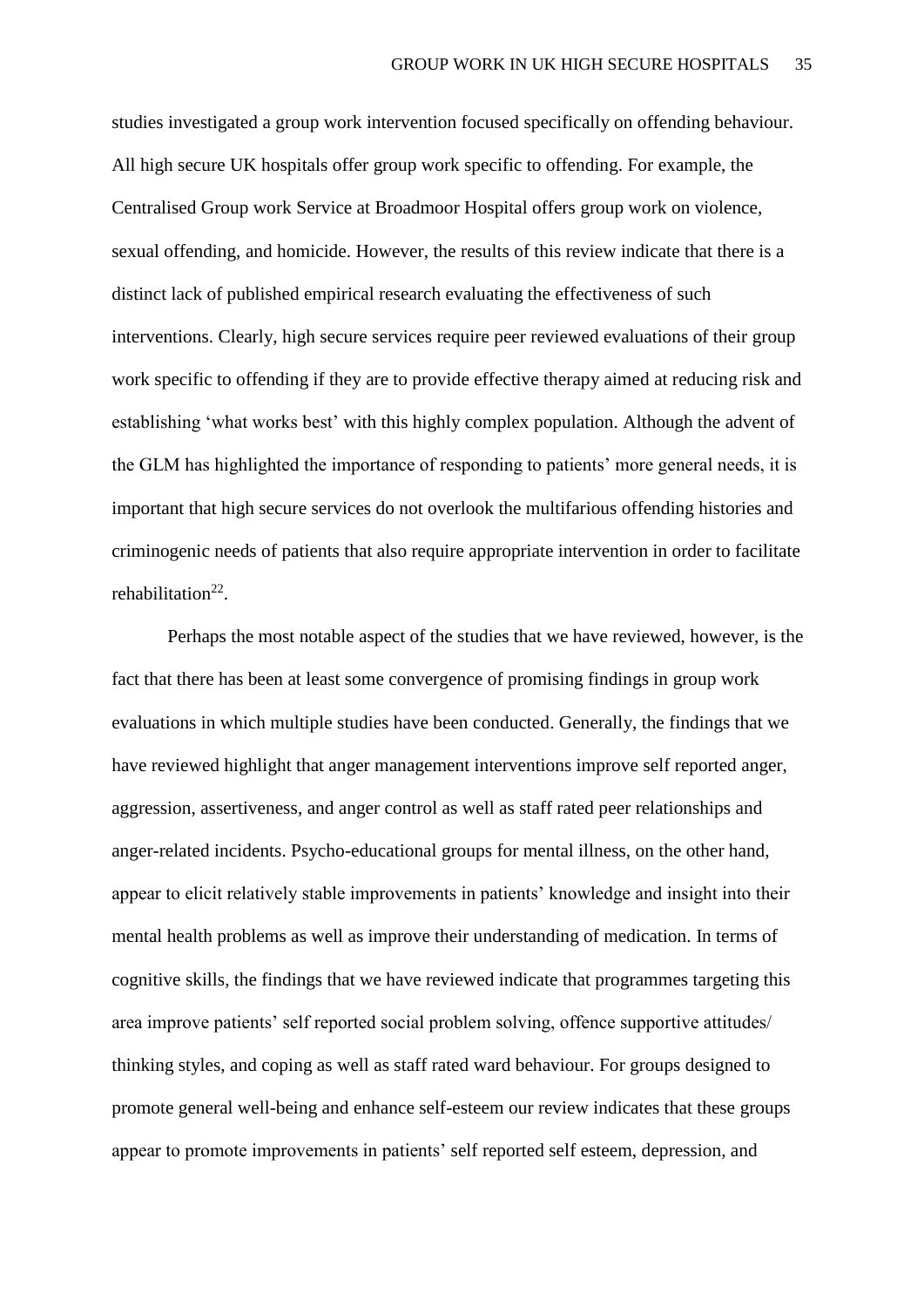studies investigated a group work intervention focused specifically on offending behaviour. All high secure UK hospitals offer group work specific to offending. For example, the Centralised Group work Service at Broadmoor Hospital offers group work on violence, sexual offending, and homicide. However, the results of this review indicate that there is a distinct lack of published empirical research evaluating the effectiveness of such interventions. Clearly, high secure services require peer reviewed evaluations of their group work specific to offending if they are to provide effective therapy aimed at reducing risk and establishing 'what works best' with this highly complex population. Although the advent of the GLM has highlighted the importance of responding to patients' more general needs, it is important that high secure services do not overlook the multifarious offending histories and criminogenic needs of patients that also require appropriate intervention in order to facilitate rehabilitation[22].

Perhaps the most notable aspect of the studies that we have reviewed, however, is the fact that there has been at least some convergence of promising findings in group work evaluations in which multiple studies have been conducted. Generally, the findings that we have reviewed highlight that anger management interventions improve self reported anger, aggression, assertiveness, and anger control as well as staff rated peer relationships and anger-related incidents. Psycho-educational groups for mental illness, on the other hand, appear to elicit relatively stable improvements in patients' knowledge and insight into their mental health problems as well as improve their understanding of medication. In terms of cognitive skills, the findings that we have reviewed indicate that programmes targeting this area improve patients' self reported social problem solving, offence supportive attitudes/ thinking styles, and coping as well as staff rated ward behaviour. For groups designed to promote general well-being and enhance self-esteem our review indicates that these groups appear to promote improvements in patients' self reported self esteem, depression, and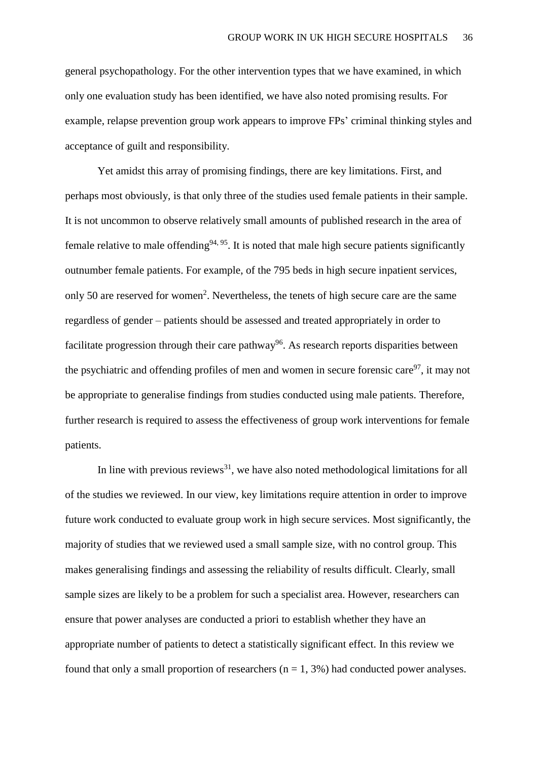general psychopathology. For the other intervention types that we have examined, in which only one evaluation study has been identified, we have also noted promising results. For example, relapse prevention group work appears to improve FPs' criminal thinking styles and acceptance of guilt and responsibility.

Yet amidst this array of promising findings, there are key limitations. First, and perhaps most obviously, is that only three of the studies used female patients in their sample. It is not uncommon to observe relatively small amounts of published research in the area of female relative to male offending[94, 95]. It is noted that male high secure patients significantly outnumber female patients. For example, of the 795 beds in high secure inpatient services, only 50 are reserved for women[2]. Nevertheless, the tenets of high secure care are the same regardless of gender – patients should be assessed and treated appropriately in order to facilitate progression through their care pathway[96]. As research reports disparities between the psychiatric and offending profiles of men and women in secure forensic care[97], it may not be appropriate to generalise findings from studies conducted using male patients. Therefore, further research is required to assess the effectiveness of group work interventions for female patients.

In line with previous reviews[31], we have also noted methodological limitations for all of the studies we reviewed. In our view, key limitations require attention in order to improve future work conducted to evaluate group work in high secure services. Most significantly, the majority of studies that we reviewed used a small sample size, with no control group. This makes generalising findings and assessing the reliability of results difficult. Clearly, small sample sizes are likely to be a problem for such a specialist area. However, researchers can ensure that power analyses are conducted a priori to establish whether they have an appropriate number of patients to detect a statistically significant effect. In this review we found that only a small proportion of researchers ($n = 1$, 3%) had conducted power analyses.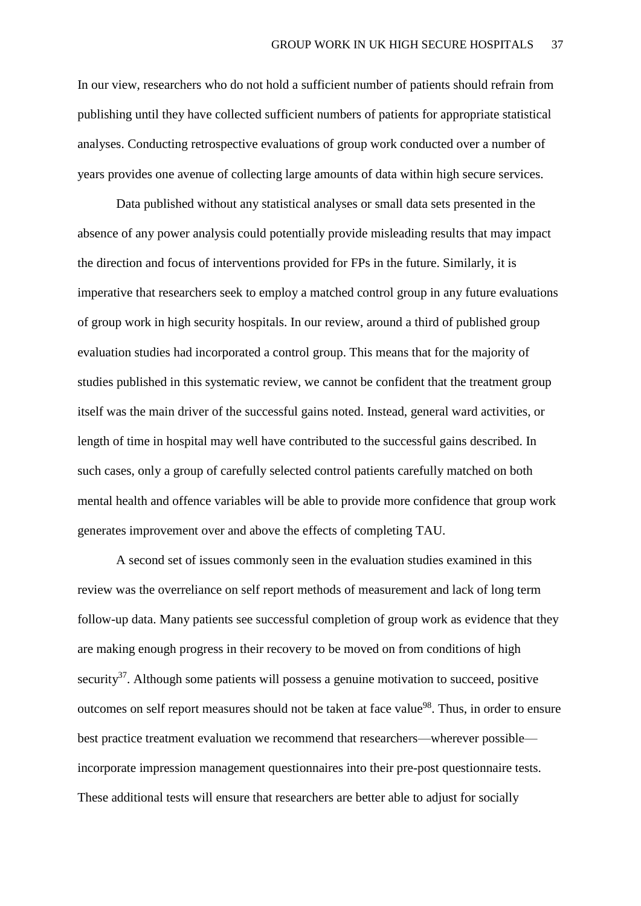In our view, researchers who do not hold a sufficient number of patients should refrain from publishing until they have collected sufficient numbers of patients for appropriate statistical analyses. Conducting retrospective evaluations of group work conducted over a number of years provides one avenue of collecting large amounts of data within high secure services.

Data published without any statistical analyses or small data sets presented in the absence of any power analysis could potentially provide misleading results that may impact the direction and focus of interventions provided for FPs in the future. Similarly, it is imperative that researchers seek to employ a matched control group in any future evaluations of group work in high security hospitals. In our review, around a third of published group evaluation studies had incorporated a control group. This means that for the majority of studies published in this systematic review, we cannot be confident that the treatment group itself was the main driver of the successful gains noted. Instead, general ward activities, or length of time in hospital may well have contributed to the successful gains described. In such cases, only a group of carefully selected control patients carefully matched on both mental health and offence variables will be able to provide more confidence that group work generates improvement over and above the effects of completing TAU.

A second set of issues commonly seen in the evaluation studies examined in this review was the overreliance on self report methods of measurement and lack of long term follow-up data. Many patients see successful completion of group work as evidence that they are making enough progress in their recovery to be moved on from conditions of high security[37]. Although some patients will possess a genuine motivation to succeed, positive outcomes on self report measures should not be taken at face value[98]. Thus, in order to ensure best practice treatment evaluation we recommend that researchers—wherever possible—incorporate impression management questionnaires into their pre-post questionnaire tests. These additional tests will ensure that researchers are better able to adjust for socially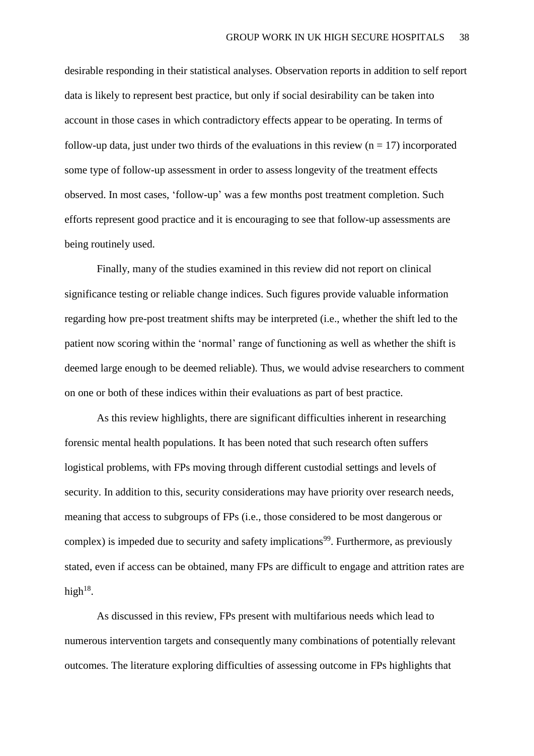desirable responding in their statistical analyses. Observation reports in addition to self report data is likely to represent best practice, but only if social desirability can be taken into account in those cases in which contradictory effects appear to be operating. In terms of follow-up data, just under two thirds of the evaluations in this review ($n = 17$) incorporated some type of follow-up assessment in order to assess longevity of the treatment effects observed. In most cases, 'follow-up' was a few months post treatment completion. Such efforts represent good practice and it is encouraging to see that follow-up assessments are being routinely used.

Finally, many of the studies examined in this review did not report on clinical significance testing or reliable change indices. Such figures provide valuable information regarding how pre-post treatment shifts may be interpreted (i.e., whether the shift led to the patient now scoring within the 'normal' range of functioning as well as whether the shift is deemed large enough to be deemed reliable). Thus, we would advise researchers to comment on one or both of these indices within their evaluations as part of best practice.

As this review highlights, there are significant difficulties inherent in researching forensic mental health populations. It has been noted that such research often suffers logistical problems, with FPs moving through different custodial settings and levels of security. In addition to this, security considerations may have priority over research needs, meaning that access to subgroups of FPs (i.e., those considered to be most dangerous or complex) is impeded due to security and safety implications[99]. Furthermore, as previously stated, even if access can be obtained, many FPs are difficult to engage and attrition rates are high[18].

As discussed in this review, FPs present with multifarious needs which lead to numerous intervention targets and consequently many combinations of potentially relevant outcomes. The literature exploring difficulties of assessing outcome in FPs highlights that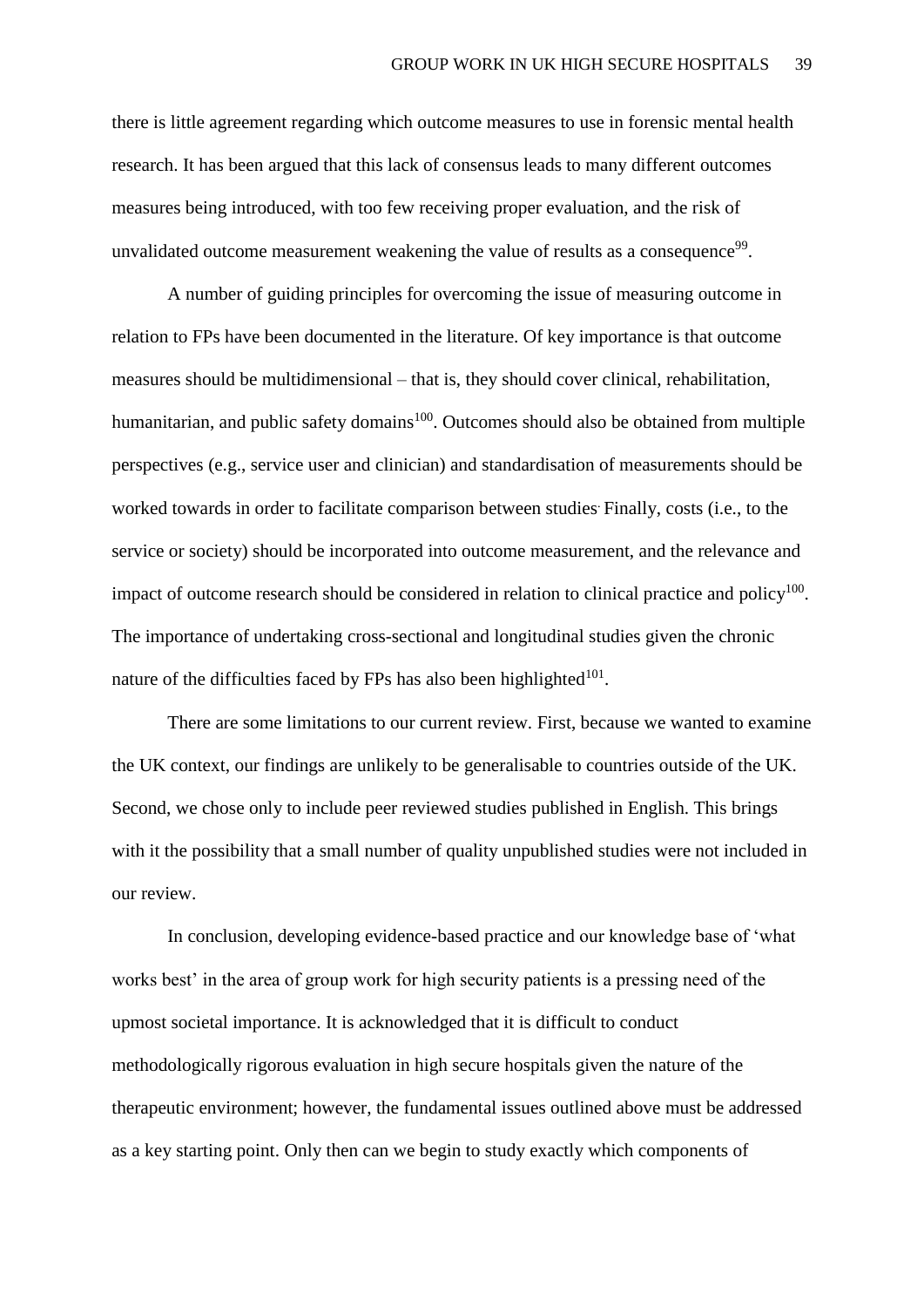there is little agreement regarding which outcome measures to use in forensic mental health research. It has been argued that this lack of consensus leads to many different outcomes measures being introduced, with too few receiving proper evaluation, and the risk of unvalidated outcome measurement weakening the value of results as a consequence[99].

A number of guiding principles for overcoming the issue of measuring outcome in relation to FPs have been documented in the literature. Of key importance is that outcome measures should be multidimensional – that is, they should cover clinical, rehabilitation, humanitarian, and public safety domains[100]. Outcomes should also be obtained from multiple perspectives (e.g., service user and clinician) and standardisation of measurements should be worked towards in order to facilitate comparison between studies. Finally, costs (i.e., to the service or society) should be incorporated into outcome measurement, and the relevance and impact of outcome research should be considered in relation to clinical practice and policy[100]. The importance of undertaking cross-sectional and longitudinal studies given the chronic nature of the difficulties faced by FPs has also been highlighted[101].

There are some limitations to our current review. First, because we wanted to examine the UK context, our findings are unlikely to be generalisable to countries outside of the UK. Second, we chose only to include peer reviewed studies published in English. This brings with it the possibility that a small number of quality unpublished studies were not included in our review.

In conclusion, developing evidence-based practice and our knowledge base of 'what works best' in the area of group work for high security patients is a pressing need of the upmost societal importance. It is acknowledged that it is difficult to conduct methodologically rigorous evaluation in high secure hospitals given the nature of the therapeutic environment; however, the fundamental issues outlined above must be addressed as a key starting point. Only then can we begin to study exactly which components of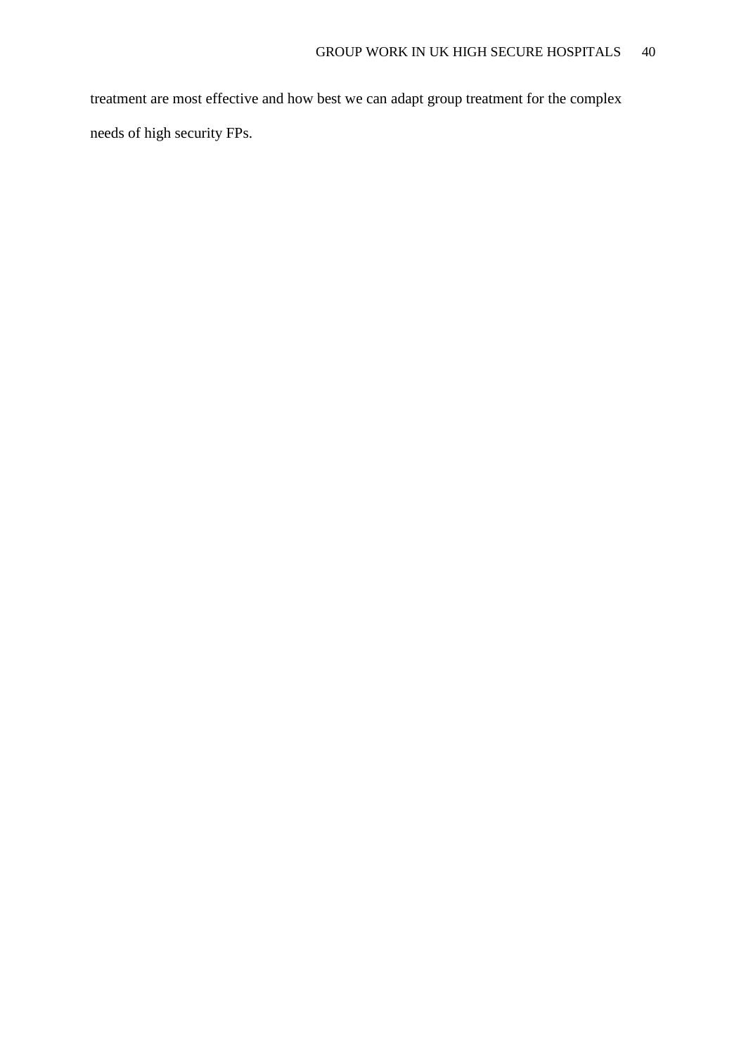treatment are most effective and how best we can adapt group treatment for the complex needs of high security FPs.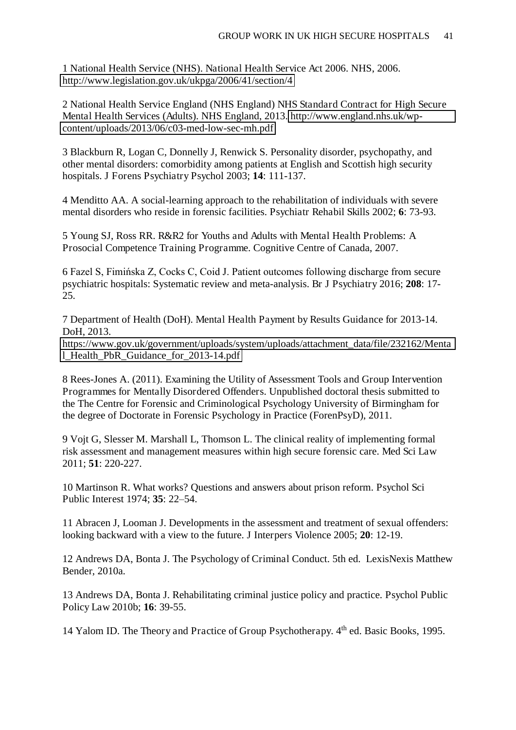1 National Health Service (NHS). National Health Service Act 2006. NHS, 2006. http://www.legislation.gov.uk/ukpga/2006/41/section/4

2 National Health Service England (NHS England) NHS Standard Contract for High Secure Mental Health Services (Adults). NHS England, 2013. http://www.england.nhs.uk/wp-content/uploads/2013/06/c03-med-low-sec-mh.pdf

3 Blackburn R, Logan C, Donnelly J, Renwick S. Personality disorder, psychopathy, and other mental disorders: comorbidity among patients at English and Scottish high security hospitals. J Forens Psychiatry Psychol 2003; **14**: 111-137.

4 Menditto AA. A social-learning approach to the rehabilitation of individuals with severe mental disorders who reside in forensic facilities. Psychiatr Rehabil Skills 2002; **6**: 73-93.

5 Young SJ, Ross RR. R&R2 for Youths and Adults with Mental Health Problems: A Prosocial Competence Training Programme. Cognitive Centre of Canada, 2007.

6 Fazel S, Fimińska Z, Cocks C, Coid J. Patient outcomes following discharge from secure psychiatric hospitals: Systematic review and meta-analysis. Br J Psychiatry 2016; **208**: 17-25.

7 Department of Health (DoH). Mental Health Payment by Results Guidance for 2013-14. DoH, 2013. https://www.gov.uk/government/uploads/system/uploads/attachment_data/file/232162/Mental_Health_PbR_Guidance_for_2013-14.pdf

8 Rees-Jones A. (2011). Examining the Utility of Assessment Tools and Group Intervention Programmes for Mentally Disordered Offenders. Unpublished doctoral thesis submitted to the The Centre for Forensic and Criminological Psychology University of Birmingham for the degree of Doctorate in Forensic Psychology in Practice (ForenPsyD), 2011.

9 Vojt G, Slesser M. Marshall L, Thomson L. The clinical reality of implementing formal risk assessment and management measures within high secure forensic care. Med Sci Law 2011; **51**: 220-227.

10 Martinson R. What works? Questions and answers about prison reform. Psychol Sci Public Interest 1974; **35**: 22–54.

11 Abracen J, Looman J. Developments in the assessment and treatment of sexual offenders: looking backward with a view to the future. J Interpers Violence 2005; **20**: 12-19.

12 Andrews DA, Bonta J. The Psychology of Criminal Conduct. 5th ed. LexisNexis Matthew Bender, 2010a.

13 Andrews DA, Bonta J. Rehabilitating criminal justice policy and practice. Psychol Public Policy Law 2010b; **16**: 39-55.

14 Yalom ID. The Theory and Practice of Group Psychotherapy. 4th ed. Basic Books, 1995.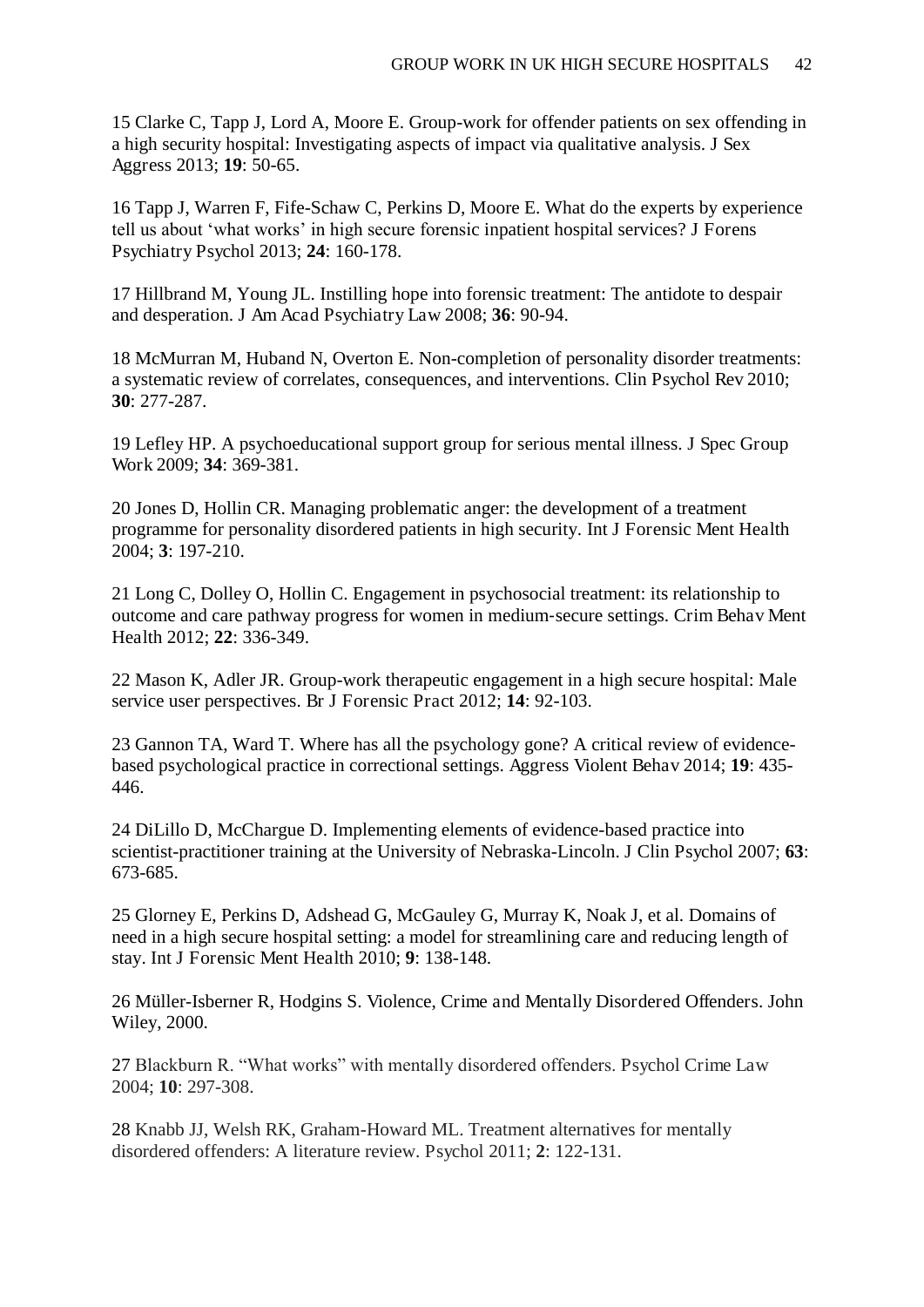15 Clarke C, Tapp J, Lord A, Moore E. Group-work for offender patients on sex offending in a high security hospital: Investigating aspects of impact via qualitative analysis. J Sex Aggress 2013; **19**: 50-65.

16 Tapp J, Warren F, Fife-Schaw C, Perkins D, Moore E. What do the experts by experience tell us about 'what works' in high secure forensic inpatient hospital services? J Forens Psychiatry Psychol 2013; **24**: 160-178.

17 Hillbrand M, Young JL. Instilling hope into forensic treatment: The antidote to despair and desperation. J Am Acad Psychiatry Law 2008; **36**: 90-94.

18 McMurran M, Huband N, Overton E. Non-completion of personality disorder treatments: a systematic review of correlates, consequences, and interventions. Clin Psychol Rev 2010; **30**: 277-287.

19 Lefley HP. A psychoeducational support group for serious mental illness. J Spec Group Work 2009; **34**: 369-381.

20 Jones D, Hollin CR. Managing problematic anger: the development of a treatment programme for personality disordered patients in high security. Int J Forensic Ment Health 2004; **3**: 197-210.

21 Long C, Dolley O, Hollin C. Engagement in psychosocial treatment: its relationship to outcome and care pathway progress for women in medium-secure settings. Crim Behav Ment Health 2012; **22**: 336-349.

22 Mason K, Adler JR. Group-work therapeutic engagement in a high secure hospital: Male service user perspectives. Br J Forensic Pract 2012; **14**: 92-103.

23 Gannon TA, Ward T. Where has all the psychology gone? A critical review of evidence-based psychological practice in correctional settings. Aggress Violent Behav 2014; **19**: 435-446.

24 DiLillo D, McChargue D. Implementing elements of evidence-based practice into scientist-practitioner training at the University of Nebraska-Lincoln. J Clin Psychol 2007; **63**: 673-685.

25 Glorney E, Perkins D, Adshead G, McGauley G, Murray K, Noak J, et al. Domains of need in a high secure hospital setting: a model for streamlining care and reducing length of stay. Int J Forensic Ment Health 2010; **9**: 138-148.

26 Müller-Isberner R, Hodgins S. Violence, Crime and Mentally Disordered Offenders. John Wiley, 2000.

27 Blackburn R. "What works" with mentally disordered offenders. Psychol Crime Law 2004; **10**: 297-308.

28 Knabb JJ, Welsh RK, Graham-Howard ML. Treatment alternatives for mentally disordered offenders: A literature review. Psychol 2011; **2**: 122-131.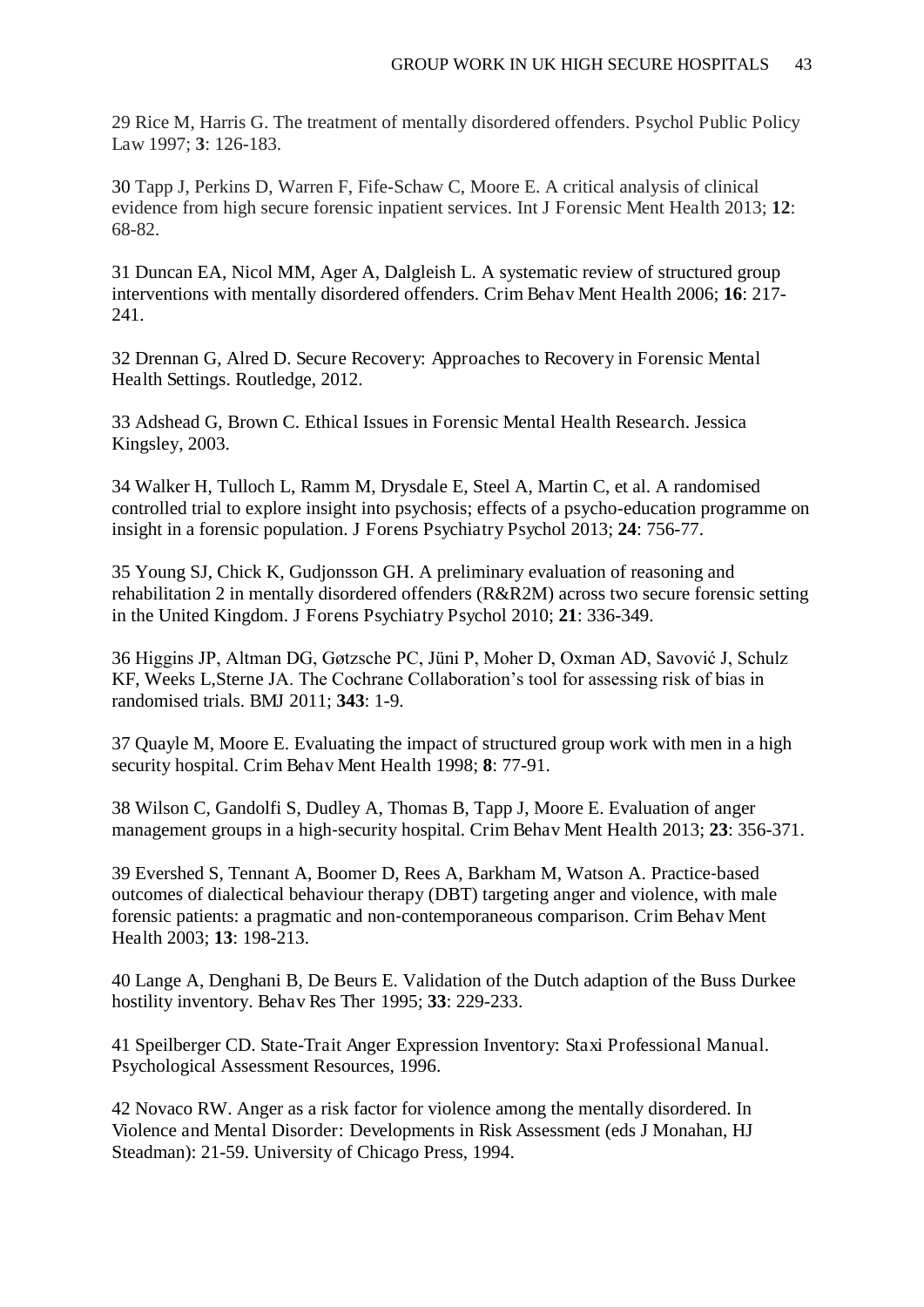29 Rice M, Harris G. The treatment of mentally disordered offenders. Psychol Public Policy Law 1997; **3**: 126-183.

30 Tapp J, Perkins D, Warren F, Fife-Schaw C, Moore E. A critical analysis of clinical evidence from high secure forensic inpatient services. Int J Forensic Ment Health 2013; **12**: 68-82.

31 Duncan EA, Nicol MM, Ager A, Dalgleish L. A systematic review of structured group interventions with mentally disordered offenders. Crim Behav Ment Health 2006; **16**: 217-241.

32 Drennan G, Alred D. Secure Recovery: Approaches to Recovery in Forensic Mental Health Settings. Routledge, 2012.

33 Adshead G, Brown C. Ethical Issues in Forensic Mental Health Research. Jessica Kingsley, 2003.

34 Walker H, Tulloch L, Ramm M, Drysdale E, Steel A, Martin C, et al. A randomised controlled trial to explore insight into psychosis; effects of a psycho-education programme on insight in a forensic population. J Forens Psychiatry Psychol 2013; **24**: 756-77.

35 Young SJ, Chick K, Gudjonsson GH. A preliminary evaluation of reasoning and rehabilitation 2 in mentally disordered offenders (R&R2M) across two secure forensic setting in the United Kingdom. J Forens Psychiatry Psychol 2010; **21**: 336-349.

36 Higgins JP, Altman DG, Gøtzsche PC, Jüni P, Moher D, Oxman AD, Savović J, Schulz KF, Weeks L,Sterne JA. The Cochrane Collaboration's tool for assessing risk of bias in randomised trials. BMJ 2011; **343**: 1-9.

37 Quayle M, Moore E. Evaluating the impact of structured group work with men in a high security hospital. Crim Behav Ment Health 1998; **8**: 77-91.

38 Wilson C, Gandolfi S, Dudley A, Thomas B, Tapp J, Moore E. Evaluation of anger management groups in a high-security hospital. Crim Behav Ment Health 2013; **23**: 356-371.

39 Evershed S, Tennant A, Boomer D, Rees A, Barkham M, Watson A. Practice-based outcomes of dialectical behaviour therapy (DBT) targeting anger and violence, with male forensic patients: a pragmatic and non-contemporaneous comparison. Crim Behav Ment Health 2003; **13**: 198-213.

40 Lange A, Denghani B, De Beurs E. Validation of the Dutch adaption of the Buss Durkee hostility inventory. Behav Res Ther 1995; **33**: 229-233.

41 Speilberger CD. State-Trait Anger Expression Inventory: Staxi Professional Manual. Psychological Assessment Resources, 1996.

42 Novaco RW. Anger as a risk factor for violence among the mentally disordered. In Violence and Mental Disorder: Developments in Risk Assessment (eds J Monahan, HJ Steadman): 21-59. University of Chicago Press, 1994.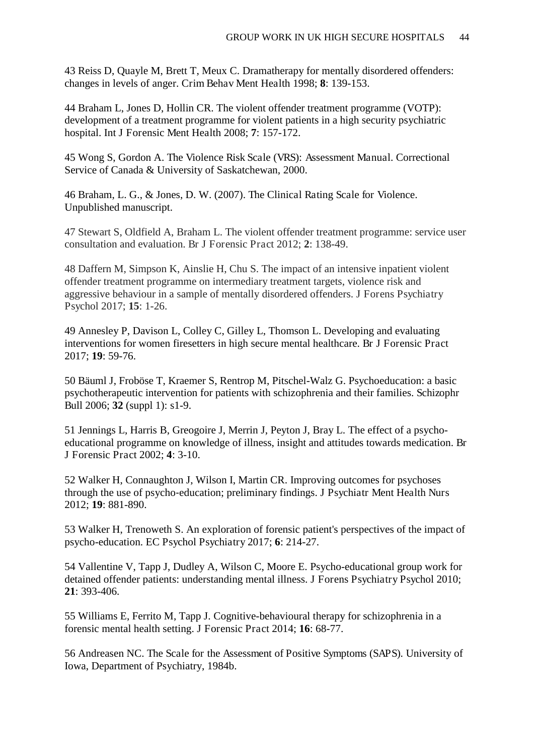43 Reiss D, Quayle M, Brett T, Meux C. Dramatherapy for mentally disordered offenders: changes in levels of anger. Crim Behav Ment Health 1998; **8**: 139-153.

44 Braham L, Jones D, Hollin CR. The violent offender treatment programme (VOTP): development of a treatment programme for violent patients in a high security psychiatric hospital. Int J Forensic Ment Health 2008; **7**: 157-172.

45 Wong S, Gordon A. The Violence Risk Scale (VRS): Assessment Manual. Correctional Service of Canada & University of Saskatchewan, 2000.

46 Braham, L. G., & Jones, D. W. (2007). The Clinical Rating Scale for Violence. Unpublished manuscript.

47 Stewart S, Oldfield A, Braham L. The violent offender treatment programme: service user consultation and evaluation. Br J Forensic Pract 2012; **2**: 138-49.

48 Daffern M, Simpson K, Ainslie H, Chu S. The impact of an intensive inpatient violent offender treatment programme on intermediary treatment targets, violence risk and aggressive behaviour in a sample of mentally disordered offenders. J Forens Psychiatry Psychol 2017; **15**: 1-26.

49 Annesley P, Davison L, Colley C, Gilley L, Thomson L. Developing and evaluating interventions for women firesetters in high secure mental healthcare. Br J Forensic Pract 2017; **19**: 59-76.

50 Bäuml J, Froböse T, Kraemer S, Rentrop M, Pitschel-Walz G. Psychoeducation: a basic psychotherapeutic intervention for patients with schizophrenia and their families. Schizophr Bull 2006; **32** (suppl 1): s1-9.

51 Jennings L, Harris B, Greogoire J, Merrin J, Peyton J, Bray L. The effect of a psycho-educational programme on knowledge of illness, insight and attitudes towards medication. Br J Forensic Pract 2002; **4**: 3-10.

52 Walker H, Connaughton J, Wilson I, Martin CR. Improving outcomes for psychoses through the use of psycho-education; preliminary findings. J Psychiatr Ment Health Nurs 2012; **19**: 881-890.

53 Walker H, Trenoweth S. An exploration of forensic patient's perspectives of the impact of psycho-education. EC Psychol Psychiatry 2017; **6**: 214-27.

54 Vallentine V, Tapp J, Dudley A, Wilson C, Moore E. Psycho-educational group work for detained offender patients: understanding mental illness. J Forens Psychiatry Psychol 2010; **21**: 393-406.

55 Williams E, Ferrito M, Tapp J. Cognitive-behavioural therapy for schizophrenia in a forensic mental health setting. J Forensic Pract 2014; **16**: 68-77.

56 Andreasen NC. The Scale for the Assessment of Positive Symptoms (SAPS). University of Iowa, Department of Psychiatry, 1984b.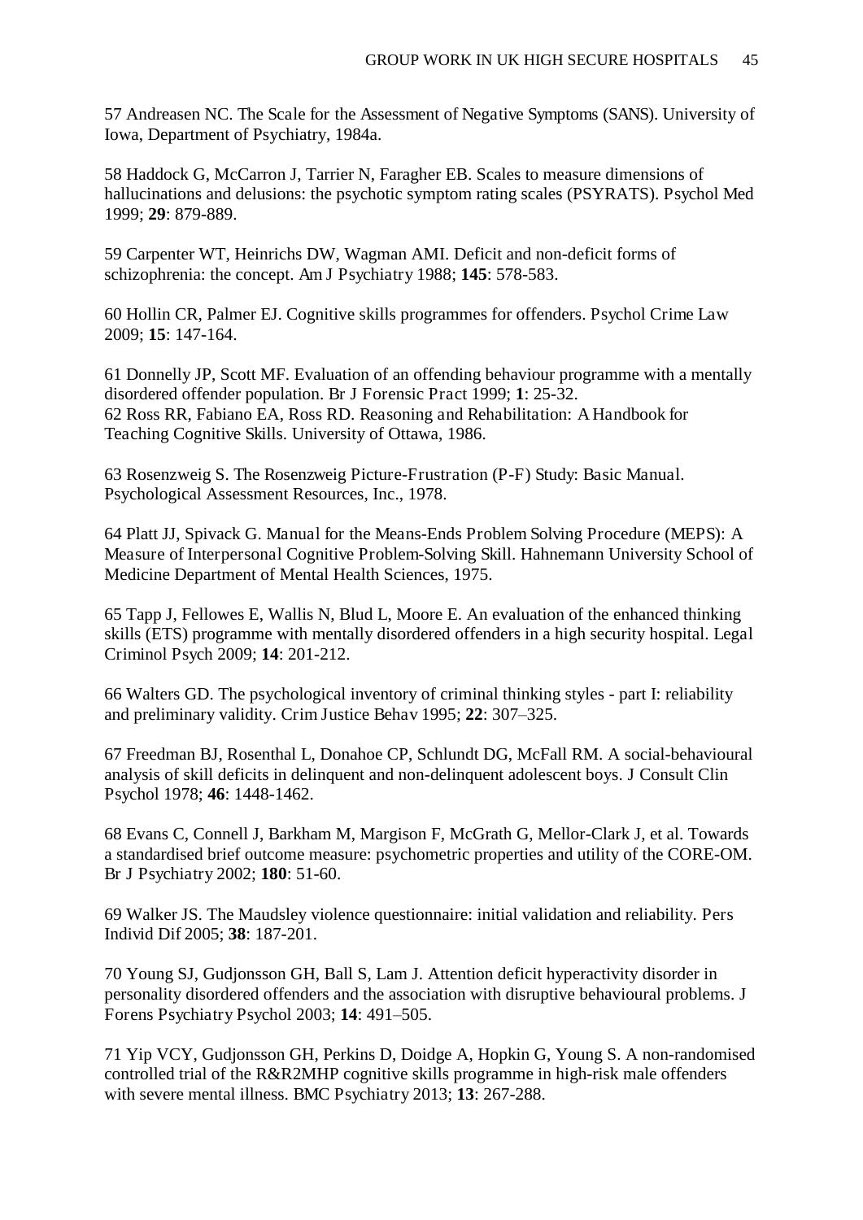57 Andreasen NC. The Scale for the Assessment of Negative Symptoms (SANS). University of Iowa, Department of Psychiatry, 1984a.

58 Haddock G, McCarron J, Tarrier N, Faragher EB. Scales to measure dimensions of hallucinations and delusions: the psychotic symptom rating scales (PSYRATS). Psychol Med 1999; **29**: 879-889.

59 Carpenter WT, Heinrichs DW, Wagman AMI. Deficit and non-deficit forms of schizophrenia: the concept. Am J Psychiatry 1988; **145**: 578-583.

60 Hollin CR, Palmer EJ. Cognitive skills programmes for offenders. Psychol Crime Law 2009; **15**: 147-164.

61 Donnelly JP, Scott MF. Evaluation of an offending behaviour programme with a mentally disordered offender population. Br J Forensic Pract 1999; **1**: 25-32.
62 Ross RR, Fabiano EA, Ross RD. Reasoning and Rehabilitation: A Handbook for Teaching Cognitive Skills. University of Ottawa, 1986.

63 Rosenzweig S. The Rosenzweig Picture-Frustration (P-F) Study: Basic Manual. Psychological Assessment Resources, Inc., 1978.

64 Platt JJ, Spivack G. Manual for the Means-Ends Problem Solving Procedure (MEPS): A Measure of Interpersonal Cognitive Problem-Solving Skill. Hahnemann University School of Medicine Department of Mental Health Sciences, 1975.

65 Tapp J, Fellowes E, Wallis N, Blud L, Moore E. An evaluation of the enhanced thinking skills (ETS) programme with mentally disordered offenders in a high security hospital. Legal Criminol Psych 2009; **14**: 201-212.

66 Walters GD. The psychological inventory of criminal thinking styles - part I: reliability and preliminary validity. Crim Justice Behav 1995; **22**: 307–325.

67 Freedman BJ, Rosenthal L, Donahoe CP, Schlundt DG, McFall RM. A social-behavioural analysis of skill deficits in delinquent and non-delinquent adolescent boys. J Consult Clin Psychol 1978; **46**: 1448-1462.

68 Evans C, Connell J, Barkham M, Margison F, McGrath G, Mellor-Clark J, et al. Towards a standardised brief outcome measure: psychometric properties and utility of the CORE-OM. Br J Psychiatry 2002; **180**: 51-60.

69 Walker JS. The Maudsley violence questionnaire: initial validation and reliability. Pers Individ Dif 2005; **38**: 187-201.

70 Young SJ, Gudjonsson GH, Ball S, Lam J. Attention deficit hyperactivity disorder in personality disordered offenders and the association with disruptive behavioural problems. J Forens Psychiatry Psychol 2003; **14**: 491–505.

71 Yip VCY, Gudjonsson GH, Perkins D, Doidge A, Hopkin G, Young S. A non-randomised controlled trial of the R&R2MHP cognitive skills programme in high-risk male offenders with severe mental illness. BMC Psychiatry 2013; **13**: 267-288.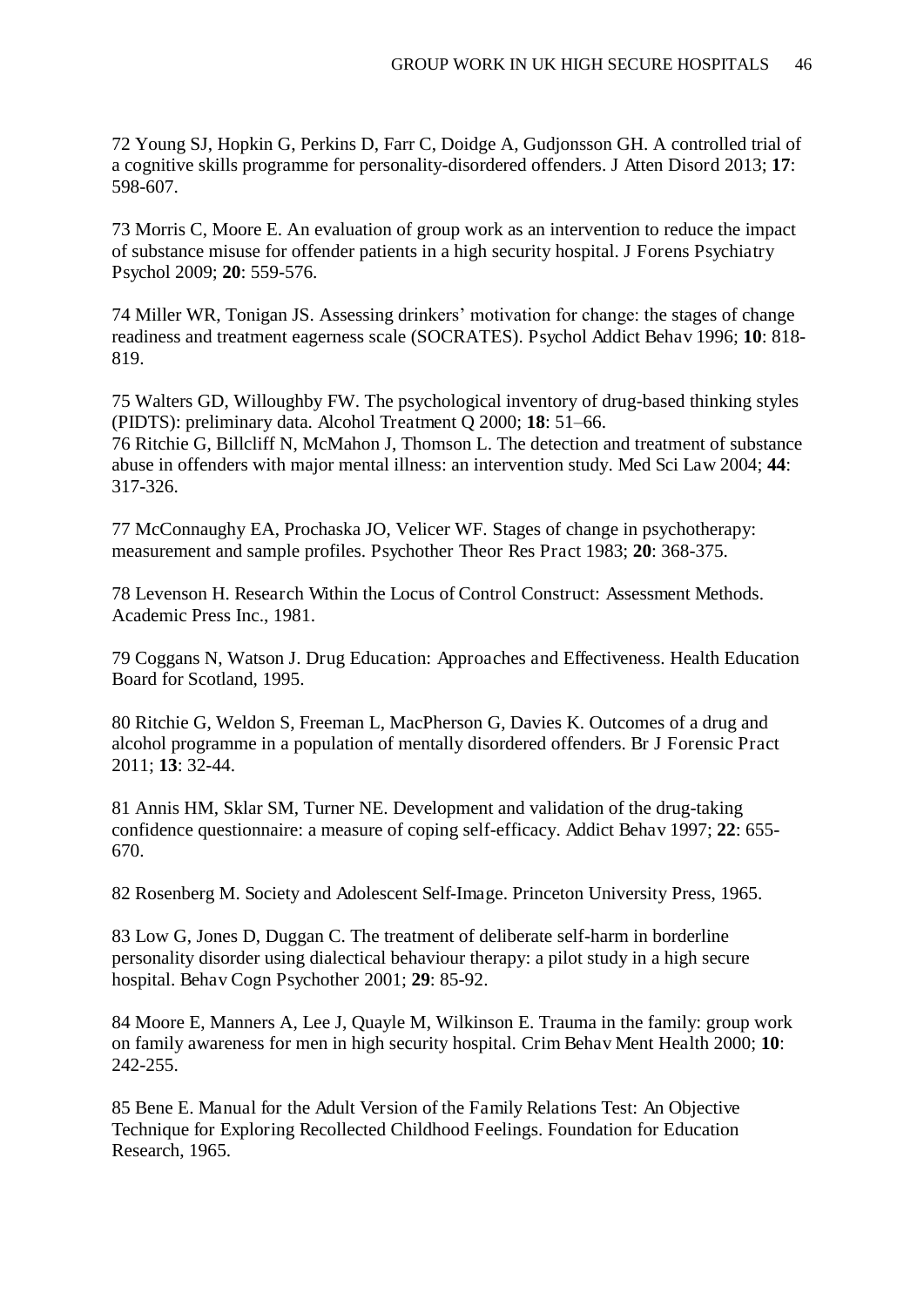72 Young SJ, Hopkin G, Perkins D, Farr C, Doidge A, Gudjonsson GH. A controlled trial of a cognitive skills programme for personality-disordered offenders. J Atten Disord 2013; **17**: 598-607.

73 Morris C, Moore E. An evaluation of group work as an intervention to reduce the impact of substance misuse for offender patients in a high security hospital. J Forens Psychiatry Psychol 2009; **20**: 559-576.

74 Miller WR, Tonigan JS. Assessing drinkers' motivation for change: the stages of change readiness and treatment eagerness scale (SOCRATES). Psychol Addict Behav 1996; **10**: 818-819.

75 Walters GD, Willoughby FW. The psychological inventory of drug-based thinking styles (PIDTS): preliminary data. Alcohol Treatment Q 2000; **18**: 51–66.

76 Ritchie G, Billcliff N, McMahon J, Thomson L. The detection and treatment of substance abuse in offenders with major mental illness: an intervention study. Med Sci Law 2004; **44**: 317-326.

77 McConnaughy EA, Prochaska JO, Velicer WF. Stages of change in psychotherapy: measurement and sample profiles. Psychother Theor Res Pract 1983; **20**: 368-375.

78 Levenson H. Research Within the Locus of Control Construct: Assessment Methods. Academic Press Inc., 1981.

79 Coggans N, Watson J. Drug Education: Approaches and Effectiveness. Health Education Board for Scotland, 1995.

80 Ritchie G, Weldon S, Freeman L, MacPherson G, Davies K. Outcomes of a drug and alcohol programme in a population of mentally disordered offenders. Br J Forensic Pract 2011; **13**: 32-44.

81 Annis HM, Sklar SM, Turner NE. Development and validation of the drug-taking confidence questionnaire: a measure of coping self-efficacy. Addict Behav 1997; **22**: 655-670.

82 Rosenberg M. Society and Adolescent Self-Image. Princeton University Press, 1965.

83 Low G, Jones D, Duggan C. The treatment of deliberate self-harm in borderline personality disorder using dialectical behaviour therapy: a pilot study in a high secure hospital. Behav Cogn Psychother 2001; **29**: 85-92.

84 Moore E, Manners A, Lee J, Quayle M, Wilkinson E. Trauma in the family: group work on family awareness for men in high security hospital. Crim Behav Ment Health 2000; **10**: 242-255.

85 Bene E. Manual for the Adult Version of the Family Relations Test: An Objective Technique for Exploring Recollected Childhood Feelings. Foundation for Education Research, 1965.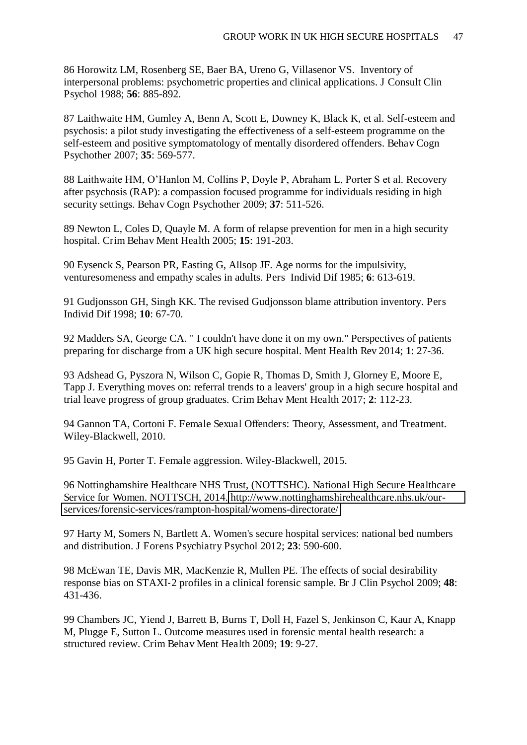86 Horowitz LM, Rosenberg SE, Baer BA, Ureno G, Villasenor VS. Inventory of interpersonal problems: psychometric properties and clinical applications. J Consult Clin Psychol 1988; **56**: 885-892.

87 Laithwaite HM, Gumley A, Benn A, Scott E, Downey K, Black K, et al. Self-esteem and psychosis: a pilot study investigating the effectiveness of a self-esteem programme on the self-esteem and positive symptomatology of mentally disordered offenders. Behav Cogn Psychother 2007; **35**: 569-577.

88 Laithwaite HM, O'Hanlon M, Collins P, Doyle P, Abraham L, Porter S et al. Recovery after psychosis (RAP): a compassion focused programme for individuals residing in high security settings. Behav Cogn Psychother 2009; **37**: 511-526.

89 Newton L, Coles D, Quayle M. A form of relapse prevention for men in a high security hospital. Crim Behav Ment Health 2005; **15**: 191-203.

90 Eysenck S, Pearson PR, Easting G, Allsop JF. Age norms for the impulsivity, venturesomeness and empathy scales in adults. Pers Individ Dif 1985; **6**: 613-619.

91 Gudjonsson GH, Singh KK. The revised Gudjonsson blame attribution inventory. Pers Individ Dif 1998; **10**: 67-70.

92 Madders SA, George CA. " I couldn't have done it on my own." Perspectives of patients preparing for discharge from a UK high secure hospital. Ment Health Rev 2014; **1**: 27-36.

93 Adshead G, Pyszora N, Wilson C, Gopie R, Thomas D, Smith J, Glorney E, Moore E, Tapp J. Everything moves on: referral trends to a leavers' group in a high secure hospital and trial leave progress of group graduates. Crim Behav Ment Health 2017; **2**: 112-23.

94 Gannon TA, Cortoni F. Female Sexual Offenders: Theory, Assessment, and Treatment. Wiley-Blackwell, 2010.

95 Gavin H, Porter T. Female aggression. Wiley-Blackwell, 2015.

96 Nottinghamshire Healthcare NHS Trust, (NOTTSHC). National High Secure Healthcare Service for Women. NOTTSCH, 2014. http://www.nottinghamshirehealthcare.nhs.uk/our-services/forensic-services/rampton-hospital/womens-directorate/

97 Harty M, Somers N, Bartlett A. Women's secure hospital services: national bed numbers and distribution. J Forens Psychiatry Psychol 2012; **23**: 590-600.

98 McEwan TE, Davis MR, MacKenzie R, Mullen PE. The effects of social desirability response bias on STAXI-2 profiles in a clinical forensic sample. Br J Clin Psychol 2009; **48**: 431-436.

99 Chambers JC, Yiend J, Barrett B, Burns T, Doll H, Fazel S, Jenkinson C, Kaur A, Knapp M, Plugge E, Sutton L. Outcome measures used in forensic mental health research: a structured review. Crim Behav Ment Health 2009; **19**: 9-27.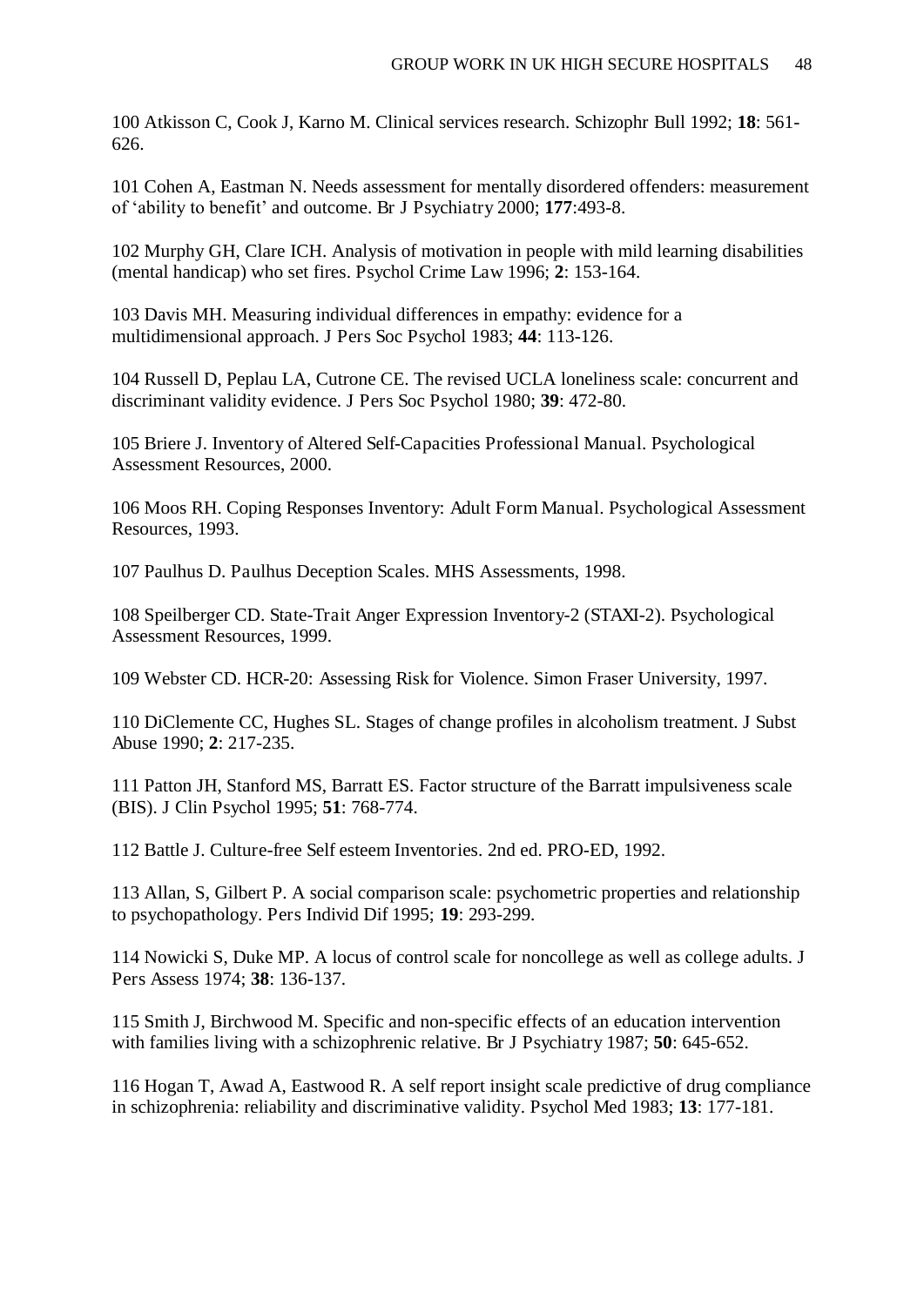100 Atkisson C, Cook J, Karno M. Clinical services research. Schizophr Bull 1992; **18**: 561-626.

101 Cohen A, Eastman N. Needs assessment for mentally disordered offenders: measurement of 'ability to benefit' and outcome. Br J Psychiatry 2000; **177**:493-8.

102 Murphy GH, Clare ICH. Analysis of motivation in people with mild learning disabilities (mental handicap) who set fires. Psychol Crime Law 1996; **2**: 153-164.

103 Davis MH. Measuring individual differences in empathy: evidence for a multidimensional approach. J Pers Soc Psychol 1983; **44**: 113-126.

104 Russell D, Peplau LA, Cutrone CE. The revised UCLA loneliness scale: concurrent and discriminant validity evidence. J Pers Soc Psychol 1980; **39**: 472-80.

105 Briere J. Inventory of Altered Self-Capacities Professional Manual. Psychological Assessment Resources, 2000.

106 Moos RH. Coping Responses Inventory: Adult Form Manual. Psychological Assessment Resources, 1993.

107 Paulhus D. Paulhus Deception Scales. MHS Assessments, 1998.

108 Speilberger CD. State-Trait Anger Expression Inventory-2 (STAXI-2). Psychological Assessment Resources, 1999.

109 Webster CD. HCR-20: Assessing Risk for Violence. Simon Fraser University, 1997.

110 DiClemente CC, Hughes SL. Stages of change profiles in alcoholism treatment. J Subst Abuse 1990; **2**: 217-235.

111 Patton JH, Stanford MS, Barratt ES. Factor structure of the Barratt impulsiveness scale (BIS). J Clin Psychol 1995; **51**: 768-774.

112 Battle J. Culture-free Self esteem Inventories. 2nd ed. PRO-ED, 1992.

113 Allan, S, Gilbert P. A social comparison scale: psychometric properties and relationship to psychopathology. Pers Individ Dif 1995; **19**: 293-299.

114 Nowicki S, Duke MP. A locus of control scale for noncollege as well as college adults. J Pers Assess 1974; **38**: 136-137.

115 Smith J, Birchwood M. Specific and non-specific effects of an education intervention with families living with a schizophrenic relative. Br J Psychiatry 1987; **50**: 645-652.

116 Hogan T, Awad A, Eastwood R. A self report insight scale predictive of drug compliance in schizophrenia: reliability and discriminative validity. Psychol Med 1983; **13**: 177-181.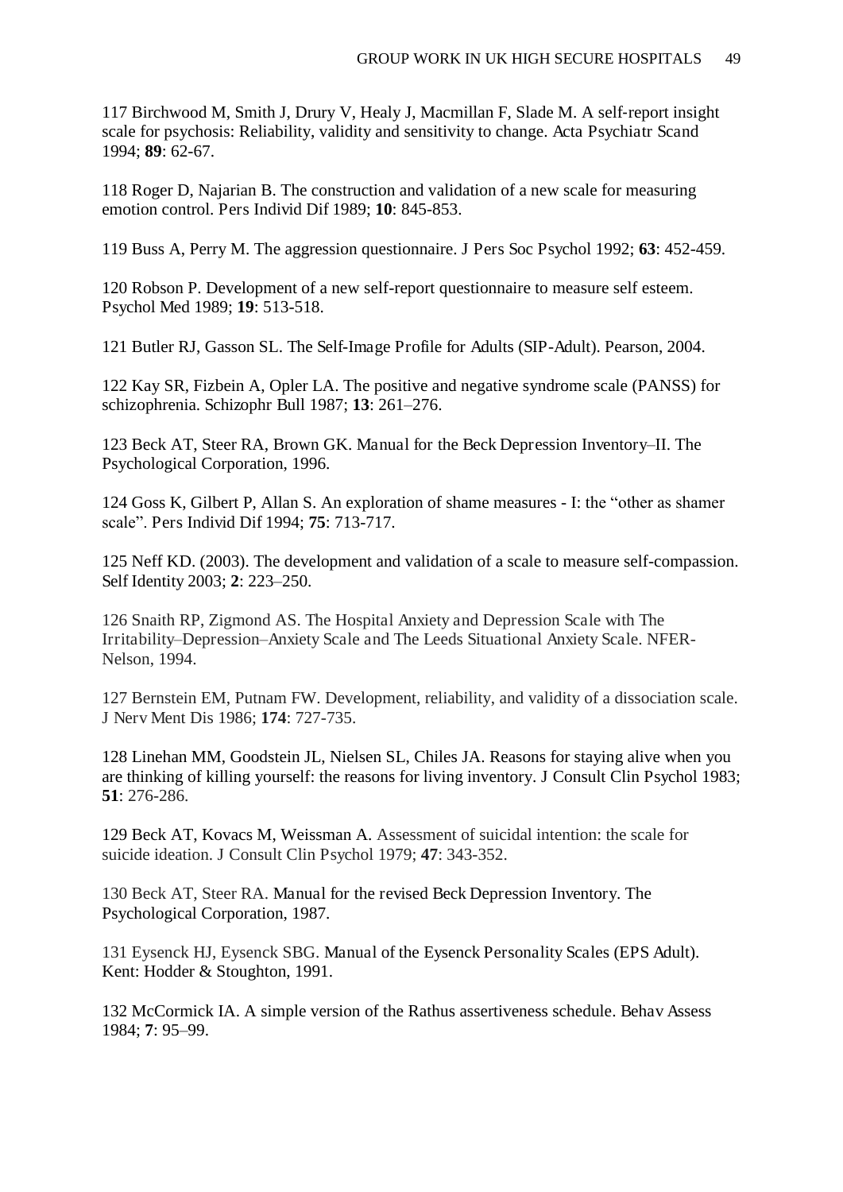117 Birchwood M, Smith J, Drury V, Healy J, Macmillan F, Slade M. A self-report insight scale for psychosis: Reliability, validity and sensitivity to change. Acta Psychiatr Scand 1994; **89**: 62-67.

118 Roger D, Najarian B. The construction and validation of a new scale for measuring emotion control. Pers Individ Dif 1989; **10**: 845-853.

119 Buss A, Perry M. The aggression questionnaire. J Pers Soc Psychol 1992; **63**: 452-459.

120 Robson P. Development of a new self-report questionnaire to measure self esteem. Psychol Med 1989; **19**: 513-518.

121 Butler RJ, Gasson SL. The Self-Image Profile for Adults (SIP-Adult). Pearson, 2004.

122 Kay SR, Fizbein A, Opler LA. The positive and negative syndrome scale (PANSS) for schizophrenia. Schizophr Bull 1987; **13**: 261–276.

123 Beck AT, Steer RA, Brown GK. Manual for the Beck Depression Inventory–II. The Psychological Corporation, 1996.

124 Goss K, Gilbert P, Allan S. An exploration of shame measures - I: the "other as shamer scale". Pers Individ Dif 1994; **75**: 713-717.

125 Neff KD. (2003). The development and validation of a scale to measure self-compassion. Self Identity 2003; **2**: 223–250.

126 Snaith RP, Zigmond AS. The Hospital Anxiety and Depression Scale with The Irritability–Depression–Anxiety Scale and The Leeds Situational Anxiety Scale. NFER-Nelson, 1994.

127 Bernstein EM, Putnam FW. Development, reliability, and validity of a dissociation scale. J Nerv Ment Dis 1986; **174**: 727-735.

128 Linehan MM, Goodstein JL, Nielsen SL, Chiles JA. Reasons for staying alive when you are thinking of killing yourself: the reasons for living inventory. J Consult Clin Psychol 1983; **51**: 276-286.

129 Beck AT, Kovacs M, Weissman A. Assessment of suicidal intention: the scale for suicide ideation. J Consult Clin Psychol 1979; **47**: 343-352.

130 Beck AT, Steer RA. Manual for the revised Beck Depression Inventory. The Psychological Corporation, 1987.

131 Eysenck HJ, Eysenck SBG. Manual of the Eysenck Personality Scales (EPS Adult). Kent: Hodder & Stoughton, 1991.

132 McCormick IA. A simple version of the Rathus assertiveness schedule. Behav Assess 1984; **7**: 95–99.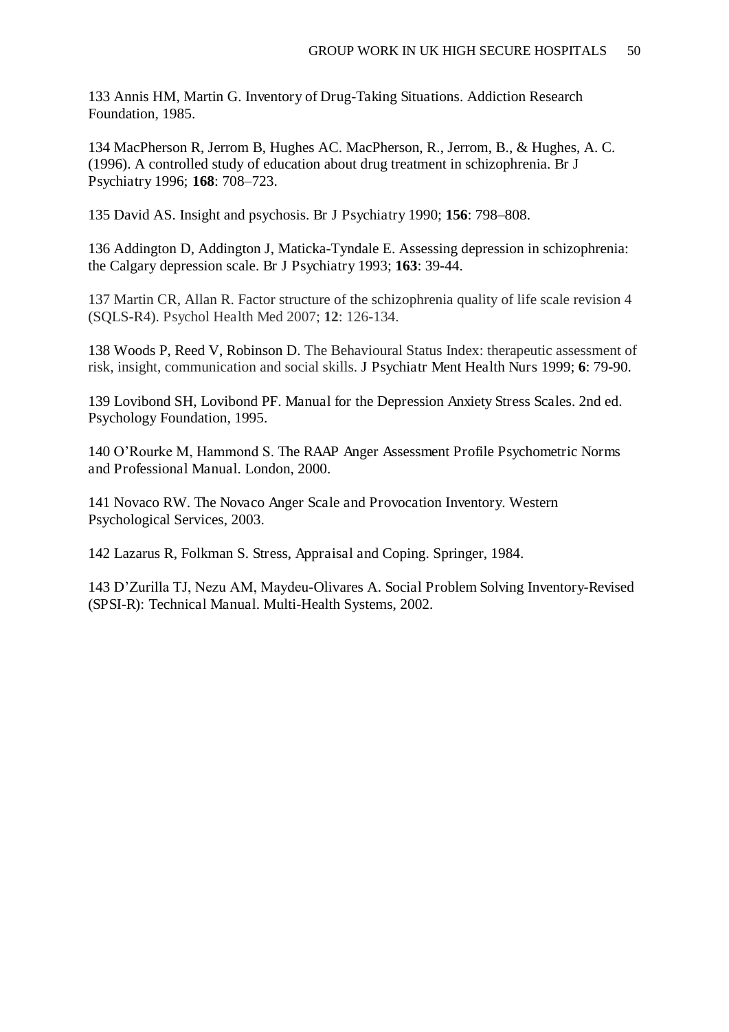133 Annis HM, Martin G. Inventory of Drug-Taking Situations. Addiction Research Foundation, 1985.

134 MacPherson R, Jerrom B, Hughes AC. MacPherson, R., Jerrom, B., & Hughes, A. C. (1996). A controlled study of education about drug treatment in schizophrenia. Br J Psychiatry 1996; **168**: 708–723.

135 David AS. Insight and psychosis. Br J Psychiatry 1990; **156**: 798–808.

136 Addington D, Addington J, Maticka-Tyndale E. Assessing depression in schizophrenia: the Calgary depression scale. Br J Psychiatry 1993; **163**: 39-44.

137 Martin CR, Allan R. Factor structure of the schizophrenia quality of life scale revision 4 (SQLS-R4). Psychol Health Med 2007; **12**: 126-134.

138 Woods P, Reed V, Robinson D. The Behavioural Status Index: therapeutic assessment of risk, insight, communication and social skills. J Psychiatr Ment Health Nurs 1999; **6**: 79-90.

139 Lovibond SH, Lovibond PF. Manual for the Depression Anxiety Stress Scales. 2nd ed. Psychology Foundation, 1995.

140 O'Rourke M, Hammond S. The RAAP Anger Assessment Profile Psychometric Norms and Professional Manual. London, 2000.

141 Novaco RW. The Novaco Anger Scale and Provocation Inventory. Western Psychological Services, 2003.

142 Lazarus R, Folkman S. Stress, Appraisal and Coping. Springer, 1984.

143 D'Zurilla TJ, Nezu AM, Maydeu-Olivares A. Social Problem Solving Inventory-Revised (SPSI-R): Technical Manual. Multi-Health Systems, 2002.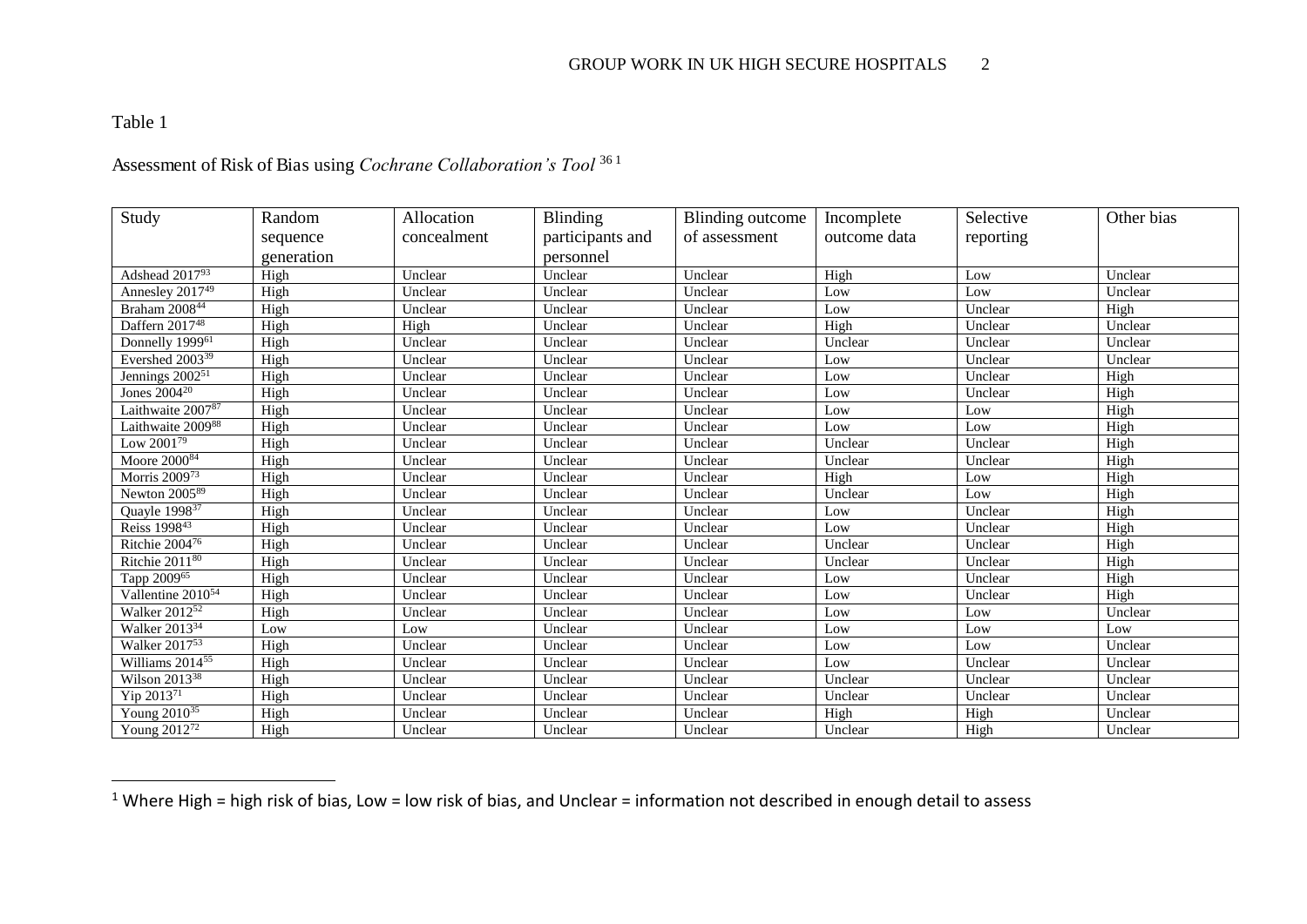Table 1

Assessment of Risk of Bias using *Cochrane Collaboration's Tool* [36] [1]

| Study | Random sequence generation | Allocation concealment | Blinding participants and personnel | Blinding outcome of assessment | Incomplete outcome data | Selective reporting | Other bias |
|---|---|---|---|---|---|---|---|
| Adshead 2017[93] | High | Unclear | Unclear | Unclear | High | Low | Unclear |
| Annesley 2017[49] | High | Unclear | Unclear | Unclear | Low | Low | Unclear |
| Braham 2008[44] | High | Unclear | Unclear | Unclear | Low | Unclear | High |
| Daffern 2017[48] | High | High | Unclear | Unclear | High | Unclear | Unclear |
| Donnelly 1999[61] | High | Unclear | Unclear | Unclear | Unclear | Unclear | Unclear |
| Evershed 2003[39] | High | Unclear | Unclear | Unclear | Low | Unclear | Unclear |
| Jennings 2002[51] | High | Unclear | Unclear | Unclear | Low | Unclear | High |
| Jones 2004[20] | High | Unclear | Unclear | Unclear | Low | Unclear | High |
| Laithwaite 2007[87] | High | Unclear | Unclear | Unclear | Low | Low | High |
| Laithwaite 2009[88] | High | Unclear | Unclear | Unclear | Low | Low | High |
| Low 2001[79] | High | Unclear | Unclear | Unclear | Unclear | Unclear | High |
| Moore 2000[84] | High | Unclear | Unclear | Unclear | Unclear | Unclear | High |
| Morris 2009[73] | High | Unclear | Unclear | Unclear | High | Low | High |
| Newton 2005[89] | High | Unclear | Unclear | Unclear | Unclear | Low | High |
| Quayle 1998[37] | High | Unclear | Unclear | Unclear | Low | Unclear | High |
| Reiss 1998[43] | High | Unclear | Unclear | Unclear | Low | Unclear | High |
| Ritchie 2004[76] | High | Unclear | Unclear | Unclear | Unclear | Unclear | High |
| Ritchie 2011[80] | High | Unclear | Unclear | Unclear | Unclear | Unclear | High |
| Tapp 2009[65] | High | Unclear | Unclear | Unclear | Low | Unclear | High |
| Vallentine 2010[54] | High | Unclear | Unclear | Unclear | Low | Unclear | High |
| Walker 2012[52] | High | Unclear | Unclear | Unclear | Low | Low | Unclear |
| Walker 2013[34] | Low | Low | Unclear | Unclear | Low | Low | Low |
| Walker 2017[53] | High | Unclear | Unclear | Unclear | Low | Low | Unclear |
| Williams 2014[55] | High | Unclear | Unclear | Unclear | Low | Unclear | Unclear |
| Wilson 2013[38] | High | Unclear | Unclear | Unclear | Unclear | Unclear | Unclear |
| Yip 2013[71] | High | Unclear | Unclear | Unclear | Unclear | Unclear | Unclear |
| Young 2010[35] | High | Unclear | Unclear | Unclear | High | High | Unclear |
| Young 2012[72] | High | Unclear | Unclear | Unclear | Unclear | High | Unclear |

[1] Where High = high risk of bias, Low = low risk of bias, and Unclear = information not described in enough detail to assess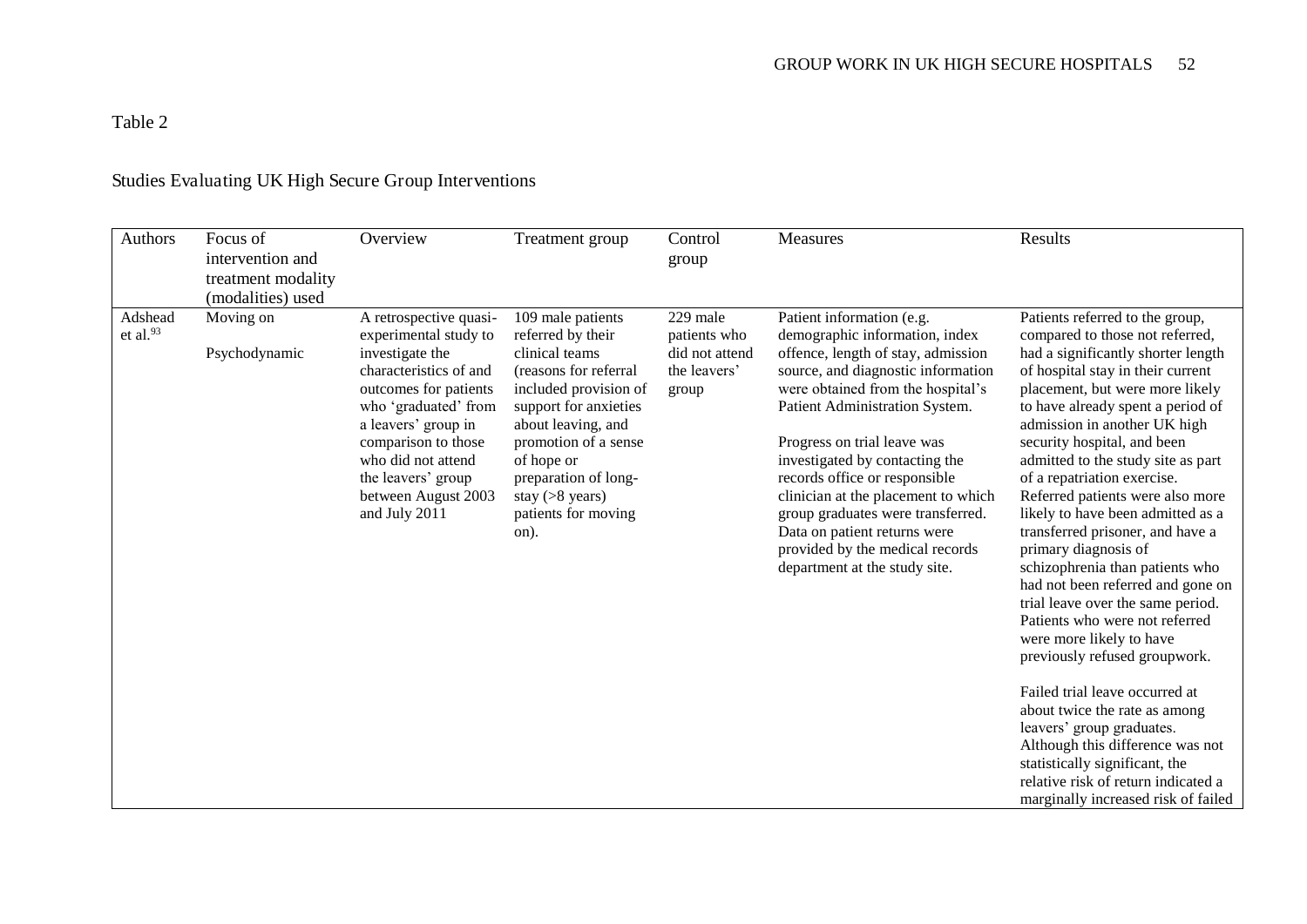Table 2

Studies Evaluating UK High Secure Group Interventions

| Authors | Focus of intervention and treatment modality (modalities) used | Overview | Treatment group | Control group | Measures | Results |
|---|---|---|---|---|---|---|
| Adshead et al.[93] | Moving on<br><br>Psychodynamic | A retrospective quasi-experimental study to investigate the characteristics of and outcomes for patients who 'graduated' from a leavers' group in comparison to those who did not attend the leavers' group between August 2003 and July 2011 | 109 male patients referred by their clinical teams (reasons for referral included provision of support for anxieties about leaving, and promotion of a sense of hope or preparation of long-stay (>8 years) patients for moving on). | 229 male patients who did not attend the leavers' group | Patient information (e.g. demographic information, index offence, length of stay, admission source, and diagnostic information were obtained from the hospital's Patient Administration System.<br><br>Progress on trial leave was investigated by contacting the records office or responsible clinician at the placement to which group graduates were transferred. Data on patient returns were provided by the medical records department at the study site. | Patients referred to the group, compared to those not referred, had a significantly shorter length of hospital stay in their current placement, but were more likely to have already spent a period of admission in another UK high security hospital, and been admitted to the study site as part of a repatriation exercise. Referred patients were also more likely to have been admitted as a transferred prisoner, and have a primary diagnosis of schizophrenia than patients who had not been referred and gone on trial leave over the same period. Patients who were not referred were more likely to have previously refused groupwork.<br><br>Failed trial leave occurred at about twice the rate as among leavers' group graduates. Although this difference was not statistically significant, the relative risk of return indicated a marginally increased risk of failed |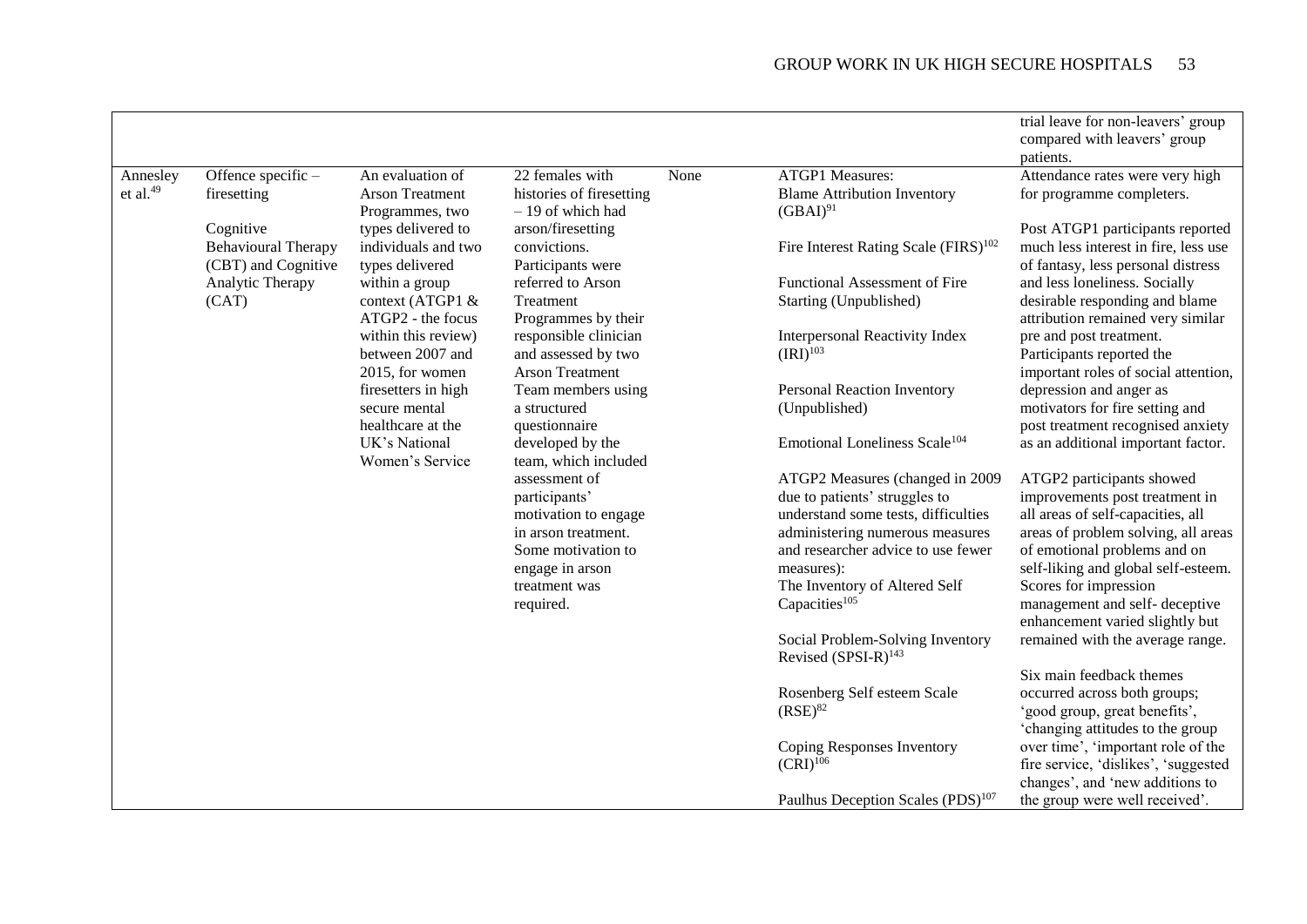| | | | | | | |
|---|---|---|---|---|---|---|
| | | | | | | trial leave for non-leavers' group compared with leavers' group patients. |
| Annesley et al.[49] | Offence specific – firesetting<br><br>Cognitive Behavioural Therapy (CBT) and Cognitive Analytic Therapy (CAT) | An evaluation of Arson Treatment Programmes, two types delivered to individuals and two types delivered within a group context (ATGP1 & ATGP2 - the focus within this review) between 2007 and 2015, for women firesetters in high secure mental healthcare at the UK's National Women's Service | 22 females with histories of firesetting – 19 of which had arson/firesetting convictions. Participants were referred to Arson Treatment Programmes by their responsible clinician and assessed by two Arson Treatment Team members using a structured questionnaire developed by the team, which included assessment of participants' motivation to engage in arson treatment. Some motivation to engage in arson treatment was required. | None | ATGP1 Measures:<br>Blame Attribution Inventory (GBAI)[91]<br><br>Fire Interest Rating Scale (FIRS)[102]<br><br>Functional Assessment of Fire Starting (Unpublished)<br><br>Interpersonal Reactivity Index (IRI)[103]<br><br>Personal Reaction Inventory (Unpublished)<br><br>Emotional Loneliness Scale[104]<br><br>ATGP2 Measures (changed in 2009 due to patients' struggles to understand some tests, difficulties administering numerous measures and researcher advice to use fewer measures):<br>The Inventory of Altered Self Capacities[105]<br><br>Social Problem-Solving Inventory Revised (SPSI-R)[143]<br><br>Rosenberg Self esteem Scale (RSE)[82]<br><br>Coping Responses Inventory (CRI)[106]<br><br>Paulhus Deception Scales (PDS)[107] | Attendance rates were very high for programme completers.<br><br>Post ATGP1 participants reported much less interest in fire, less use of fantasy, less personal distress and less loneliness. Socially desirable responding and blame attribution remained very similar pre and post treatment. Participants reported the important roles of social attention, depression and anger as motivators for fire setting and post treatment recognised anxiety as an additional important factor.<br><br>ATGP2 participants showed improvements post treatment in all areas of self-capacities, all areas of problem solving, all areas of emotional problems and on self-liking and global self-esteem. Scores for impression management and self- deceptive enhancement varied slightly but remained with the average range.<br><br>Six main feedback themes occurred across both groups; 'good group, great benefits', 'changing attitudes to the group over time', 'important role of the fire service, 'dislikes', 'suggested changes', and 'new additions to the group were well received'. |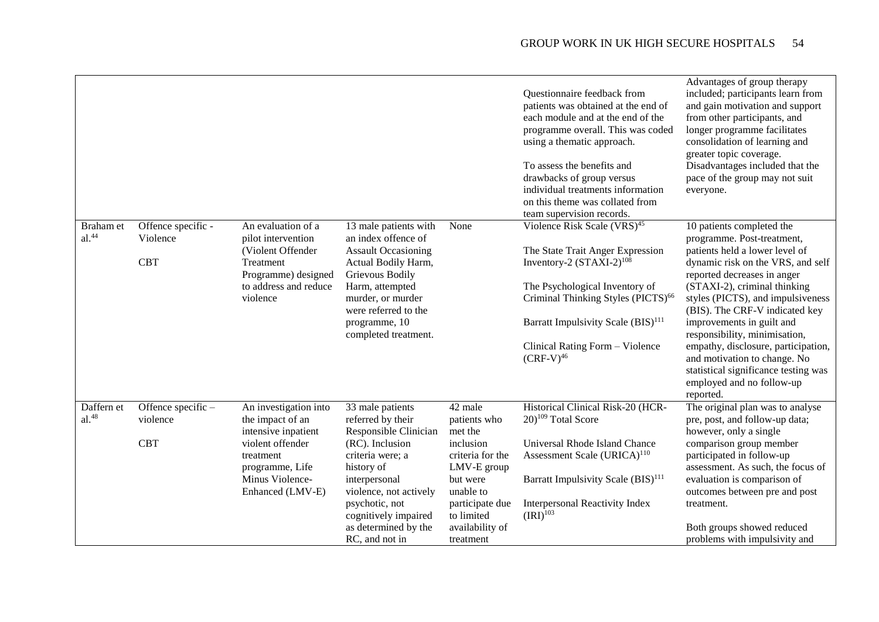| | | | | | | |
|---|---|---|---|---|---|---|
| | | | | | Questionnaire feedback from patients was obtained at the end of each module and at the end of the programme overall. This was coded using a thematic approach.<br><br>To assess the benefits and drawbacks of group versus individual treatments information on this theme was collated from team supervision records. | Advantages of group therapy included; participants learn from and gain motivation and support from other participants, and longer programme facilitates consolidation of learning and greater topic coverage. Disadvantages included that the pace of the group may not suit everyone. |
| Braham et al.[44] | Offence specific - Violence<br><br>CBT | An evaluation of a pilot intervention (Violent Offender Treatment Programme) designed to address and reduce violence | 13 male patients with an index offence of Assault Occasioning Actual Bodily Harm, Grievous Bodily Harm, attempted murder, or murder were referred to the programme, 10 completed treatment. | None | Violence Risk Scale (VRS)[45]<br><br>The State Trait Anger Expression Inventory-2 (STAXI-2)[108]<br><br>The Psychological Inventory of Criminal Thinking Styles (PICTS)[66]<br><br>Barratt Impulsivity Scale (BIS)[111]<br><br>Clinical Rating Form – Violence (CRF-V)[46] | 10 patients completed the programme. Post-treatment, patients held a lower level of dynamic risk on the VRS, and self reported decreases in anger (STAXI-2), criminal thinking styles (PICTS), and impulsiveness (BIS). The CRF-V indicated key improvements in guilt and responsibility, minimisation, empathy, disclosure, participation, and motivation to change. No statistical significance testing was employed and no follow-up reported. |
| Daffern et al.[48] | Offence specific – violence<br><br>CBT | An investigation into the impact of an intensive inpatient violent offender treatment programme, Life Minus Violence-Enhanced (LMV-E) | 33 male patients referred by their Responsible Clinician (RC). Inclusion criteria were; a history of interpersonal violence, not actively psychotic, not cognitively impaired as determined by the RC, and not in | 42 male patients who met the inclusion criteria for the LMV-E group but were unable to participate due to limited availability of treatment | Historical Clinical Risk-20 (HCR-20)[109] Total Score<br><br>Universal Rhode Island Chance Assessment Scale (URICA)[110]<br><br>Barratt Impulsivity Scale (BIS)[111]<br><br>Interpersonal Reactivity Index (IRI)[103] | The original plan was to analyse pre, post, and follow-up data; however, only a single comparison group member participated in follow-up assessment. As such, the focus of evaluation is comparison of outcomes between pre and post treatment.<br><br>Both groups showed reduced problems with impulsivity and |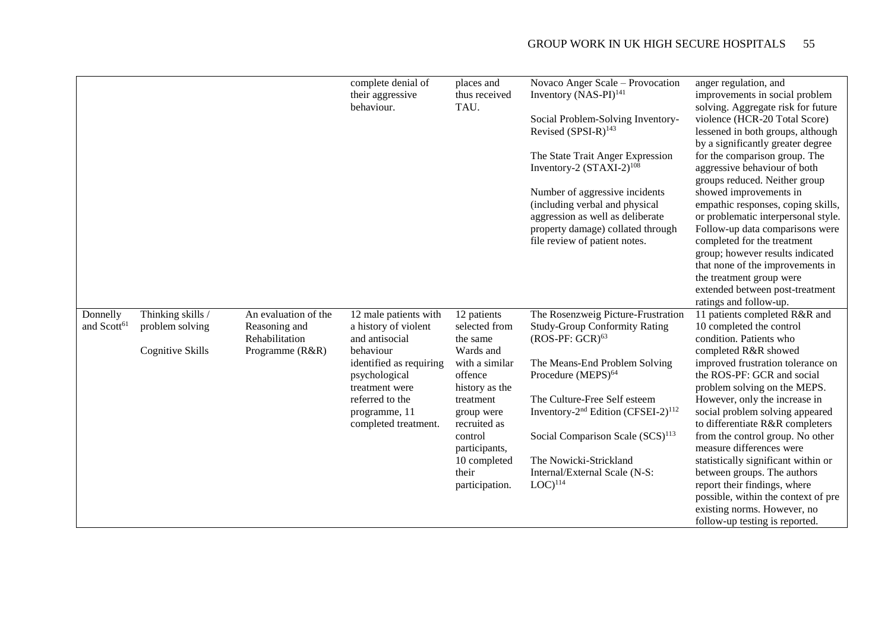| | | | complete denial of their aggressive behaviour. | places and thus received TAU. | Novaco Anger Scale – Provocation Inventory (NAS-PI)[141]<br><br>Social Problem-Solving Inventory-Revised (SPSI-R)[143]<br><br>The State Trait Anger Expression Inventory-2 (STAXI-2)[108]<br><br>Number of aggressive incidents (including verbal and physical aggression as well as deliberate property damage) collated through file review of patient notes. | anger regulation, and improvements in social problem solving. Aggregate risk for future violence (HCR-20 Total Score) lessened in both groups, although by a significantly greater degree for the comparison group. The aggressive behaviour of both groups reduced. Neither group showed improvements in empathic responses, coping skills, or problematic interpersonal style. Follow-up data comparisons were completed for the treatment group; however results indicated that none of the improvements in the treatment group were extended between post-treatment ratings and follow-up. |
|---|---|---|---|---|---|---|
| Donnelly and Scott[61] | Thinking skills / problem solving<br><br>Cognitive Skills | An evaluation of the Reasoning and Rehabilitation Programme (R&R) | 12 male patients with a history of violent and antisocial behaviour identified as requiring psychological treatment were referred to the programme, 11 completed treatment. | 12 patients selected from the same Wards and with a similar offence history as the treatment group were recruited as control participants, 10 completed their participation. | The Rosenzweig Picture-Frustration Study-Group Conformity Rating (ROS-PF: GCR)[63]<br><br>The Means-End Problem Solving Procedure (MEPS)[64]<br><br>The Culture-Free Self esteem Inventory-2nd Edition (CFSEI-2)[112]<br><br>Social Comparison Scale (SCS)[113]<br><br>The Nowicki-Strickland Internal/External Scale (N-S: LOC)[114] | 11 patients completed R&R and 10 completed the control condition. Patients who completed R&R showed improved frustration tolerance on the ROS-PF: GCR and social problem solving on the MEPS. However, only the increase in social problem solving appeared to differentiate R&R completers from the control group. No other measure differences were statistically significant within or between groups. The authors report their findings, where possible, within the context of pre existing norms. However, no follow-up testing is reported. |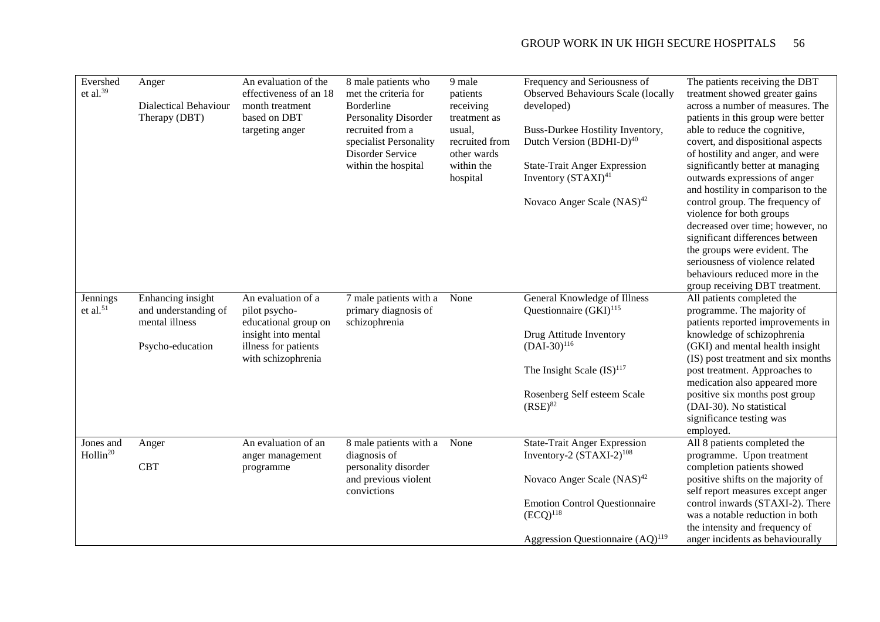| Evershed et al.[39] | Anger<br><br>Dialectical Behaviour Therapy (DBT) | An evaluation of the effectiveness of an 18 month treatment based on DBT targeting anger | 8 male patients who met the criteria for Borderline Personality Disorder recruited from a specialist Personality Disorder Service within the hospital | 9 male patients receiving treatment as usual, recruited from other wards within the hospital | Frequency and Seriousness of Observed Behaviours Scale (locally developed)<br><br>Buss-Durkee Hostility Inventory, Dutch Version (BDHI-D)[40]<br><br>State-Trait Anger Expression Inventory (STAXI)[41]<br><br>Novaco Anger Scale (NAS)[42] | The patients receiving the DBT treatment showed greater gains across a number of measures. The patients in this group were better able to reduce the cognitive, covert, and dispositional aspects of hostility and anger, and were significantly better at managing outwards expressions of anger and hostility in comparison to the control group. The frequency of violence for both groups decreased over time; however, no significant differences between the groups were evident. The seriousness of violence related behaviours reduced more in the group receiving DBT treatment. |
|---|---|---|---|---|---|---|
| Jennings et al.[51] | Enhancing insight and understanding of mental illness<br><br>Psycho-education | An evaluation of a pilot psycho-educational group on insight into mental illness for patients with schizophrenia | 7 male patients with a primary diagnosis of schizophrenia | None | General Knowledge of Illness Questionnaire (GKI)[115]<br><br>Drug Attitude Inventory (DAI-30)[116]<br><br>The Insight Scale (IS)[117]<br><br>Rosenberg Self esteem Scale (RSE)[82] | All patients completed the programme. The majority of patients reported improvements in knowledge of schizophrenia (GKI) and mental health insight (IS) post treatment and six months post treatment. Approaches to medication also appeared more positive six months post group (DAI-30). No statistical significance testing was employed. |
| Jones and Hollin[20] | Anger<br><br>CBT | An evaluation of an anger management programme | 8 male patients with a diagnosis of personality disorder and previous violent convictions | None | State-Trait Anger Expression Inventory-2 (STAXI-2)[108]<br><br>Novaco Anger Scale (NAS)[42]<br><br>Emotion Control Questionnaire (ECQ)[118]<br><br>Aggression Questionnaire (AQ)[119] | All 8 patients completed the programme. Upon treatment completion patients showed positive shifts on the majority of self report measures except anger control inwards (STAXI-2). There was a notable reduction in both the intensity and frequency of anger incidents as behaviourally |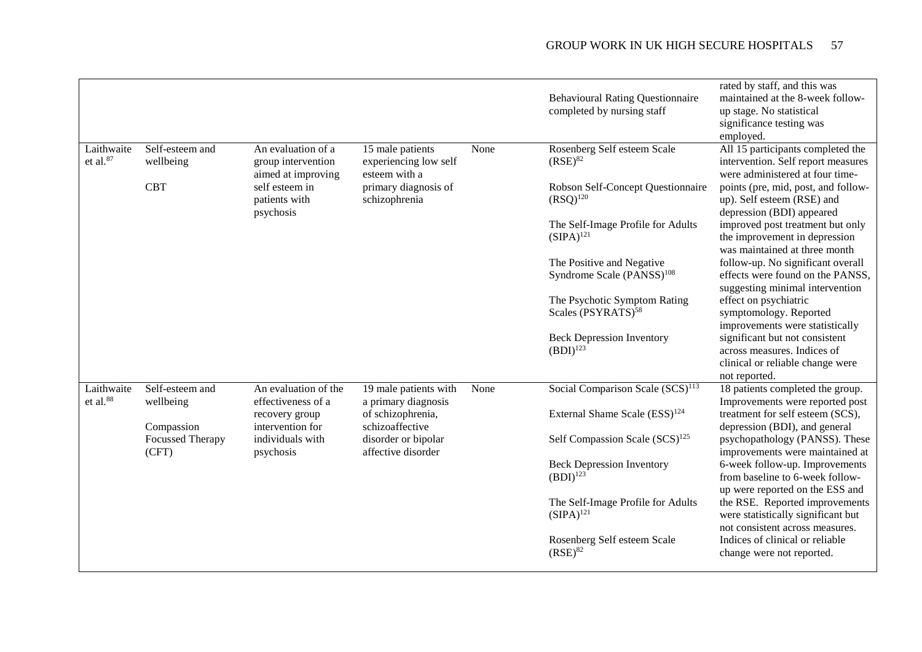|  |  |  |  |  | Behavioural Rating Questionnaire completed by nursing staff | rated by staff, and this was maintained at the 8-week follow-up stage. No statistical significance testing was employed. |
|---|---|---|---|---|---|---|
| Laithwaite et al.[87] | Self-esteem and wellbeing<br><br>CBT | An evaluation of a group intervention aimed at improving self esteem in patients with psychosis | 15 male patients experiencing low self esteem with a primary diagnosis of schizophrenia | None | Rosenberg Self esteem Scale (RSE)[82]<br><br>Robson Self-Concept Questionnaire (RSQ)[120]<br><br>The Self-Image Profile for Adults (SIPA)[121]<br><br>The Positive and Negative Syndrome Scale (PANSS)[108]<br><br>The Psychotic Symptom Rating Scales (PSYRATS)[58]<br><br>Beck Depression Inventory (BDI)[123] | All 15 participants completed the intervention. Self report measures were administered at four time-points (pre, mid, post, and follow-up). Self esteem (RSE) and depression (BDI) appeared improved post treatment but only the improvement in depression was maintained at three month follow-up. No significant overall effects were found on the PANSS, suggesting minimal intervention effect on psychiatric symptomology. Reported improvements were statistically significant but not consistent across measures. Indices of clinical or reliable change were not reported. |
| Laithwaite et al.[88] | Self-esteem and wellbeing<br><br>Compassion Focussed Therapy (CFT) | An evaluation of the effectiveness of a recovery group intervention for individuals with psychosis | 19 male patients with a primary diagnosis of schizophrenia, schizoaffective disorder or bipolar affective disorder | None | Social Comparison Scale (SCS)[113]<br><br>External Shame Scale (ESS)[124]<br><br>Self Compassion Scale (SCS)[125]<br><br>Beck Depression Inventory (BDI)[123]<br><br>The Self-Image Profile for Adults (SIPA)[121]<br><br>Rosenberg Self esteem Scale (RSE)[82] | 18 patients completed the group. Improvements were reported post treatment for self esteem (SCS), depression (BDI), and general psychopathology (PANSS). These improvements were maintained at 6-week follow-up. Improvements from baseline to 6-week follow-up were reported on the ESS and the RSE. Reported improvements were statistically significant but not consistent across measures. Indices of clinical or reliable change were not reported. |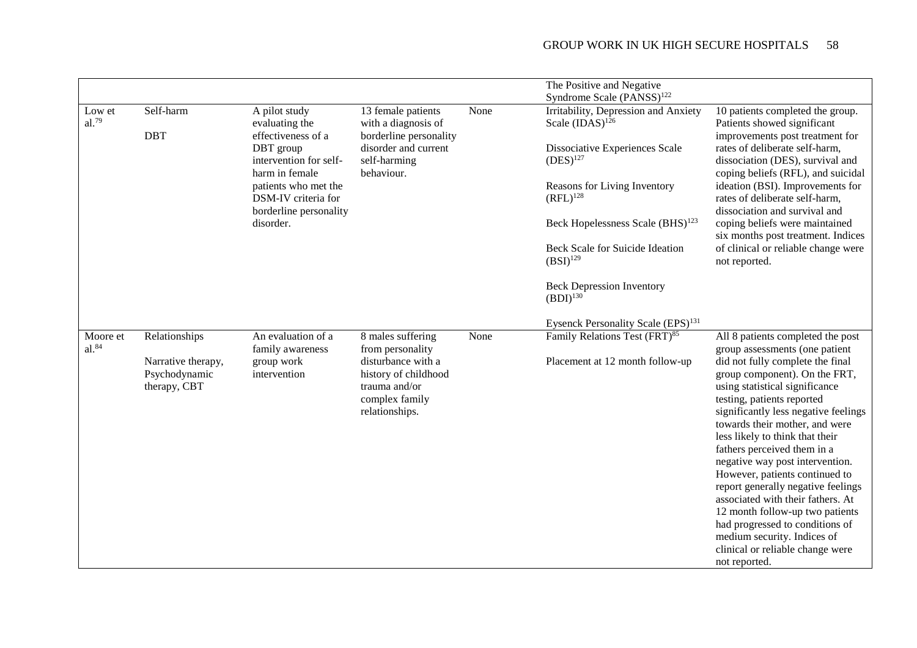|  |  |  |  |  | The Positive and Negative Syndrome Scale (PANSS)[122] |  |
|---|---|---|---|---|---|---|
| Low et al.[79] | Self-harm<br><br>DBT | A pilot study evaluating the effectiveness of a DBT group intervention for self-harm in female patients who met the DSM-IV criteria for borderline personality disorder. | 13 female patients with a diagnosis of borderline personality disorder and current self-harming behaviour. | None | Irritability, Depression and Anxiety Scale (IDAS)[126]<br><br>Dissociative Experiences Scale (DES)[127]<br><br>Reasons for Living Inventory (RFL)[128]<br><br>Beck Hopelessness Scale (BHS)[123]<br><br>Beck Scale for Suicide Ideation (BSI)[129]<br><br>Beck Depression Inventory (BDI)[130]<br><br>Eysenck Personality Scale (EPS)[131] | 10 patients completed the group. Patients showed significant improvements post treatment for rates of deliberate self-harm, dissociation (DES), survival and coping beliefs (RFL), and suicidal ideation (BSI). Improvements for rates of deliberate self-harm, dissociation and survival and coping beliefs were maintained six months post treatment. Indices of clinical or reliable change were not reported. |
| Moore et al.[84] | Relationships<br><br>Narrative therapy, Psychodynamic therapy, CBT | An evaluation of a family awareness group work intervention | 8 males suffering from personality disturbance with a history of childhood trauma and/or complex family relationships. | None | Family Relations Test (FRT)[85]<br><br>Placement at 12 month follow-up | All 8 patients completed the post group assessments (one patient did not fully complete the final group component). On the FRT, using statistical significance testing, patients reported significantly less negative feelings towards their mother, and were less likely to think that their fathers perceived them in a negative way post intervention. However, patients continued to report generally negative feelings associated with their fathers. At 12 month follow-up two patients had progressed to conditions of medium security. Indices of clinical or reliable change were not reported. |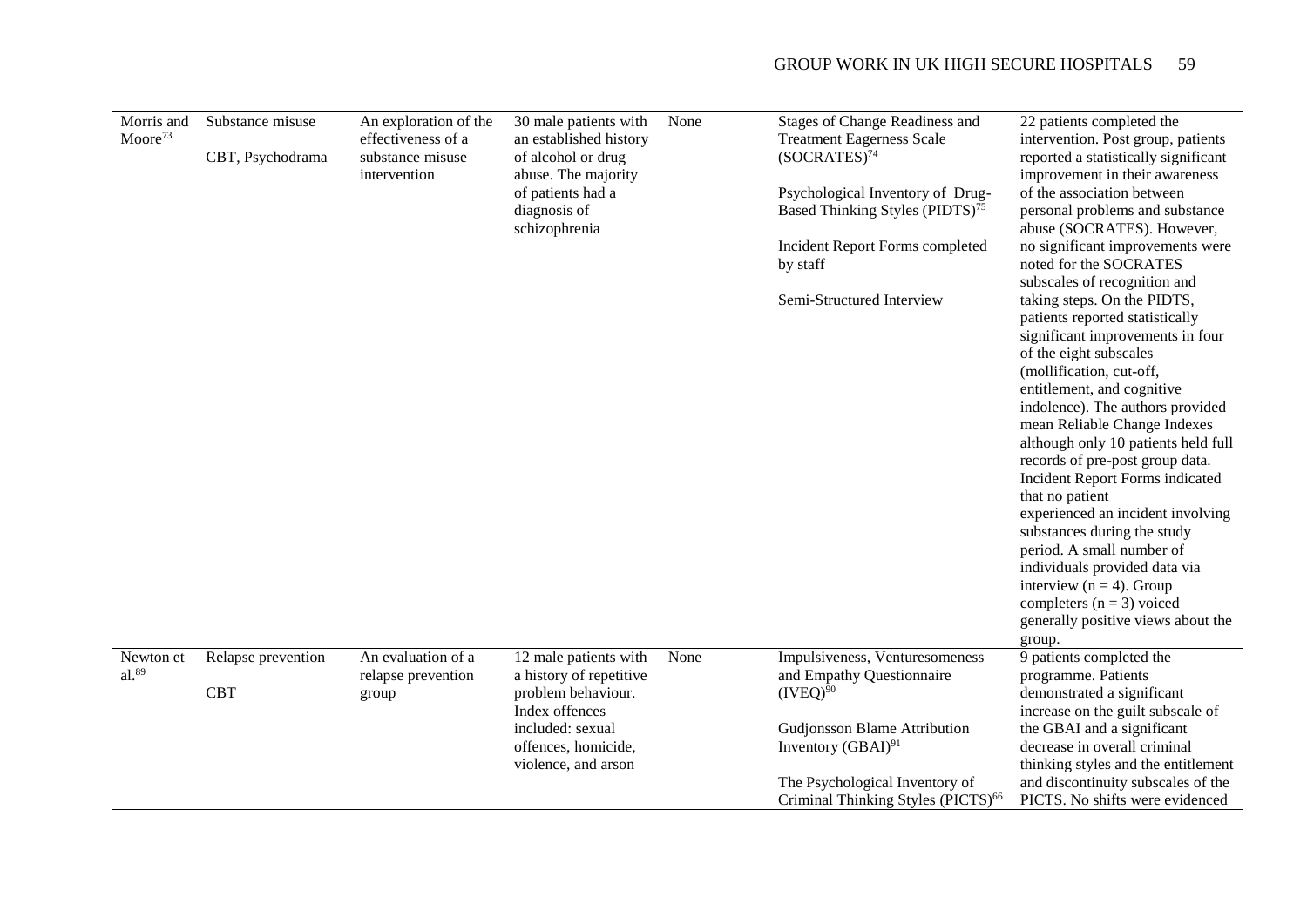| | | | | | | |
|---|---|---|---|---|---|---|
| Morris and Moore[73] | Substance misuse<br><br>CBT, Psychodrama | An exploration of the effectiveness of a substance misuse intervention | 30 male patients with an established history of alcohol or drug abuse. The majority of patients had a diagnosis of schizophrenia | None | Stages of Change Readiness and Treatment Eagerness Scale (SOCRATES)[74]<br><br>Psychological Inventory of Drug-Based Thinking Styles (PIDTS)[75]<br><br>Incident Report Forms completed by staff<br><br>Semi-Structured Interview | 22 patients completed the intervention. Post group, patients reported a statistically significant improvement in their awareness of the association between personal problems and substance abuse (SOCRATES). However, no significant improvements were noted for the SOCRATES subscales of recognition and taking steps. On the PIDTS, patients reported statistically significant improvements in four of the eight subscales (mollification, cut-off, entitlement, and cognitive indolence). The authors provided mean Reliable Change Indexes although only 10 patients held full records of pre-post group data. Incident Report Forms indicated that no patient experienced an incident involving substances during the study period. A small number of individuals provided data via interview (n = 4). Group completers (n = 3) voiced generally positive views about the group. |
| Newton et al.[89] | Relapse prevention<br><br>CBT | An evaluation of a relapse prevention group | 12 male patients with a history of repetitive problem behaviour. Index offences included: sexual offences, homicide, violence, and arson | None | Impulsiveness, Venturesomeness and Empathy Questionnaire (IVEQ)[90]<br><br>Gudjonsson Blame Attribution Inventory (GBAI)[91]<br><br>The Psychological Inventory of Criminal Thinking Styles (PICTS)[66] | 9 patients completed the programme. Patients demonstrated a significant increase on the guilt subscale of the GBAI and a significant decrease in overall criminal thinking styles and the entitlement and discontinuity subscales of the PICTS. No shifts were evidenced |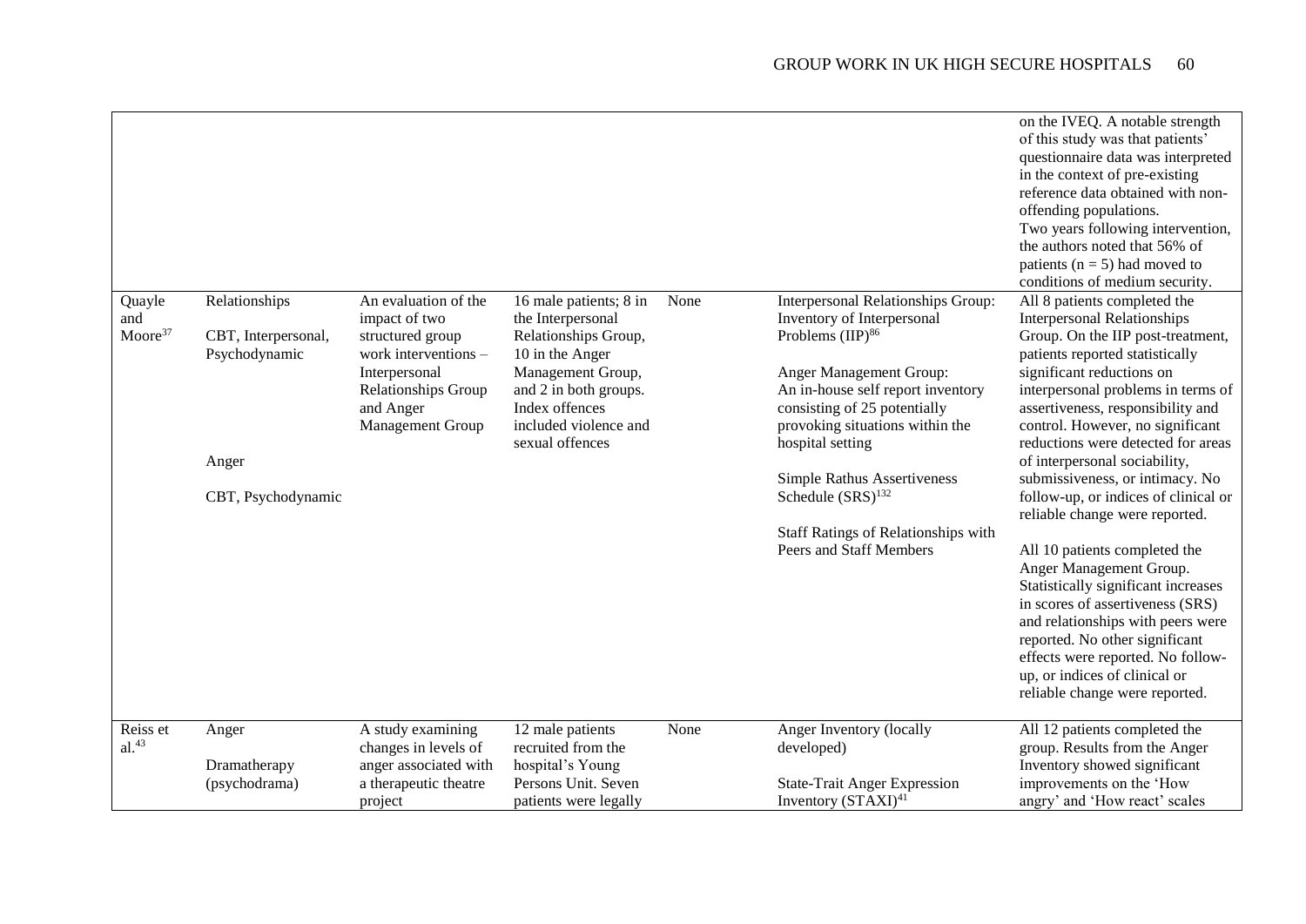| | | | | | | |
|---|---|---|---|---|---|---|
| | | | | | | on the IVEQ. A notable strength of this study was that patients' questionnaire data was interpreted in the context of pre-existing reference data obtained with non-offending populations. Two years following intervention, the authors noted that 56% of patients (n = 5) had moved to conditions of medium security. |
| Quayle and Moore[37] | Relationships<br><br>CBT, Interpersonal, Psychodynamic<br><br>Anger<br><br>CBT, Psychodynamic | An evaluation of the impact of two structured group work interventions – Interpersonal Relationships Group and Anger Management Group | 16 male patients; 8 in the Interpersonal Relationships Group, 10 in the Anger Management Group, and 2 in both groups. Index offences included violence and sexual offences | None | Interpersonal Relationships Group: Inventory of Interpersonal Problems (IIP)[86]<br><br>Anger Management Group: An in-house self report inventory consisting of 25 potentially provoking situations within the hospital setting<br><br>Simple Rathus Assertiveness Schedule (SRS)[132]<br><br>Staff Ratings of Relationships with Peers and Staff Members | All 8 patients completed the Interpersonal Relationships Group. On the IIP post-treatment, patients reported statistically significant reductions on interpersonal problems in terms of assertiveness, responsibility and control. However, no significant reductions were detected for areas of interpersonal sociability, submissiveness, or intimacy. No follow-up, or indices of clinical or reliable change were reported.<br><br>All 10 patients completed the Anger Management Group. Statistically significant increases in scores of assertiveness (SRS) and relationships with peers were reported. No other significant effects were reported. No follow-up, or indices of clinical or reliable change were reported. |
| Reiss et al.[43] | Anger<br><br>Dramatherapy (psychodrama) | A study examining changes in levels of anger associated with a therapeutic theatre project | 12 male patients recruited from the hospital's Young Persons Unit. Seven patients were legally | None | Anger Inventory (locally developed)<br><br>State-Trait Anger Expression Inventory (STAXI)[41] | All 12 patients completed the group. Results from the Anger Inventory showed significant improvements on the 'How angry' and 'How react' scales |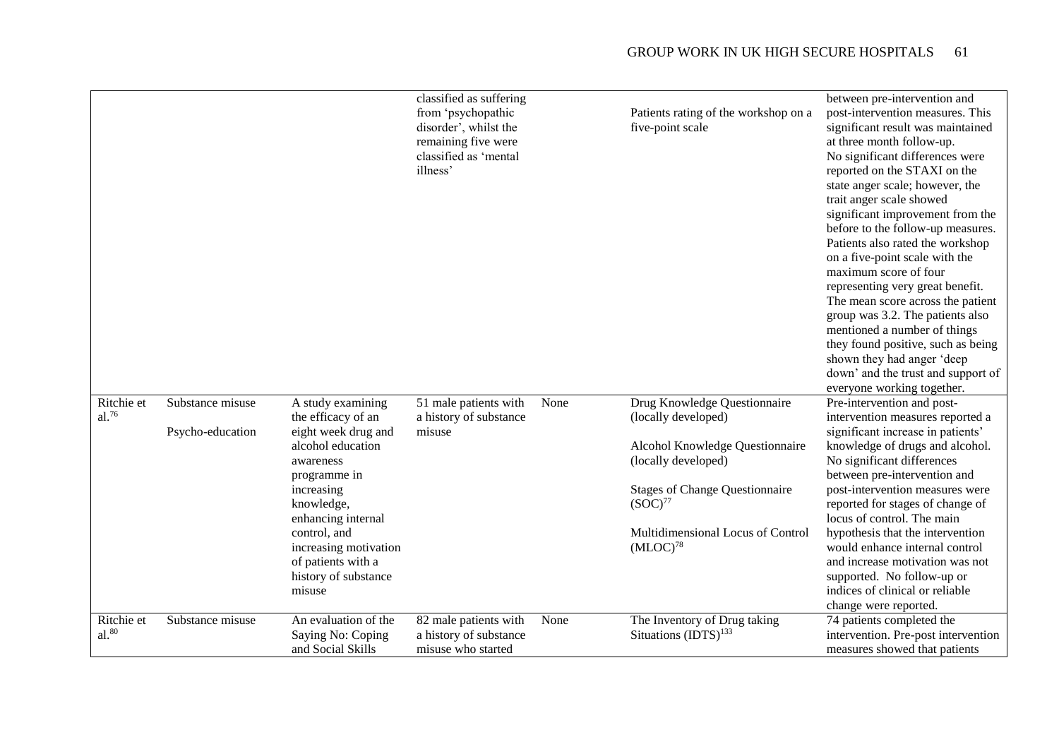| | | | | | | |
|---|---|---|---|---|---|---|
| | | | classified as suffering from 'psychopathic disorder', whilst the remaining five were classified as 'mental illness' | | Patients rating of the workshop on a five-point scale | between pre-intervention and post-intervention measures. This significant result was maintained at three month follow-up. No significant differences were reported on the STAXI on the state anger scale; however, the trait anger scale showed significant improvement from the before to the follow-up measures. Patients also rated the workshop on a five-point scale with the maximum score of four representing very great benefit. The mean score across the patient group was 3.2. The patients also mentioned a number of things they found positive, such as being shown they had anger 'deep down' and the trust and support of everyone working together. |
| Ritchie et al.[76] | Substance misuse<br><br>Psycho-education | A study examining the efficacy of an eight week drug and alcohol education awareness programme in increasing knowledge, enhancing internal control, and increasing motivation of patients with a history of substance misuse | 51 male patients with a history of substance misuse | None | Drug Knowledge Questionnaire (locally developed)<br><br>Alcohol Knowledge Questionnaire (locally developed)<br><br>Stages of Change Questionnaire (SOC)[77]<br><br>Multidimensional Locus of Control (MLOC)[78] | Pre-intervention and post-intervention measures reported a significant increase in patients' knowledge of drugs and alcohol. No significant differences between pre-intervention and post-intervention measures were reported for stages of change of locus of control. The main hypothesis that the intervention would enhance internal control and increase motivation was not supported. No follow-up or indices of clinical or reliable change were reported. |
| Ritchie et al.[80] | Substance misuse | An evaluation of the Saying No: Coping and Social Skills | 82 male patients with a history of substance misuse who started | None | The Inventory of Drug taking Situations (IDTS)[133] | 74 patients completed the intervention. Pre-post intervention measures showed that patients |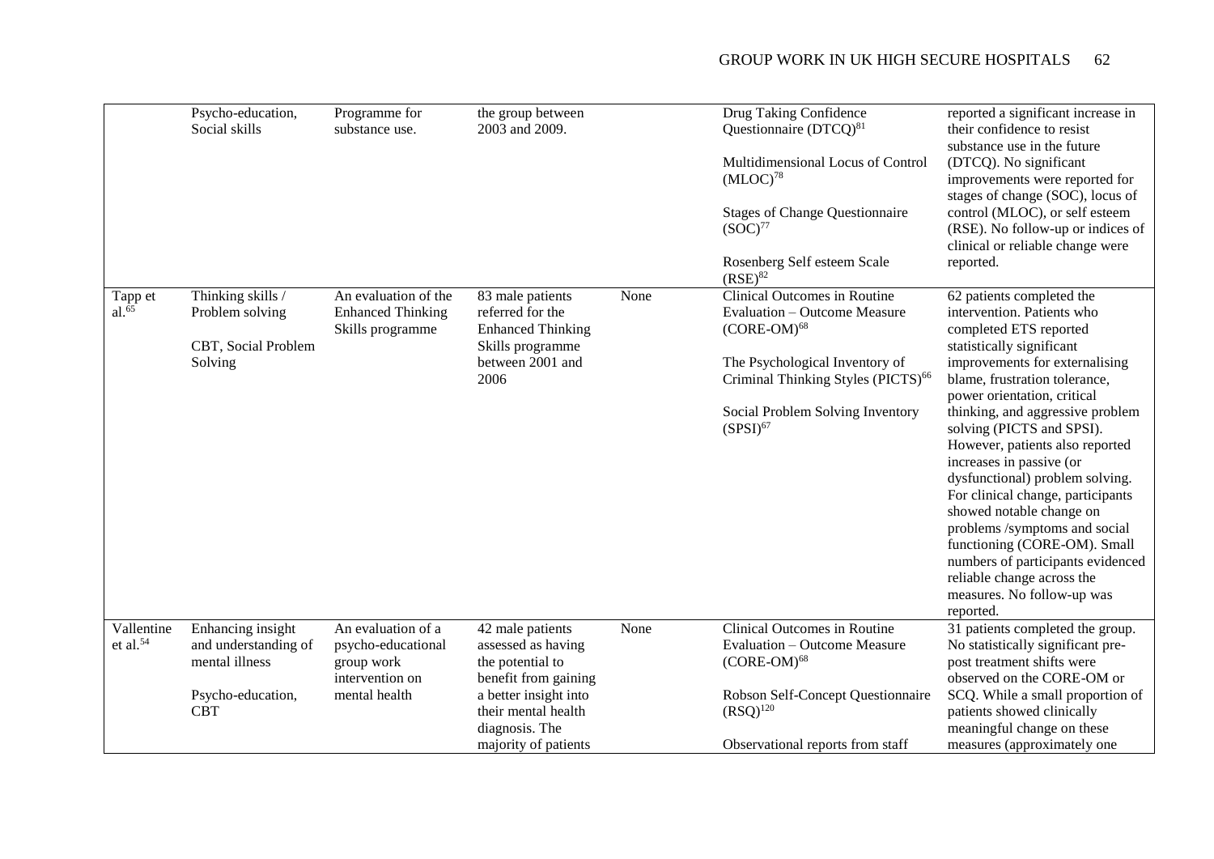| | Psycho-education, Social skills | Programme for substance use. | the group between 2003 and 2009. | | Drug Taking Confidence Questionnaire (DTCQ)[81]<br><br>Multidimensional Locus of Control (MLOC)[78]<br><br>Stages of Change Questionnaire (SOC)[77]<br><br>Rosenberg Self esteem Scale (RSE)[82] | reported a significant increase in their confidence to resist substance use in the future (DTCQ). No significant improvements were reported for stages of change (SOC), locus of control (MLOC), or self esteem (RSE). No follow-up or indices of clinical or reliable change were reported. |
|---|---|---|---|---|---|---|
| Tapp et al.[65] | Thinking skills / Problem solving<br><br>CBT, Social Problem Solving | An evaluation of the Enhanced Thinking Skills programme | 83 male patients referred for the Enhanced Thinking Skills programme between 2001 and 2006 | None | Clinical Outcomes in Routine Evaluation – Outcome Measure (CORE-OM)[68]<br><br>The Psychological Inventory of Criminal Thinking Styles (PICTS)[66]<br><br>Social Problem Solving Inventory (SPSI)[67] | 62 patients completed the intervention. Patients who completed ETS reported statistically significant improvements for externalising blame, frustration tolerance, power orientation, critical thinking, and aggressive problem solving (PICTS and SPSI). However, patients also reported increases in passive (or dysfunctional) problem solving. For clinical change, participants showed notable change on problems /symptoms and social functioning (CORE-OM). Small numbers of participants evidenced reliable change across the measures. No follow-up was reported. |
| Vallentine et al.[54] | Enhancing insight and understanding of mental illness<br><br>Psycho-education, CBT | An evaluation of a psycho-educational group work intervention on mental health | 42 male patients assessed as having the potential to benefit from gaining a better insight into their mental health diagnosis. The majority of patients | None | Clinical Outcomes in Routine Evaluation – Outcome Measure (CORE-OM)[68]<br><br>Robson Self-Concept Questionnaire (RSQ)[120]<br><br>Observational reports from staff | 31 patients completed the group. No statistically significant pre-post treatment shifts were observed on the CORE-OM or SCQ. While a small proportion of patients showed clinically meaningful change on these measures (approximately one |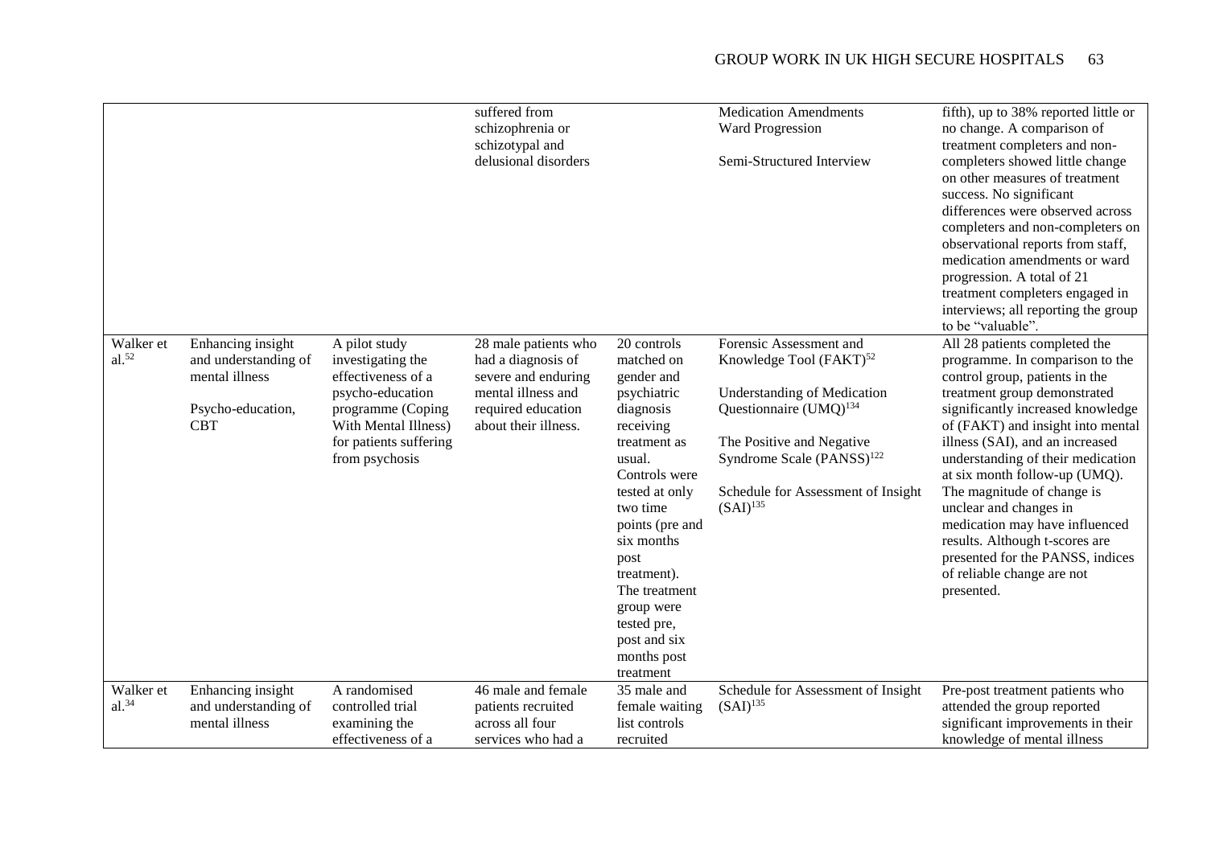| | | | | | | |
|---|---|---|---|---|---|---|
| | | | suffered from schizophrenia or schizotypal and delusional disorders | | Medication Amendments<br>Ward Progression<br><br>Semi-Structured Interview | fifth), up to 38% reported little or no change. A comparison of treatment completers and non-completers showed little change on other measures of treatment success. No significant differences were observed across completers and non-completers on observational reports from staff, medication amendments or ward progression. A total of 21 treatment completers engaged in interviews; all reporting the group to be "valuable". |
| Walker et al.[52] | Enhancing insight and understanding of mental illness<br><br>Psycho-education, CBT | A pilot study investigating the effectiveness of a psycho-education programme (Coping With Mental Illness) for patients suffering from psychosis | 28 male patients who had a diagnosis of severe and enduring mental illness and required education about their illness. | 20 controls matched on gender and psychiatric diagnosis receiving treatment as usual. Controls were tested at only two time points (pre and six months post treatment). The treatment group were tested pre, post and six months post treatment | Forensic Assessment and Knowledge Tool (FAKT)[52]<br><br>Understanding of Medication Questionnaire (UMQ)[134]<br><br>The Positive and Negative Syndrome Scale (PANSS)[122]<br><br>Schedule for Assessment of Insight (SAI)[135] | All 28 patients completed the programme. In comparison to the control group, patients in the treatment group demonstrated significantly increased knowledge of (FAKT) and insight into mental illness (SAI), and an increased understanding of their medication at six month follow-up (UMQ). The magnitude of change is unclear and changes in medication may have influenced results. Although t-scores are presented for the PANSS, indices of reliable change are not presented. |
| Walker et al.[34] | Enhancing insight and understanding of mental illness | A randomised controlled trial examining the effectiveness of a | 46 male and female patients recruited across all four services who had a | 35 male and female waiting list controls recruited | Schedule for Assessment of Insight (SAI)[135] | Pre-post treatment patients who attended the group reported significant improvements in their knowledge of mental illness |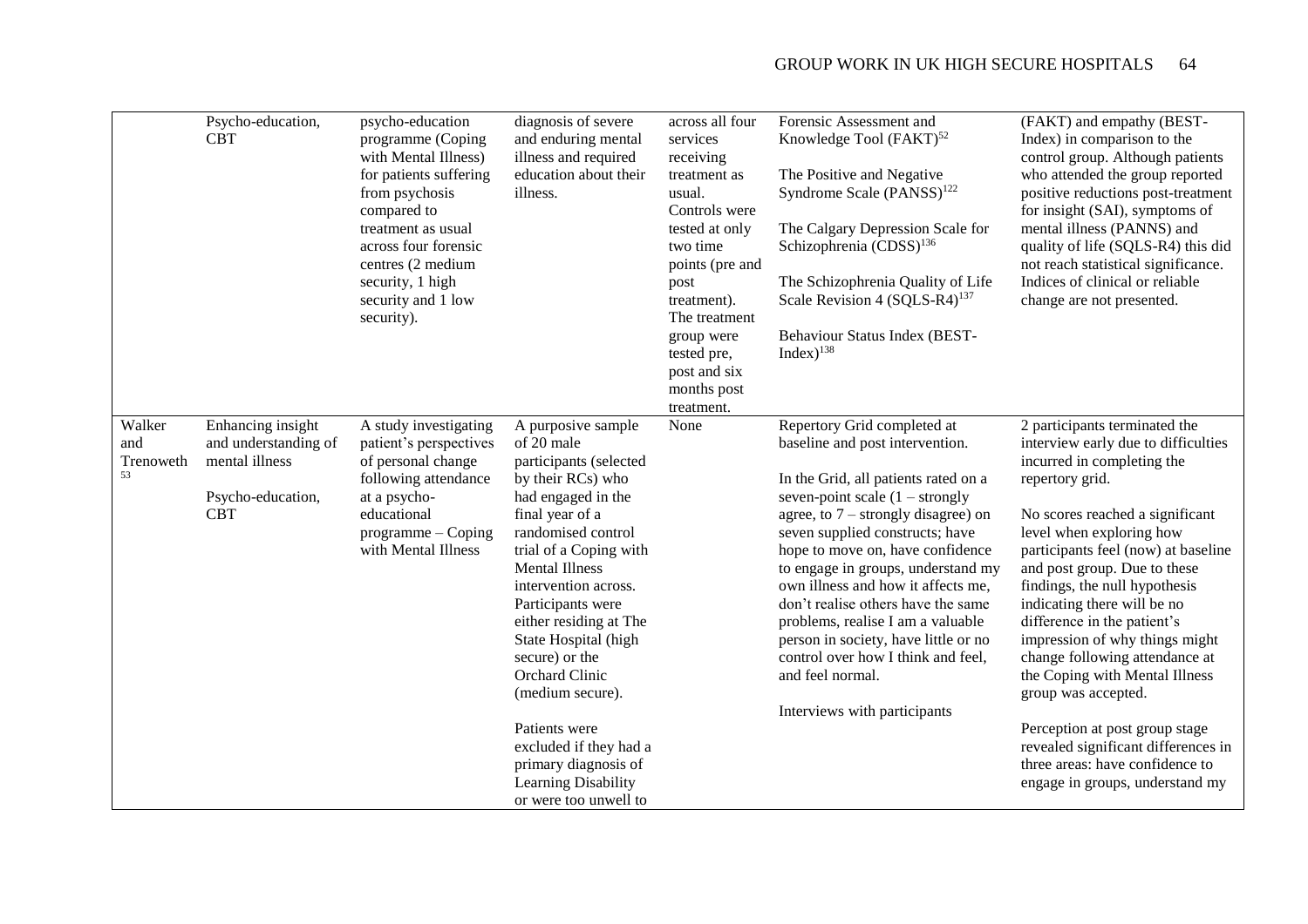| | | | | | | |
|---|---|---|---|---|---|---|
| | Psycho-education, CBT | psycho-education programme (Coping with Mental Illness) for patients suffering from psychosis compared to treatment as usual across four forensic centres (2 medium security, 1 high security and 1 low security). | diagnosis of severe and enduring mental illness and required education about their illness. | across all four services receiving treatment as usual. Controls were tested at only two time points (pre and post treatment). The treatment group were tested pre, post and six months post treatment. | Forensic Assessment and Knowledge Tool (FAKT)[52]<br><br>The Positive and Negative Syndrome Scale (PANSS)[122]<br><br>The Calgary Depression Scale for Schizophrenia (CDSS)[136]<br><br>The Schizophrenia Quality of Life Scale Revision 4 (SQLS-R4)[137]<br><br>Behaviour Status Index (BEST-Index)[138] | (FAKT) and empathy (BEST-Index) in comparison to the control group. Although patients who attended the group reported positive reductions post-treatment for insight (SAI), symptoms of mental illness (PANNS) and quality of life (SQLS-R4) this did not reach statistical significance. Indices of clinical or reliable change are not presented. |
| Walker and Trenoweth[53] | Enhancing insight and understanding of mental illness<br><br>Psycho-education, CBT | A study investigating patient's perspectives of personal change following attendance at a psycho-educational programme – Coping with Mental Illness | A purposive sample of 20 male participants (selected by their RCs) who had engaged in the final year of a randomised control trial of a Coping with Mental Illness intervention across. Participants were either residing at The State Hospital (high secure) or the Orchard Clinic (medium secure).<br><br>Patients were excluded if they had a primary diagnosis of Learning Disability or were too unwell to | None | Repertory Grid completed at baseline and post intervention.<br><br>In the Grid, all patients rated on a seven-point scale (1 – strongly agree, to 7 – strongly disagree) on seven supplied constructs; have hope to move on, have confidence to engage in groups, understand my own illness and how it affects me, don't realise others have the same problems, realise I am a valuable person in society, have little or no control over how I think and feel, and feel normal.<br><br>Interviews with participants | 2 participants terminated the interview early due to difficulties incurred in completing the repertory grid.<br><br>No scores reached a significant level when exploring how participants feel (now) at baseline and post group. Due to these findings, the null hypothesis indicating there will be no difference in the patient's impression of why things might change following attendance at the Coping with Mental Illness group was accepted.<br><br>Perception at post group stage revealed significant differences in three areas: have confidence to engage in groups, understand my |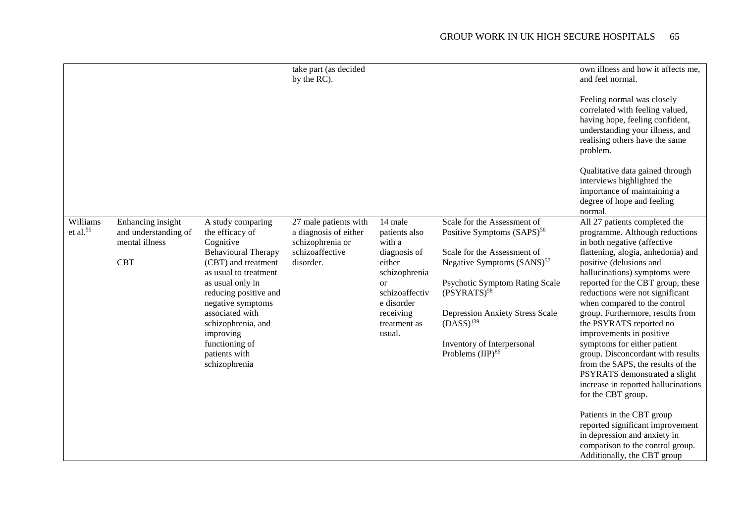| | | | | | | |
|---|---|---|---|---|---|---|
| | | | take part (as decided by the RC). | | | own illness and how it affects me, and feel normal.<br><br>Feeling normal was closely correlated with feeling valued, having hope, feeling confident, understanding your illness, and realising others have the same problem.<br><br>Qualitative data gained through interviews highlighted the importance of maintaining a degree of hope and feeling normal. |
| Williams et al.[55] | Enhancing insight and understanding of mental illness<br><br>CBT | A study comparing the efficacy of Cognitive Behavioural Therapy (CBT) and treatment as usual to treatment as usual only in reducing positive and negative symptoms associated with schizophrenia, and improving functioning of patients with schizophrenia | 27 male patients with a diagnosis of either schizophrenia or schizoaffective disorder. | 14 male patients also with a diagnosis of either schizophrenia or schizoaffective disorder receiving treatment as usual. | Scale for the Assessment of Positive Symptoms (SAPS)[56]<br><br>Scale for the Assessment of Negative Symptoms (SANS)[57]<br><br>Psychotic Symptom Rating Scale (PSYRATS)[58]<br><br>Depression Anxiety Stress Scale (DASS)[139]<br><br>Inventory of Interpersonal Problems (IIP)[86] | All 27 patients completed the programme. Although reductions in both negative (affective flattening, alogia, anhedonia) and positive (delusions and hallucinations) symptoms were reported for the CBT group, these reductions were not significant when compared to the control group. Furthermore, results from the PSYRATS reported no improvements in positive symptoms for either patient group. Disconcordant with results from the SAPS, the results of the PSYRATS demonstrated a slight increase in reported hallucinations for the CBT group.<br><br>Patients in the CBT group reported significant improvement in depression and anxiety in comparison to the control group. Additionally, the CBT group |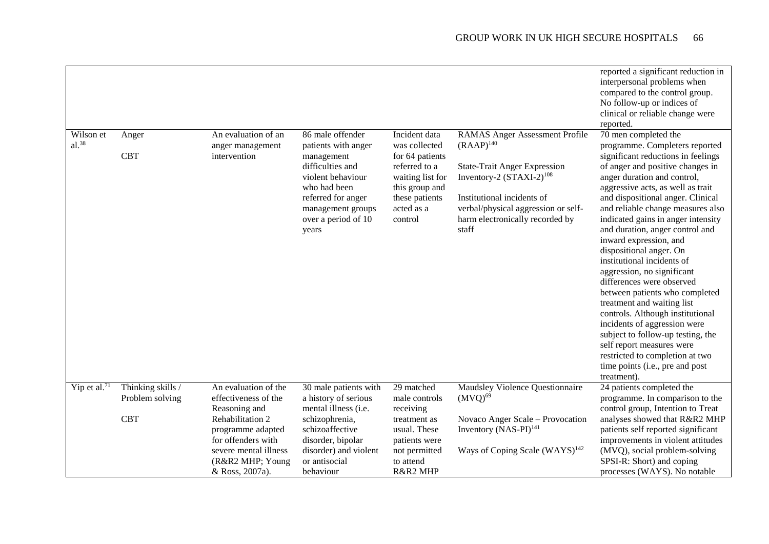| | | | | | | |
|---|---|---|---|---|---|---|
| | | | | | | reported a significant reduction in interpersonal problems when compared to the control group. No follow-up or indices of clinical or reliable change were reported. |
| Wilson et al.[38] | Anger<br><br>CBT | An evaluation of an anger management intervention | 86 male offender patients with anger management difficulties and violent behaviour who had been referred for anger management groups over a period of 10 years | Incident data was collected for 64 patients referred to a waiting list for this group and these patients acted as a control | RAMAS Anger Assessment Profile (RAAP)[140]<br><br>State-Trait Anger Expression Inventory-2 (STAXI-2)[108]<br><br>Institutional incidents of verbal/physical aggression or self-harm electronically recorded by staff | 70 men completed the programme. Completers reported significant reductions in feelings of anger and positive changes in anger duration and control, aggressive acts, as well as trait and dispositional anger. Clinical and reliable change measures also indicated gains in anger intensity and duration, anger control and inward expression, and dispositional anger. On institutional incidents of aggression, no significant differences were observed between patients who completed treatment and waiting list controls. Although institutional incidents of aggression were subject to follow-up testing, the self report measures were restricted to completion at two time points (i.e., pre and post treatment). |
| Yip et al.[71] | Thinking skills / Problem solving<br><br>CBT | An evaluation of the effectiveness of the Reasoning and Rehabilitation 2 programme adapted for offenders with severe mental illness (R&R2 MHP; Young & Ross, 2007a). | 30 male patients with a history of serious mental illness (i.e. schizophrenia, schizoaffective disorder, bipolar disorder) and violent or antisocial behaviour | 29 matched male controls receiving treatment as usual. These patients were not permitted to attend R&R2 MHP | Maudsley Violence Questionnaire (MVQ)[69]<br><br>Novaco Anger Scale – Provocation Inventory (NAS-PI)[141]<br><br>Ways of Coping Scale (WAYS)[142] | 24 patients completed the programme. In comparison to the control group, Intention to Treat analyses showed that R&R2 MHP patients self reported significant improvements in violent attitudes (MVQ), social problem-solving SPSI-R: Short) and coping processes (WAYS). No notable |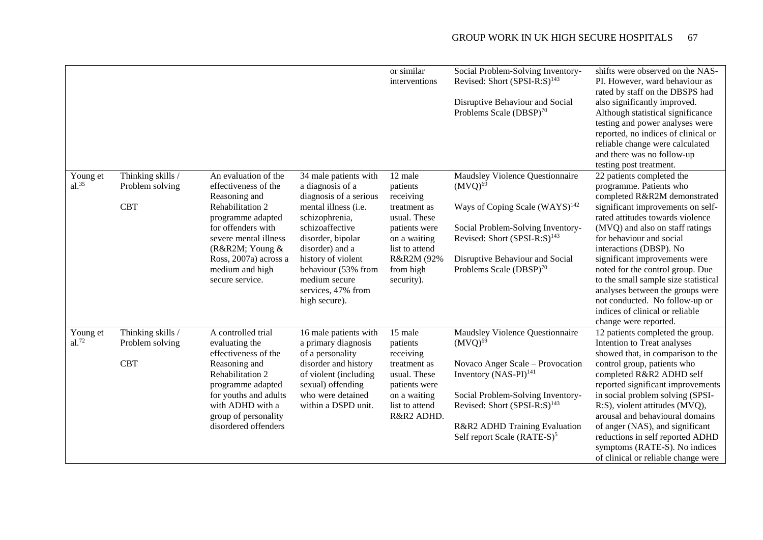|  |  |  |  |  |  |  |
|---|---|---|---|---|---|---|
|  |  |  |  | or similar interventions | Social Problem-Solving Inventory-Revised: Short (SPSI-R:S)[143]<br><br>Disruptive Behaviour and Social Problems Scale (DBSP)[70] | shifts were observed on the NAS-PI. However, ward behaviour as rated by staff on the DBSPS had also significantly improved. Although statistical significance testing and power analyses were reported, no indices of clinical or reliable change were calculated and there was no follow-up testing post treatment. |
| Young et al.[35] | Thinking skills / Problem solving<br><br>CBT | An evaluation of the effectiveness of the Reasoning and Rehabilitation 2 programme adapted for offenders with severe mental illness (R&R2M; Young & Ross, 2007a) across a medium and high secure service. | 34 male patients with a diagnosis of a diagnosis of a serious mental illness (i.e. schizophrenia, schizoaffective disorder, bipolar disorder) and a history of violent behaviour (53% from medium secure services, 47% from high secure). | 12 male patients receiving treatment as usual. These patients were on a waiting list to attend R&R2M (92% from high security). | Maudsley Violence Questionnaire (MVQ)[69]<br><br>Ways of Coping Scale (WAYS)[142]<br><br>Social Problem-Solving Inventory-Revised: Short (SPSI-R:S)[143]<br><br>Disruptive Behaviour and Social Problems Scale (DBSP)[70] | 22 patients completed the programme. Patients who completed R&R2M demonstrated significant improvements on self-rated attitudes towards violence (MVQ) and also on staff ratings for behaviour and social interactions (DBSP). No significant improvements were noted for the control group. Due to the small sample size statistical analyses between the groups were not conducted. No follow-up or indices of clinical or reliable change were reported. |
| Young et al.[72] | Thinking skills / Problem solving<br><br>CBT | A controlled trial evaluating the effectiveness of the Reasoning and Rehabilitation 2 programme adapted for youths and adults with ADHD with a group of personality disordered offenders | 16 male patients with a primary diagnosis of a personality disorder and history of violent (including sexual) offending who were detained within a DSPD unit. | 15 male patients receiving treatment as usual. These patients were on a waiting list to attend R&R2 ADHD. | Maudsley Violence Questionnaire (MVQ)[69]<br><br>Novaco Anger Scale – Provocation Inventory (NAS-PI)[141]<br><br>Social Problem-Solving Inventory-Revised: Short (SPSI-R:S)[143]<br><br>R&R2 ADHD Training Evaluation Self report Scale (RATE-S)[5] | 12 patients completed the group. Intention to Treat analyses showed that, in comparison to the control group, patients who completed R&R2 ADHD self reported significant improvements in social problem solving (SPSI-R:S), violent attitudes (MVQ), arousal and behavioural domains of anger (NAS), and significant reductions in self reported ADHD symptoms (RATE-S). No indices of clinical or reliable change were |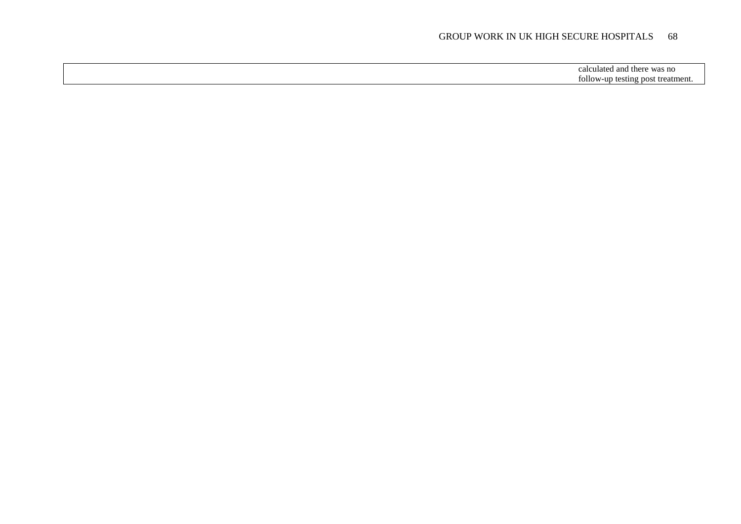| | |
|---|---|
| | calculated and there was no follow-up testing post treatment. |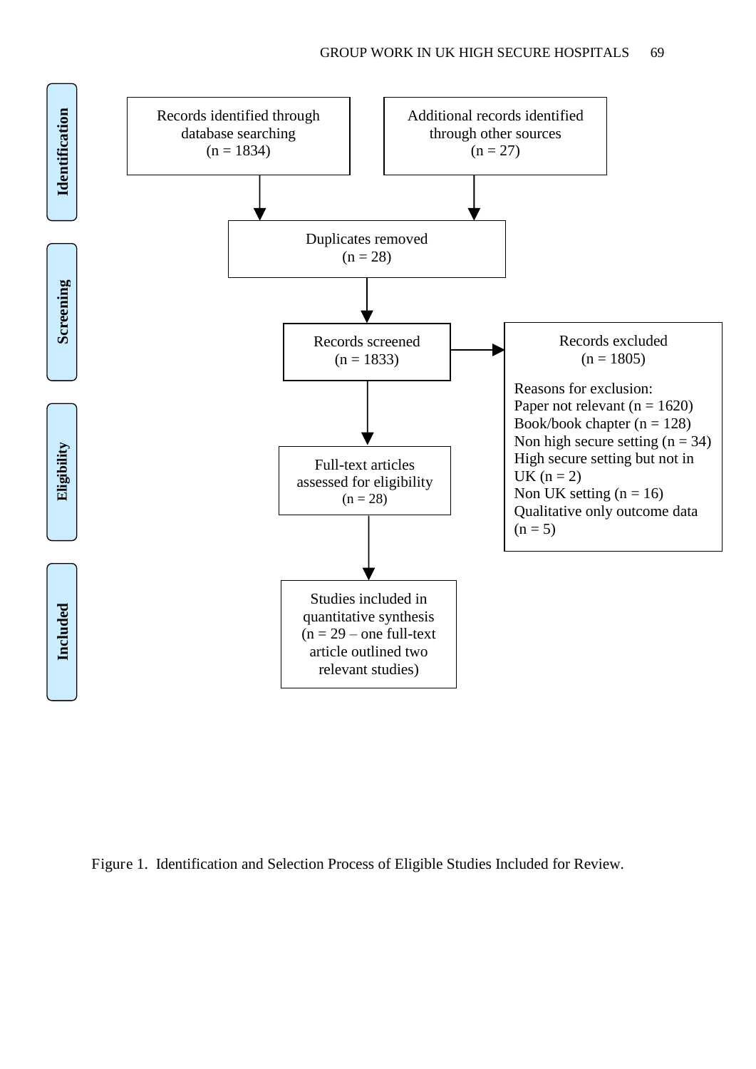**Identification**

Records identified through database searching
(n = 1834)

Additional records identified through other sources
(n = 27)

Duplicates removed
(n = 28)

**Screening**

Records screened
(n = 1833)

Records excluded
(n = 1805)

Reasons for exclusion:
Paper not relevant (n = 1620)
Book/book chapter (n = 128)
Non high secure setting (n = 34)
High secure setting but not in UK (n = 2)
Non UK setting (n = 16)
Qualitative only outcome data (n = 5)

**Eligibility**

Full-text articles assessed for eligibility
(n = 28)

**Included**

Studies included in quantitative synthesis
(n = 29 – one full-text article outlined two relevant studies)

Figure 1. Identification and Selection Process of Eligible Studies Included for Review.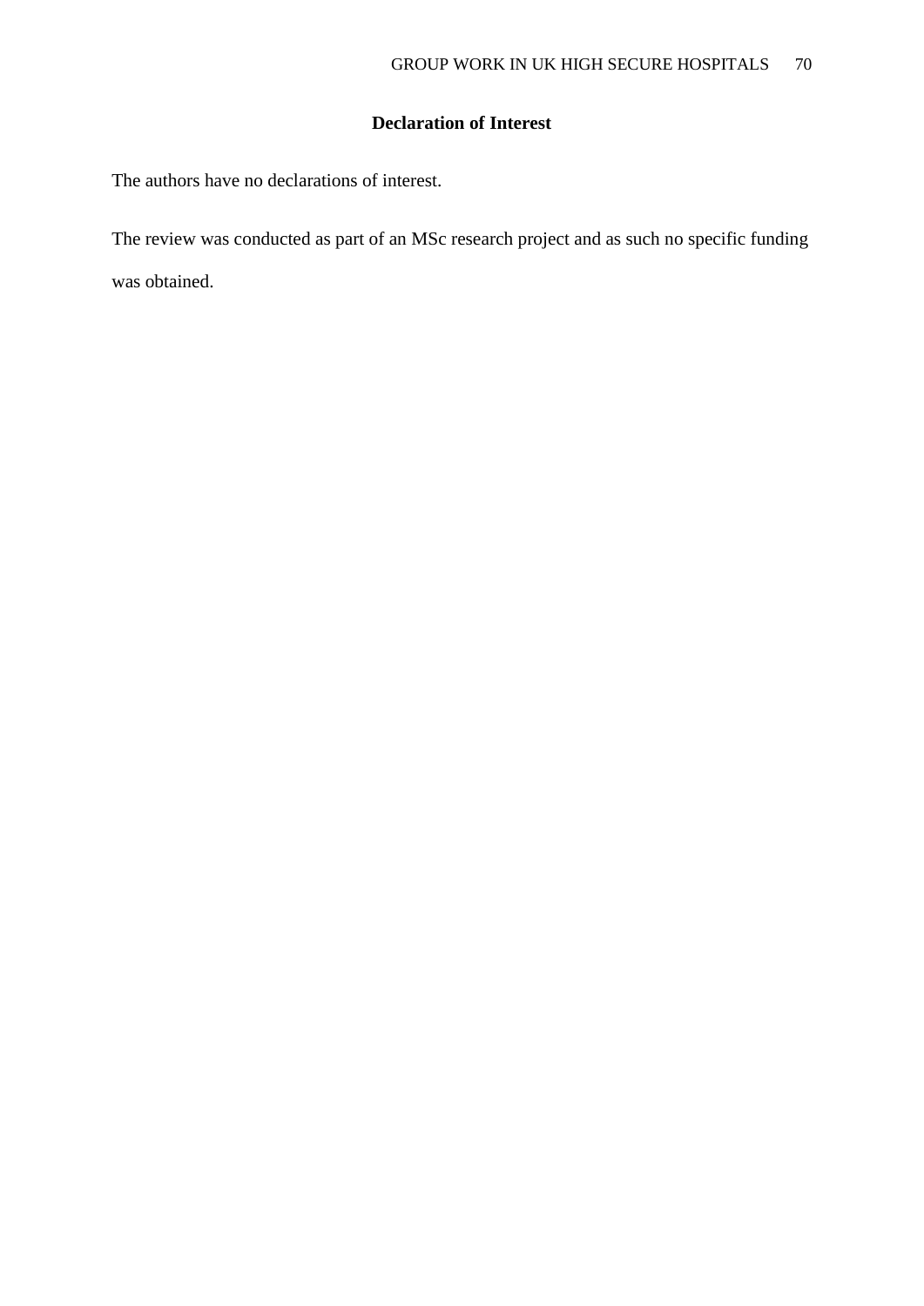## Declaration of Interest

The authors have no declarations of interest.

The review was conducted as part of an MSc research project and as such no specific funding was obtained.